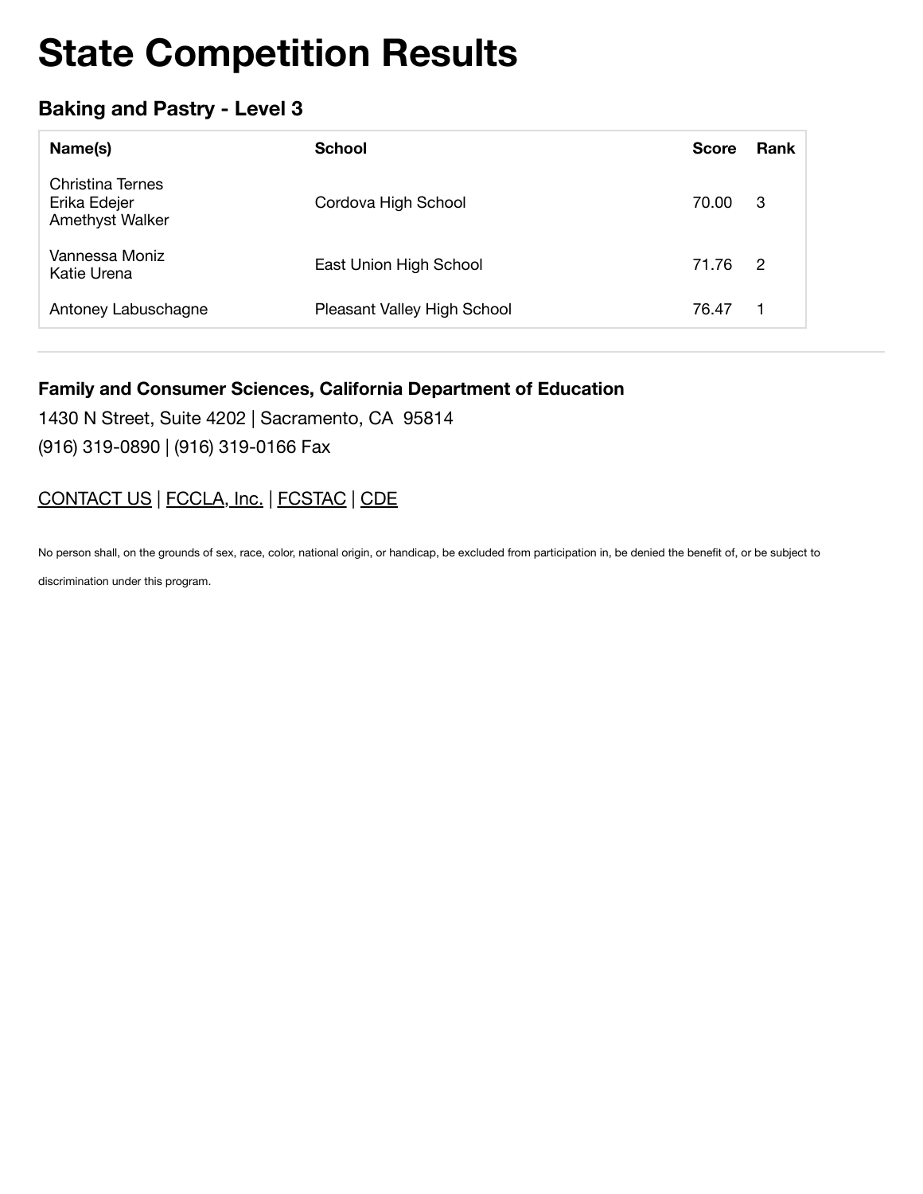# State Competition Results

### Baking and Pastry - Level 3

| Name(s) | School | Score | Rank |
|---|---|---|---|
| Christina Ternes<br>Erika Edejer<br>Amethyst Walker | Cordova High School | 70.00 | 3 |
| Vannessa Moniz<br>Katie Urena | East Union High School | 71.76 | 2 |
| Antoney Labuschagne | Pleasant Valley High School | 76.47 | 1 |

---

**Family and Consumer Sciences, California Department of Education**

1430 N Street, Suite 4202 | Sacramento, CA 95814

(916) 319-0890 | (916) 319-0166 Fax

CONTACT US | FCCLA, Inc. | FCSTAC | CDE

No person shall, on the grounds of sex, race, color, national origin, or handicap, be excluded from participation in, be denied the benefit of, or be subject to discrimination under this program.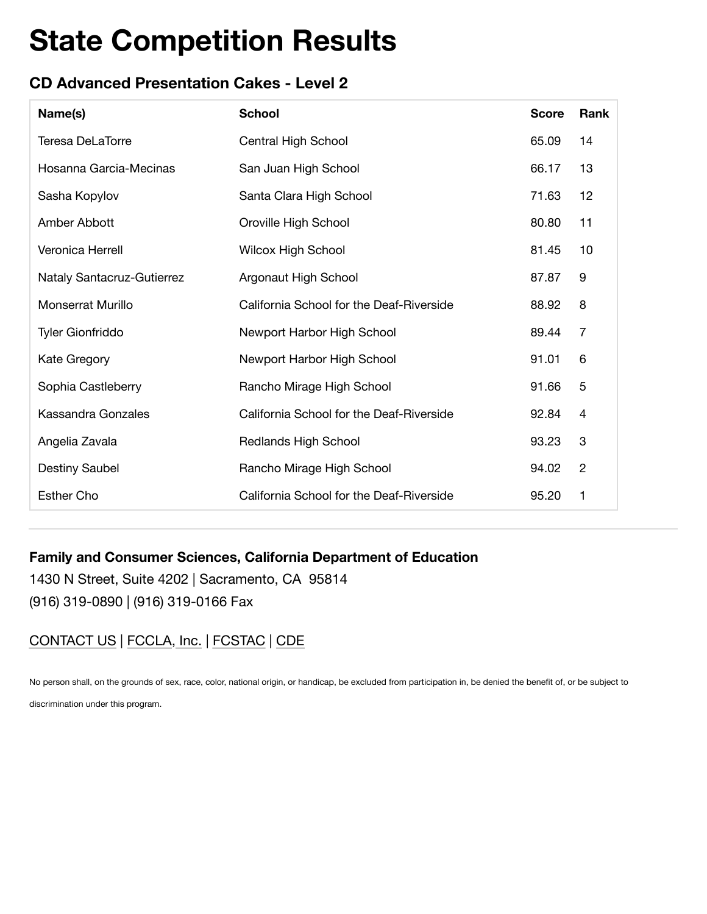# State Competition Results

## CD Advanced Presentation Cakes - Level 2

| Name(s) | School | Score | Rank |
|---|---|---|---|
| Teresa DeLaTorre | Central High School | 65.09 | 14 |
| Hosanna Garcia-Mecinas | San Juan High School | 66.17 | 13 |
| Sasha Kopylov | Santa Clara High School | 71.63 | 12 |
| Amber Abbott | Oroville High School | 80.80 | 11 |
| Veronica Herrell | Wilcox High School | 81.45 | 10 |
| Nataly Santacruz-Gutierrez | Argonaut High School | 87.87 | 9 |
| Monserrat Murillo | California School for the Deaf-Riverside | 88.92 | 8 |
| Tyler Gionfriddo | Newport Harbor High School | 89.44 | 7 |
| Kate Gregory | Newport Harbor High School | 91.01 | 6 |
| Sophia Castleberry | Rancho Mirage High School | 91.66 | 5 |
| Kassandra Gonzales | California School for the Deaf-Riverside | 92.84 | 4 |
| Angelia Zavala | Redlands High School | 93.23 | 3 |
| Destiny Saubel | Rancho Mirage High School | 94.02 | 2 |
| Esther Cho | California School for the Deaf-Riverside | 95.20 | 1 |

---

**Family and Consumer Sciences, California Department of Education**

1430 N Street, Suite 4202 | Sacramento, CA 95814

(916) 319-0890 | (916) 319-0166 Fax

CONTACT US | FCCLA, Inc. | FCSTAC | CDE

No person shall, on the grounds of sex, race, color, national origin, or handicap, be excluded from participation in, be denied the benefit of, or be subject to discrimination under this program.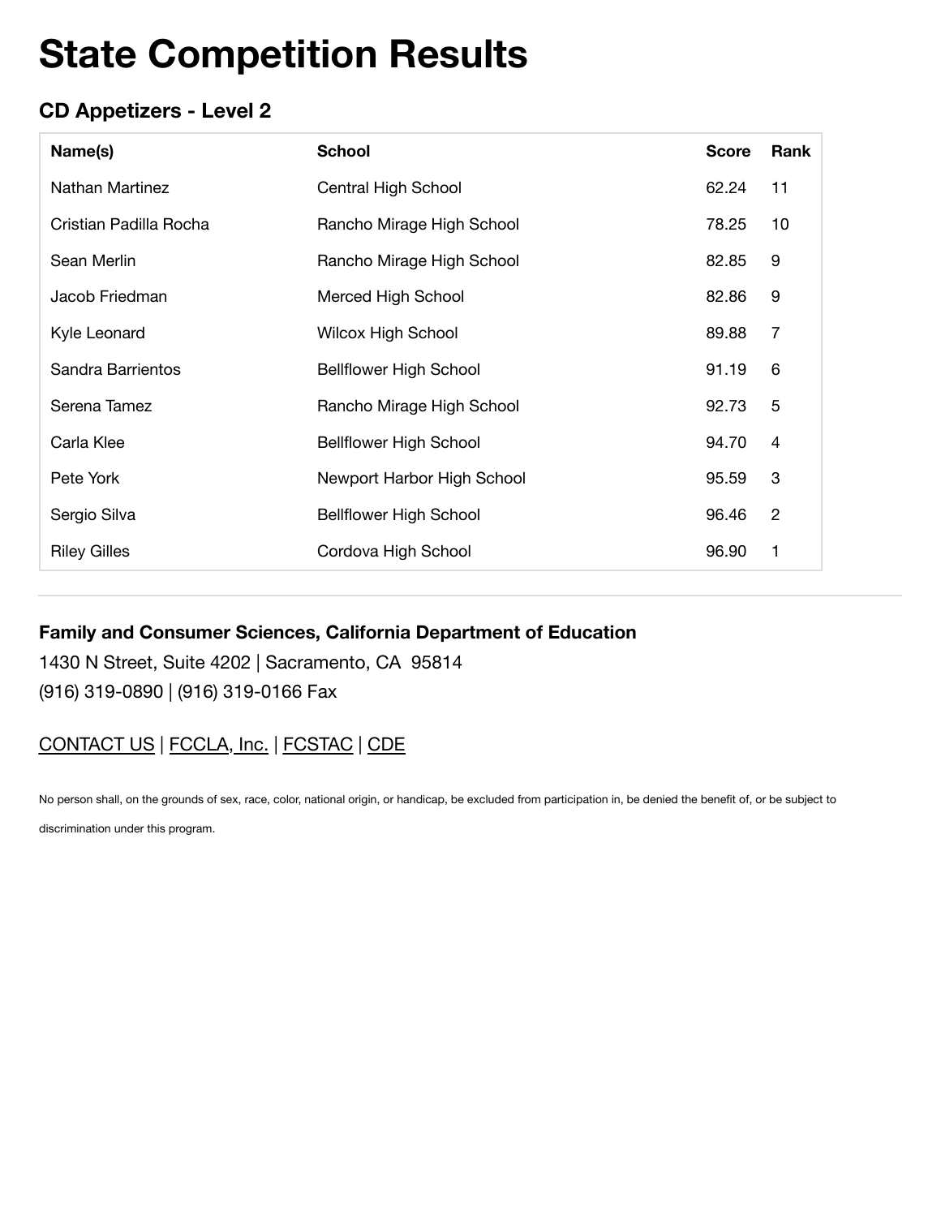# State Competition Results

## CD Appetizers - Level 2

| Name(s) | School | Score | Rank |
|---|---|---|---|
| Nathan Martinez | Central High School | 62.24 | 11 |
| Cristian Padilla Rocha | Rancho Mirage High School | 78.25 | 10 |
| Sean Merlin | Rancho Mirage High School | 82.85 | 9 |
| Jacob Friedman | Merced High School | 82.86 | 9 |
| Kyle Leonard | Wilcox High School | 89.88 | 7 |
| Sandra Barrientos | Bellflower High School | 91.19 | 6 |
| Serena Tamez | Rancho Mirage High School | 92.73 | 5 |
| Carla Klee | Bellflower High School | 94.70 | 4 |
| Pete York | Newport Harbor High School | 95.59 | 3 |
| Sergio Silva | Bellflower High School | 96.46 | 2 |
| Riley Gilles | Cordova High School | 96.90 | 1 |

---

**Family and Consumer Sciences, California Department of Education**

1430 N Street, Suite 4202 | Sacramento, CA 95814

(916) 319-0890 | (916) 319-0166 Fax

CONTACT US | FCCLA, Inc. | FCSTAC | CDE

No person shall, on the grounds of sex, race, color, national origin, or handicap, be excluded from participation in, be denied the benefit of, or be subject to discrimination under this program.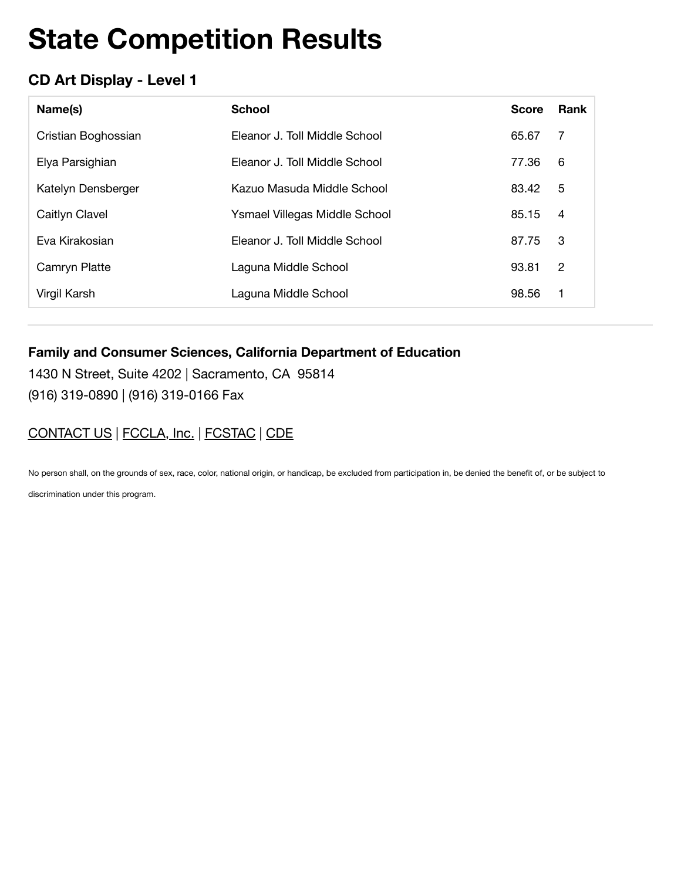# State Competition Results

## CD Art Display - Level 1

| Name(s) | School | Score | Rank |
|---|---|---|---|
| Cristian Boghossian | Eleanor J. Toll Middle School | 65.67 | 7 |
| Elya Parsighian | Eleanor J. Toll Middle School | 77.36 | 6 |
| Katelyn Densberger | Kazuo Masuda Middle School | 83.42 | 5 |
| Caitlyn Clavel | Ysmael Villegas Middle School | 85.15 | 4 |
| Eva Kirakosian | Eleanor J. Toll Middle School | 87.75 | 3 |
| Camryn Platte | Laguna Middle School | 93.81 | 2 |
| Virgil Karsh | Laguna Middle School | 98.56 | 1 |

---

**Family and Consumer Sciences, California Department of Education**

1430 N Street, Suite 4202 | Sacramento, CA 95814

(916) 319-0890 | (916) 319-0166 Fax

CONTACT US | FCCLA, Inc. | FCSTAC | CDE

No person shall, on the grounds of sex, race, color, national origin, or handicap, be excluded from participation in, be denied the benefit of, or be subject to discrimination under this program.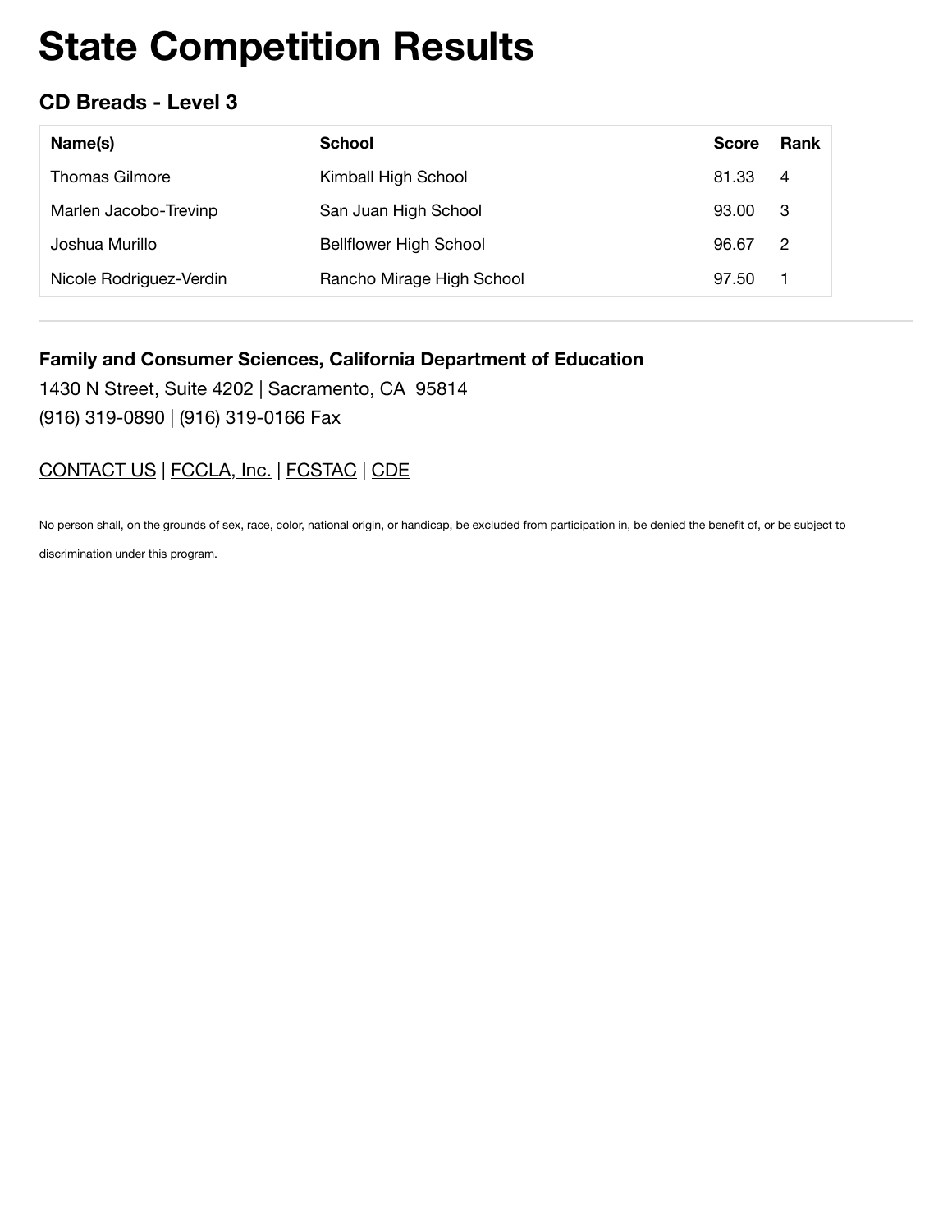# State Competition Results

## CD Breads - Level 3

| Name(s) | School | Score | Rank |
|---|---|---|---|
| Thomas Gilmore | Kimball High School | 81.33 | 4 |
| Marlen Jacobo-Trevinp | San Juan High School | 93.00 | 3 |
| Joshua Murillo | Bellflower High School | 96.67 | 2 |
| Nicole Rodriguez-Verdin | Rancho Mirage High School | 97.50 | 1 |

---

**Family and Consumer Sciences, California Department of Education**

1430 N Street, Suite 4202 | Sacramento, CA  95814

(916) 319-0890 | (916) 319-0166 Fax

CONTACT US | FCCLA, Inc. | FCSTAC | CDE

No person shall, on the grounds of sex, race, color, national origin, or handicap, be excluded from participation in, be denied the benefit of, or be subject to discrimination under this program.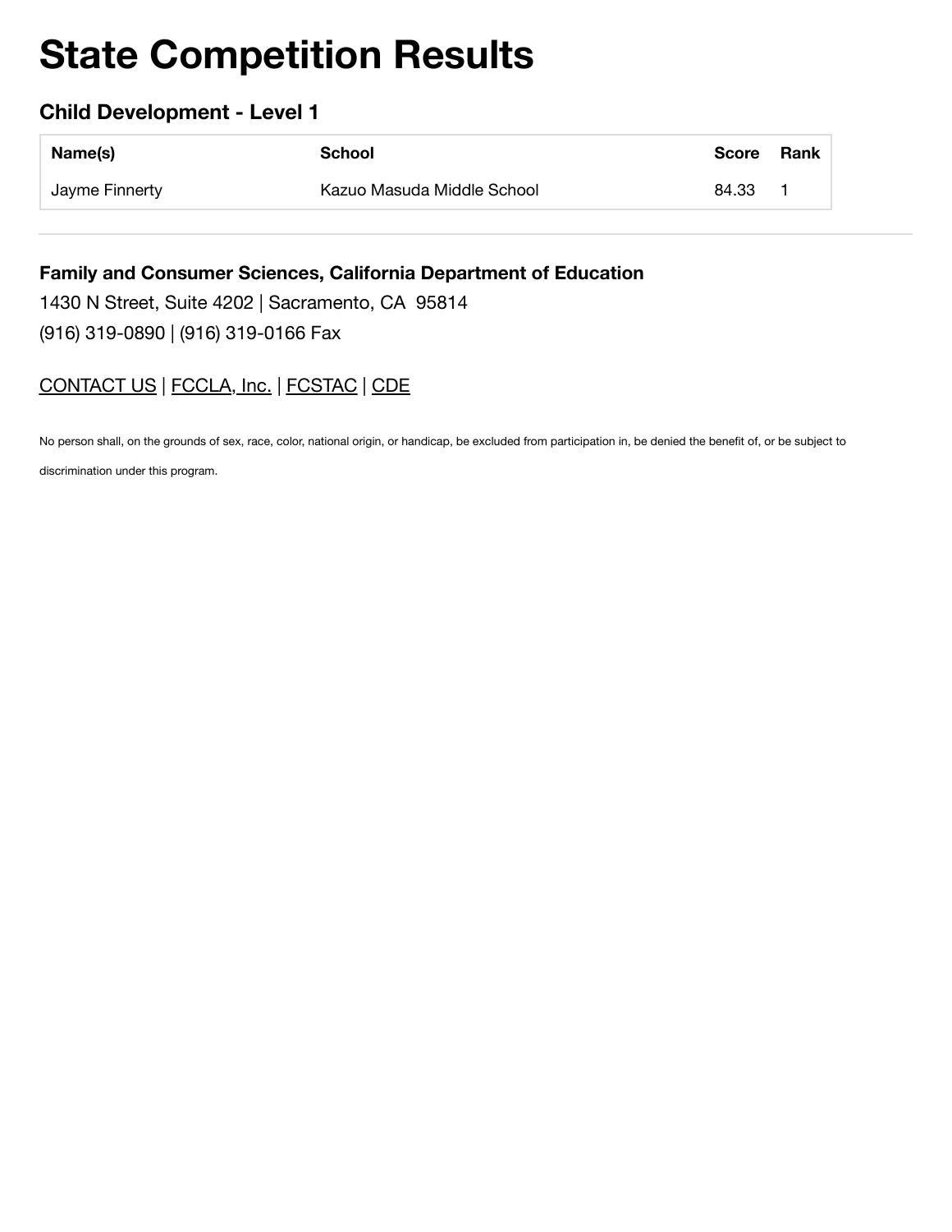# State Competition Results

### Child Development - Level 1

| Name(s) | School | Score | Rank |
|---|---|---|---|
| Jayme Finnerty | Kazuo Masuda Middle School | 84.33 | 1 |

---

**Family and Consumer Sciences, California Department of Education**

1430 N Street, Suite 4202 | Sacramento, CA 95814

(916) 319-0890 | (916) 319-0166 Fax

CONTACT US | FCCLA, Inc. | FCSTAC | CDE

No person shall, on the grounds of sex, race, color, national origin, or handicap, be excluded from participation in, be denied the benefit of, or be subject to discrimination under this program.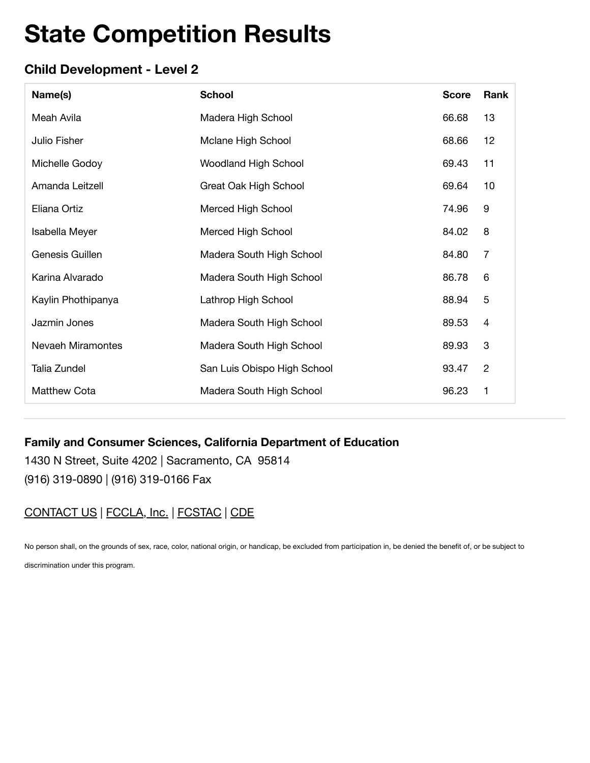# State Competition Results

### Child Development - Level 2

| Name(s) | School | Score | Rank |
|---|---|---|---|
| Meah Avila | Madera High School | 66.68 | 13 |
| Julio Fisher | Mclane High School | 68.66 | 12 |
| Michelle Godoy | Woodland High School | 69.43 | 11 |
| Amanda Leitzell | Great Oak High School | 69.64 | 10 |
| Eliana Ortiz | Merced High School | 74.96 | 9 |
| Isabella Meyer | Merced High School | 84.02 | 8 |
| Genesis Guillen | Madera South High School | 84.80 | 7 |
| Karina Alvarado | Madera South High School | 86.78 | 6 |
| Kaylin Phothipanya | Lathrop High School | 88.94 | 5 |
| Jazmin Jones | Madera South High School | 89.53 | 4 |
| Nevaeh Miramontes | Madera South High School | 89.93 | 3 |
| Talia Zundel | San Luis Obispo High School | 93.47 | 2 |
| Matthew Cota | Madera South High School | 96.23 | 1 |

---

**Family and Consumer Sciences, California Department of Education**

1430 N Street, Suite 4202 | Sacramento, CA 95814

(916) 319-0890 | (916) 319-0166 Fax

CONTACT US | FCCLA, Inc. | FCSTAC | CDE

No person shall, on the grounds of sex, race, color, national origin, or handicap, be excluded from participation in, be denied the benefit of, or be subject to discrimination under this program.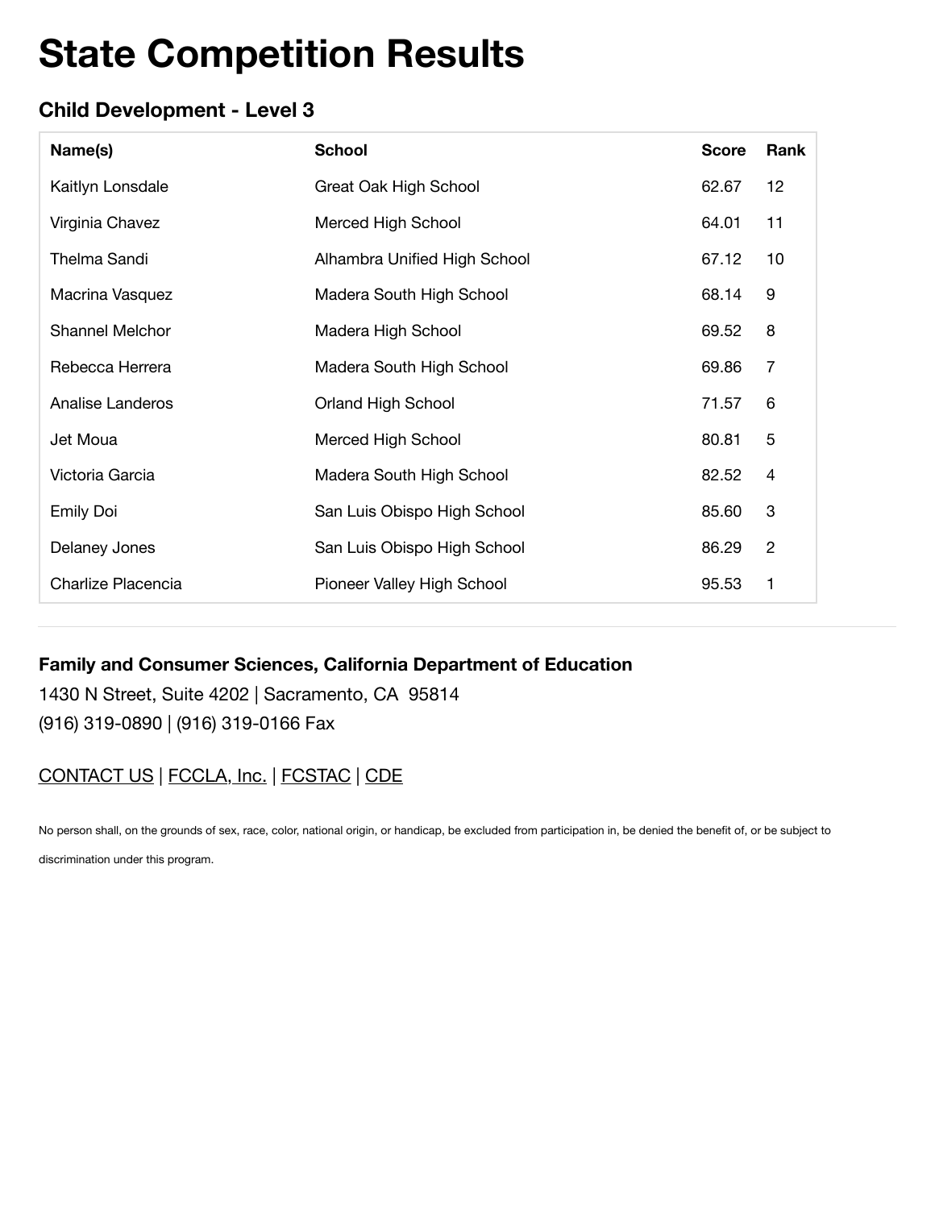# State Competition Results

## Child Development - Level 3

| Name(s) | School | Score | Rank |
|---|---|---|---|
| Kaitlyn Lonsdale | Great Oak High School | 62.67 | 12 |
| Virginia Chavez | Merced High School | 64.01 | 11 |
| Thelma Sandi | Alhambra Unified High School | 67.12 | 10 |
| Macrina Vasquez | Madera South High School | 68.14 | 9 |
| Shannel Melchor | Madera High School | 69.52 | 8 |
| Rebecca Herrera | Madera South High School | 69.86 | 7 |
| Analise Landeros | Orland High School | 71.57 | 6 |
| Jet Moua | Merced High School | 80.81 | 5 |
| Victoria Garcia | Madera South High School | 82.52 | 4 |
| Emily Doi | San Luis Obispo High School | 85.60 | 3 |
| Delaney Jones | San Luis Obispo High School | 86.29 | 2 |
| Charlize Placencia | Pioneer Valley High School | 95.53 | 1 |

---

**Family and Consumer Sciences, California Department of Education**

1430 N Street, Suite 4202 | Sacramento, CA 95814

(916) 319-0890 | (916) 319-0166 Fax

CONTACT US | FCCLA, Inc. | FCSTAC | CDE

No person shall, on the grounds of sex, race, color, national origin, or handicap, be excluded from participation in, be denied the benefit of, or be subject to discrimination under this program.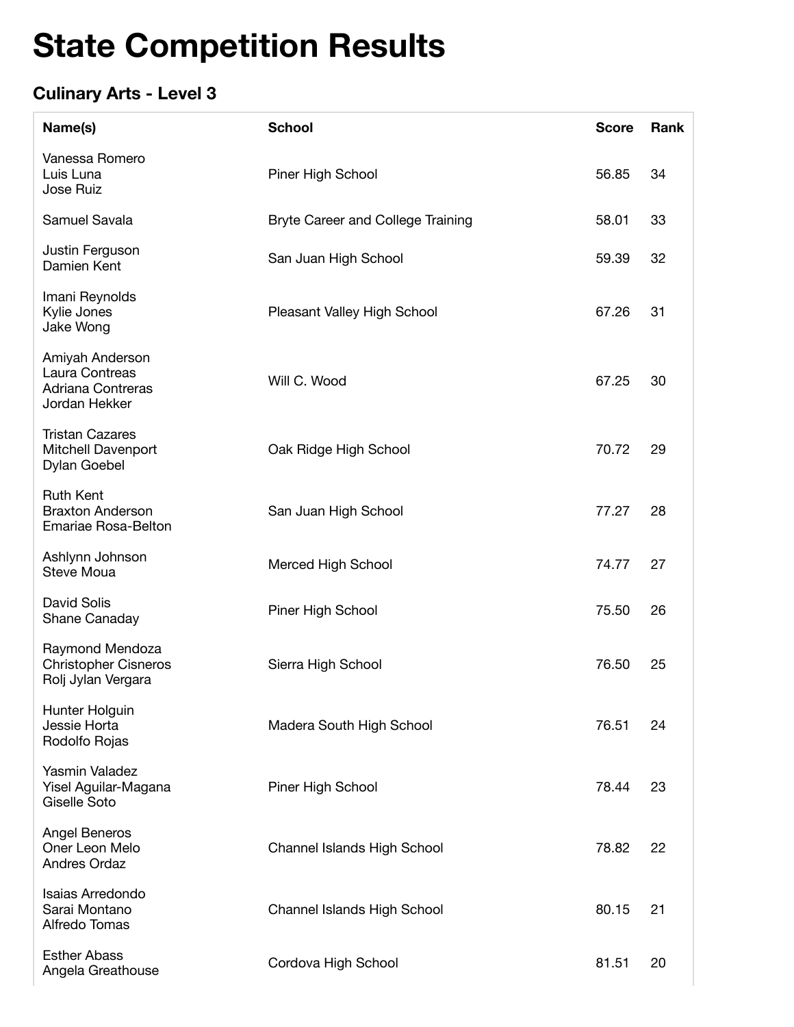# State Competition Results

### Culinary Arts - Level 3

| Name(s) | School | Score | Rank |
|---|---|---|---|
| Vanessa Romero<br>Luis Luna<br>Jose Ruiz | Piner High School | 56.85 | 34 |
| Samuel Savala | Bryte Career and College Training | 58.01 | 33 |
| Justin Ferguson<br>Damien Kent | San Juan High School | 59.39 | 32 |
| Imani Reynolds<br>Kylie Jones<br>Jake Wong | Pleasant Valley High School | 67.26 | 31 |
| Amiyah Anderson<br>Laura Contreas<br>Adriana Contreras<br>Jordan Hekker | Will C. Wood | 67.25 | 30 |
| Tristan Cazares<br>Mitchell Davenport<br>Dylan Goebel | Oak Ridge High School | 70.72 | 29 |
| Ruth Kent<br>Braxton Anderson<br>Emariae Rosa-Belton | San Juan High School | 77.27 | 28 |
| Ashlynn Johnson<br>Steve Moua | Merced High School | 74.77 | 27 |
| David Solis<br>Shane Canaday | Piner High School | 75.50 | 26 |
| Raymond Mendoza<br>Christopher Cisneros<br>Rolj Jylan Vergara | Sierra High School | 76.50 | 25 |
| Hunter Holguin<br>Jessie Horta<br>Rodolfo Rojas | Madera South High School | 76.51 | 24 |
| Yasmin Valadez<br>Yisel Aguilar-Magana<br>Giselle Soto | Piner High School | 78.44 | 23 |
| Angel Beneros<br>Oner Leon Melo<br>Andres Ordaz | Channel Islands High School | 78.82 | 22 |
| Isaias Arredondo<br>Sarai Montano<br>Alfredo Tomas | Channel Islands High School | 80.15 | 21 |
| Esther Abass<br>Angela Greathouse | Cordova High School | 81.51 | 20 |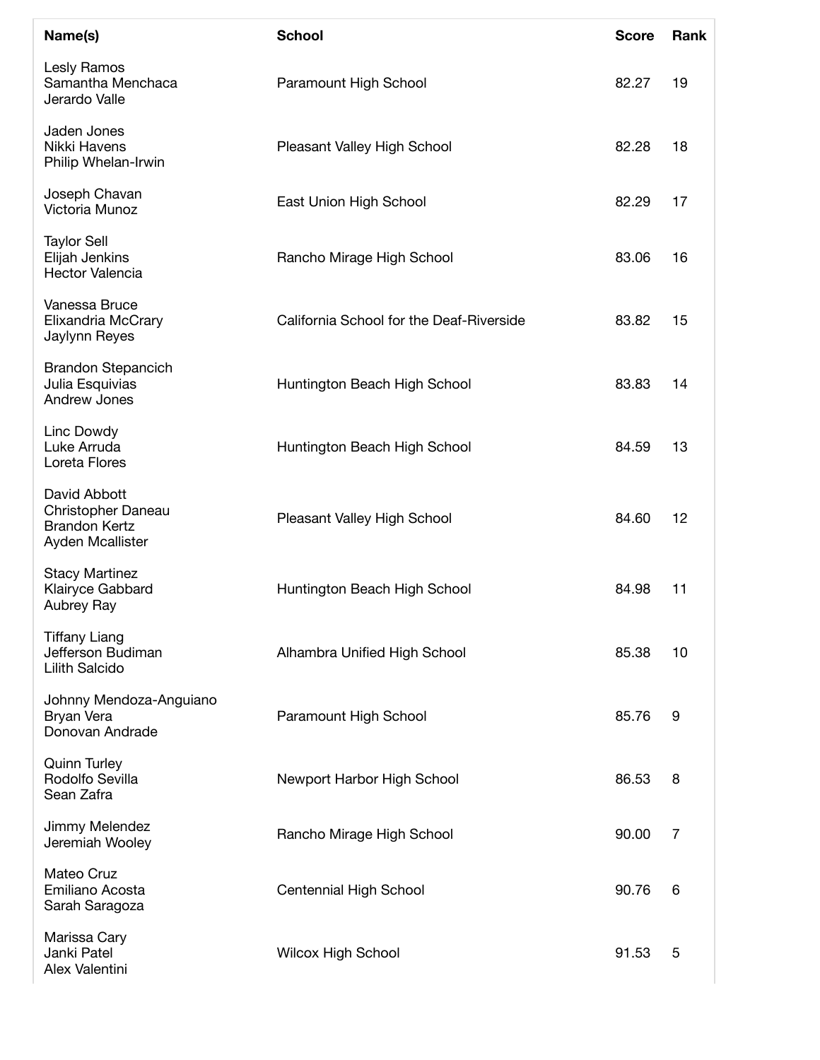| Name(s) | School | Score | Rank |
| --- | --- | --- | --- |
| Lesly Ramos<br>Samantha Menchaca<br>Jerardo Valle | Paramount High School | 82.27 | 19 |
| Jaden Jones<br>Nikki Havens<br>Philip Whelan-Irwin | Pleasant Valley High School | 82.28 | 18 |
| Joseph Chavan<br>Victoria Munoz | East Union High School | 82.29 | 17 |
| Taylor Sell<br>Elijah Jenkins<br>Hector Valencia | Rancho Mirage High School | 83.06 | 16 |
| Vanessa Bruce<br>Elixandria McCrary<br>Jaylynn Reyes | California School for the Deaf-Riverside | 83.82 | 15 |
| Brandon Stepancich<br>Julia Esquivias<br>Andrew Jones | Huntington Beach High School | 83.83 | 14 |
| Linc Dowdy<br>Luke Arruda<br>Loreta Flores | Huntington Beach High School | 84.59 | 13 |
| David Abbott<br>Christopher Daneau<br>Brandon Kertz<br>Ayden Mcallister | Pleasant Valley High School | 84.60 | 12 |
| Stacy Martinez<br>Klairyce Gabbard<br>Aubrey Ray | Huntington Beach High School | 84.98 | 11 |
| Tiffany Liang<br>Jefferson Budiman<br>Lilith Salcido | Alhambra Unified High School | 85.38 | 10 |
| Johnny Mendoza-Anguiano<br>Bryan Vera<br>Donovan Andrade | Paramount High School | 85.76 | 9 |
| Quinn Turley<br>Rodolfo Sevilla<br>Sean Zafra | Newport Harbor High School | 86.53 | 8 |
| Jimmy Melendez<br>Jeremiah Wooley | Rancho Mirage High School | 90.00 | 7 |
| Mateo Cruz<br>Emiliano Acosta<br>Sarah Saragoza | Centennial High School | 90.76 | 6 |
| Marissa Cary<br>Janki Patel<br>Alex Valentini | Wilcox High School | 91.53 | 5 |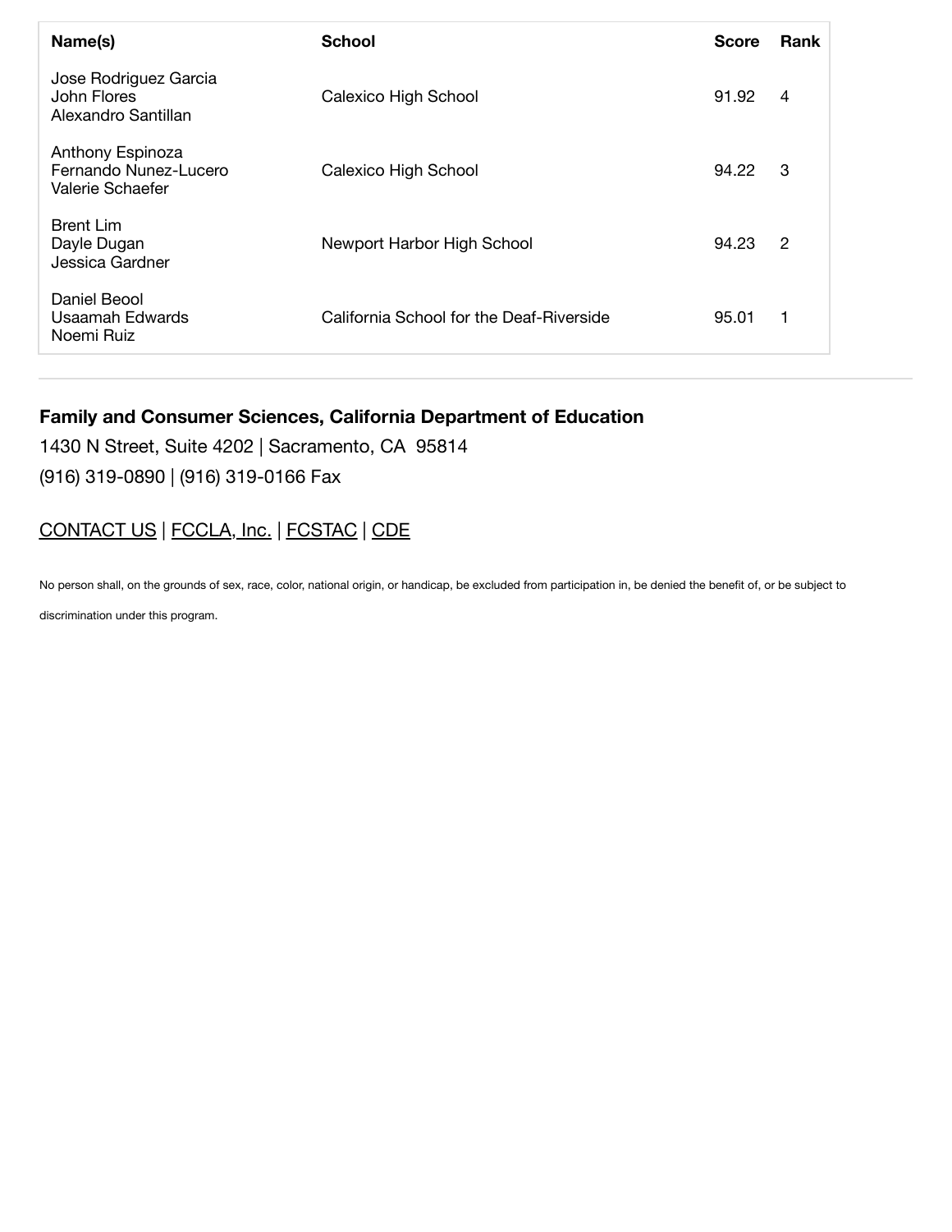| Name(s) | School | Score | Rank |
|---|---|---|---|
| Jose Rodriguez Garcia<br>John Flores<br>Alexandro Santillan | Calexico High School | 91.92 | 4 |
| Anthony Espinoza<br>Fernando Nunez-Lucero<br>Valerie Schaefer | Calexico High School | 94.22 | 3 |
| Brent Lim<br>Dayle Dugan<br>Jessica Gardner | Newport Harbor High School | 94.23 | 2 |
| Daniel Beool<br>Usaamah Edwards<br>Noemi Ruiz | California School for the Deaf-Riverside | 95.01 | 1 |

---

**Family and Consumer Sciences, California Department of Education**

1430 N Street, Suite 4202 | Sacramento, CA 95814

(916) 319-0890 | (916) 319-0166 Fax

CONTACT US | FCCLA, Inc. | FCSTAC | CDE

No person shall, on the grounds of sex, race, color, national origin, or handicap, be excluded from participation in, be denied the benefit of, or be subject to discrimination under this program.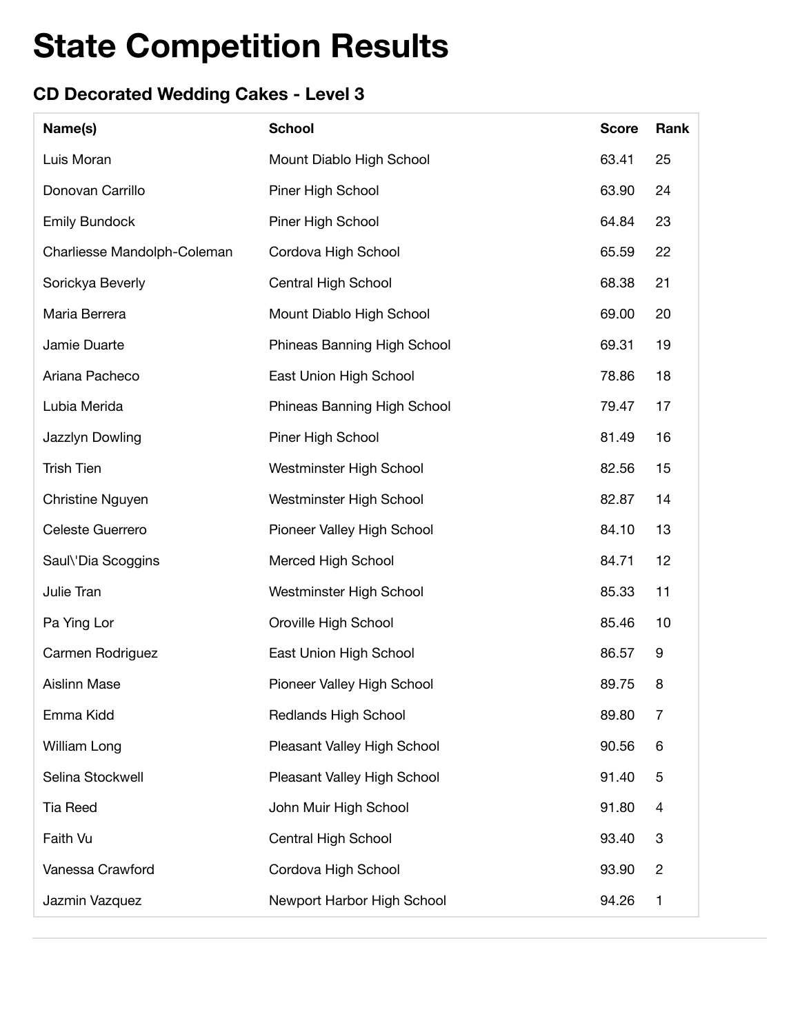# State Competition Results

### CD Decorated Wedding Cakes - Level 3

| Name(s) | School | Score | Rank |
|---|---|---|---|
| Luis Moran | Mount Diablo High School | 63.41 | 25 |
| Donovan Carrillo | Piner High School | 63.90 | 24 |
| Emily Bundock | Piner High School | 64.84 | 23 |
| Charliesse Mandolph-Coleman | Cordova High School | 65.59 | 22 |
| Sorickya Beverly | Central High School | 68.38 | 21 |
| Maria Berrera | Mount Diablo High School | 69.00 | 20 |
| Jamie Duarte | Phineas Banning High School | 69.31 | 19 |
| Ariana Pacheco | East Union High School | 78.86 | 18 |
| Lubia Merida | Phineas Banning High School | 79.47 | 17 |
| Jazzlyn Dowling | Piner High School | 81.49 | 16 |
| Trish Tien | Westminster High School | 82.56 | 15 |
| Christine Nguyen | Westminster High School | 82.87 | 14 |
| Celeste Guerrero | Pioneer Valley High School | 84.10 | 13 |
| Saul\'Dia Scoggins | Merced High School | 84.71 | 12 |
| Julie Tran | Westminster High School | 85.33 | 11 |
| Pa Ying Lor | Oroville High School | 85.46 | 10 |
| Carmen Rodriguez | East Union High School | 86.57 | 9 |
| Aislinn Mase | Pioneer Valley High School | 89.75 | 8 |
| Emma Kidd | Redlands High School | 89.80 | 7 |
| William Long | Pleasant Valley High School | 90.56 | 6 |
| Selina Stockwell | Pleasant Valley High School | 91.40 | 5 |
| Tia Reed | John Muir High School | 91.80 | 4 |
| Faith Vu | Central High School | 93.40 | 3 |
| Vanessa Crawford | Cordova High School | 93.90 | 2 |
| Jazmin Vazquez | Newport Harbor High School | 94.26 | 1 |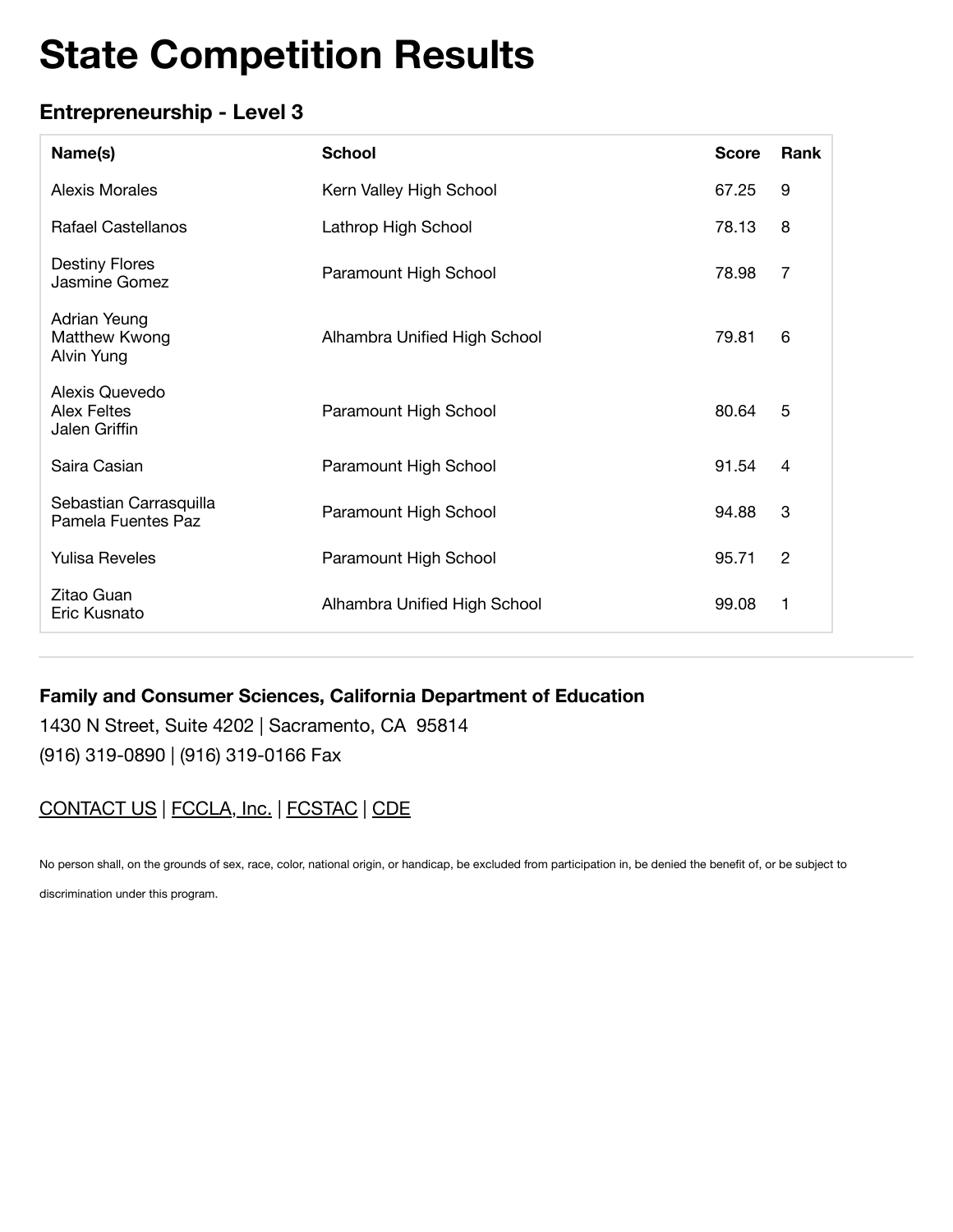# State Competition Results

### Entrepreneurship - Level 3

| Name(s) | School | Score | Rank |
|---|---|---|---|
| Alexis Morales | Kern Valley High School | 67.25 | 9 |
| Rafael Castellanos | Lathrop High School | 78.13 | 8 |
| Destiny Flores<br>Jasmine Gomez | Paramount High School | 78.98 | 7 |
| Adrian Yeung<br>Matthew Kwong<br>Alvin Yung | Alhambra Unified High School | 79.81 | 6 |
| Alexis Quevedo<br>Alex Feltes<br>Jalen Griffin | Paramount High School | 80.64 | 5 |
| Saira Casian | Paramount High School | 91.54 | 4 |
| Sebastian Carrasquilla<br>Pamela Fuentes Paz | Paramount High School | 94.88 | 3 |
| Yulisa Reveles | Paramount High School | 95.71 | 2 |
| Zitao Guan<br>Eric Kusnato | Alhambra Unified High School | 99.08 | 1 |

---

**Family and Consumer Sciences, California Department of Education**

1430 N Street, Suite 4202 | Sacramento, CA 95814

(916) 319-0890 | (916) 319-0166 Fax

CONTACT US | FCCLA, Inc. | FCSTAC | CDE

No person shall, on the grounds of sex, race, color, national origin, or handicap, be excluded from participation in, be denied the benefit of, or be subject to discrimination under this program.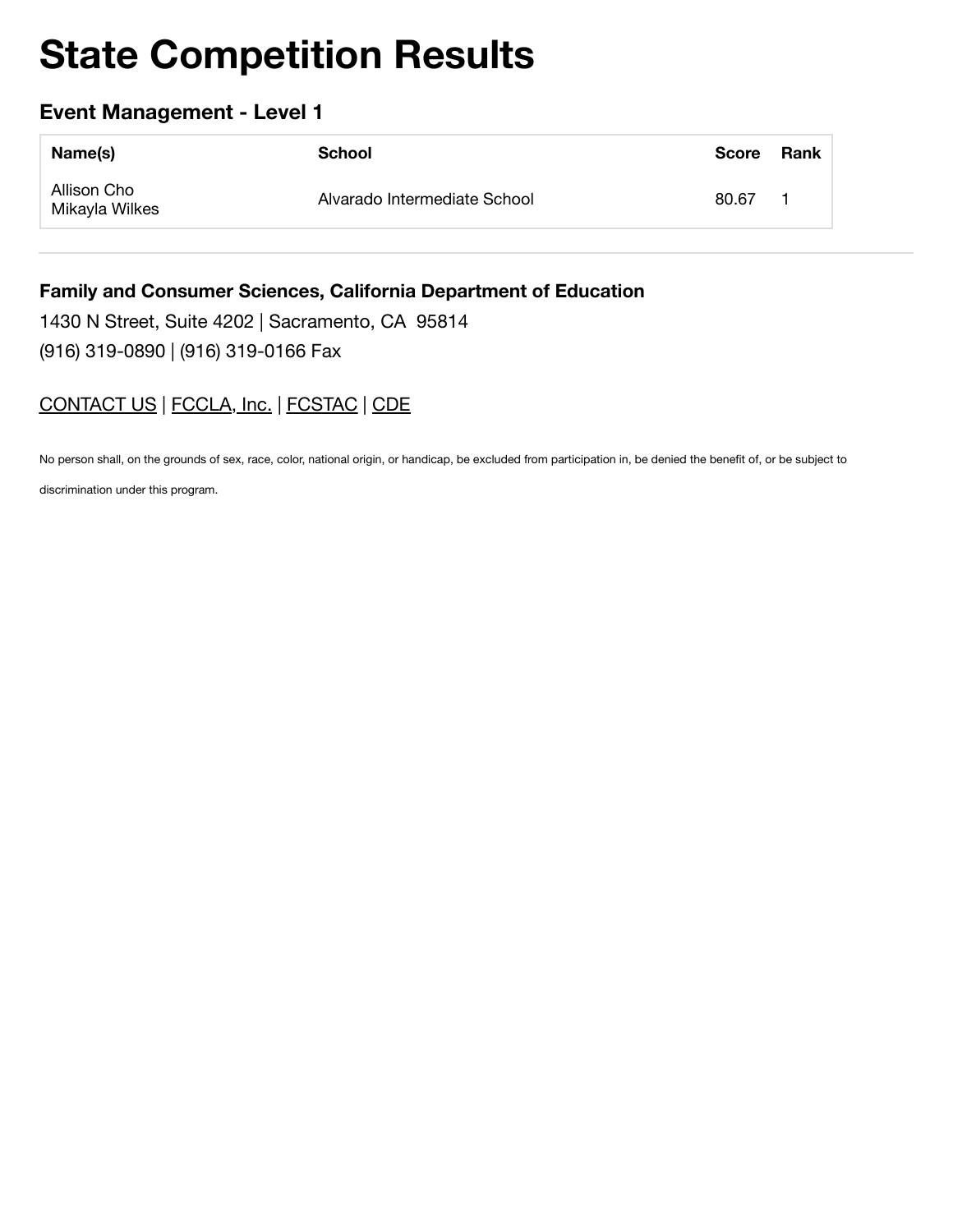# State Competition Results

## Event Management - Level 1

| Name(s) | School | Score | Rank |
|---|---|---|---|
| Allison Cho<br>Mikayla Wilkes | Alvarado Intermediate School | 80.67 | 1 |

---

**Family and Consumer Sciences, California Department of Education**

1430 N Street, Suite 4202 | Sacramento, CA 95814

(916) 319-0890 | (916) 319-0166 Fax

CONTACT US | FCCLA, Inc. | FCSTAC | CDE

No person shall, on the grounds of sex, race, color, national origin, or handicap, be excluded from participation in, be denied the benefit of, or be subject to discrimination under this program.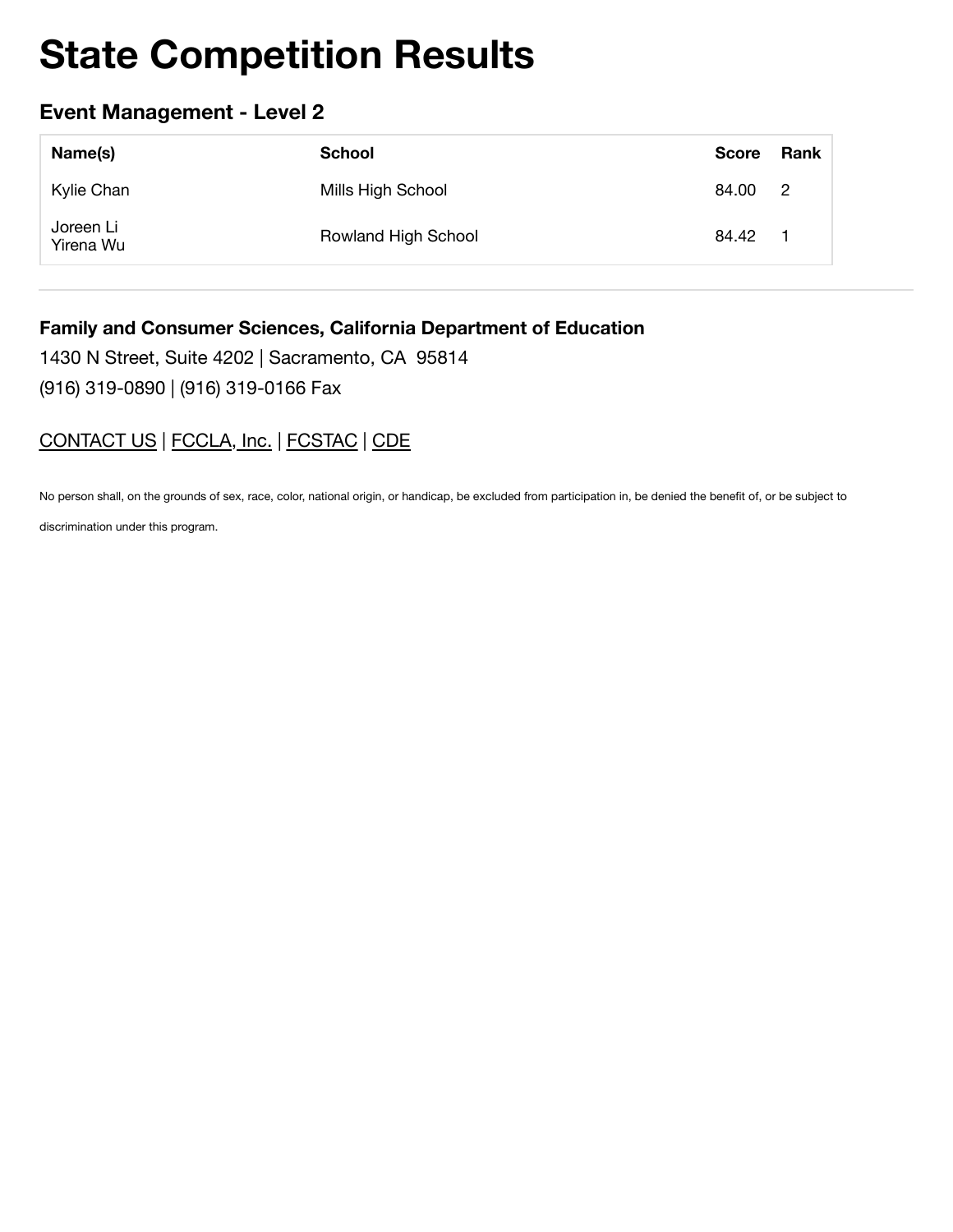# State Competition Results

### Event Management - Level 2

| Name(s) | School | Score | Rank |
| --- | --- | --- | --- |
| Kylie Chan | Mills High School | 84.00 | 2 |
| Joreen Li<br>Yirena Wu | Rowland High School | 84.42 | 1 |

---

**Family and Consumer Sciences, California Department of Education**

1430 N Street, Suite 4202 | Sacramento, CA 95814

(916) 319-0890 | (916) 319-0166 Fax

CONTACT US | FCCLA, Inc. | FCSTAC | CDE

No person shall, on the grounds of sex, race, color, national origin, or handicap, be excluded from participation in, be denied the benefit of, or be subject to discrimination under this program.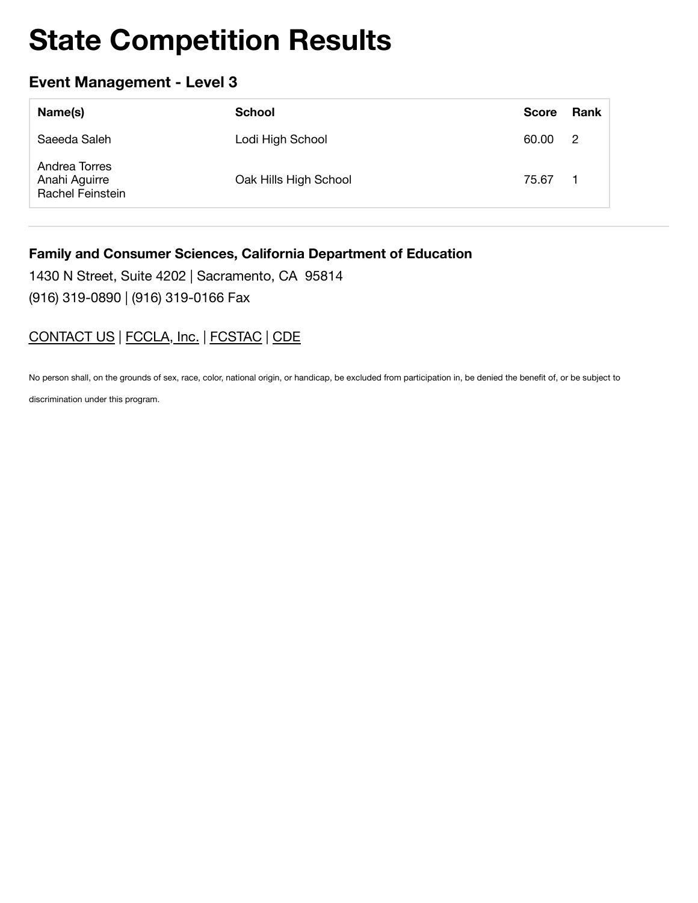# State Competition Results

### Event Management - Level 3

| Name(s) | School | Score | Rank |
|---|---|---|---|
| Saeeda Saleh | Lodi High School | 60.00 | 2 |
| Andrea Torres<br>Anahi Aguirre<br>Rachel Feinstein | Oak Hills High School | 75.67 | 1 |

---

**Family and Consumer Sciences, California Department of Education**

1430 N Street, Suite 4202 | Sacramento, CA 95814

(916) 319-0890 | (916) 319-0166 Fax

CONTACT US | FCCLA, Inc. | FCSTAC | CDE

No person shall, on the grounds of sex, race, color, national origin, or handicap, be excluded from participation in, be denied the benefit of, or be subject to discrimination under this program.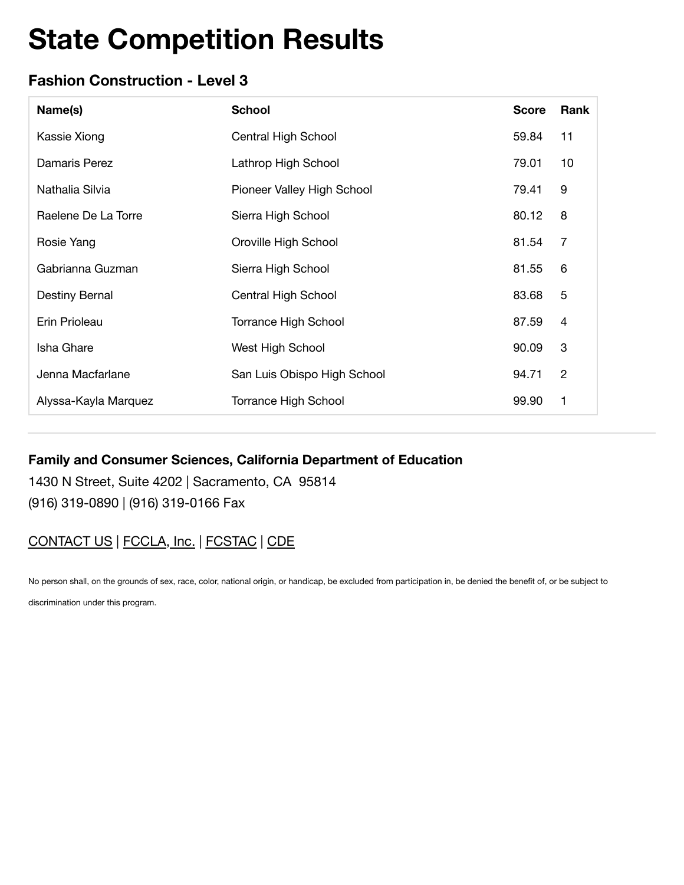# State Competition Results

### Fashion Construction - Level 3

| Name(s) | School | Score | Rank |
|---|---|---|---|
| Kassie Xiong | Central High School | 59.84 | 11 |
| Damaris Perez | Lathrop High School | 79.01 | 10 |
| Nathalia Silvia | Pioneer Valley High School | 79.41 | 9 |
| Raelene De La Torre | Sierra High School | 80.12 | 8 |
| Rosie Yang | Oroville High School | 81.54 | 7 |
| Gabrianna Guzman | Sierra High School | 81.55 | 6 |
| Destiny Bernal | Central High School | 83.68 | 5 |
| Erin Prioleau | Torrance High School | 87.59 | 4 |
| Isha Ghare | West High School | 90.09 | 3 |
| Jenna Macfarlane | San Luis Obispo High School | 94.71 | 2 |
| Alyssa-Kayla Marquez | Torrance High School | 99.90 | 1 |

---

**Family and Consumer Sciences, California Department of Education**

1430 N Street, Suite 4202 | Sacramento, CA 95814

(916) 319-0890 | (916) 319-0166 Fax

CONTACT US | FCCLA, Inc. | FCSTAC | CDE

No person shall, on the grounds of sex, race, color, national origin, or handicap, be excluded from participation in, be denied the benefit of, or be subject to discrimination under this program.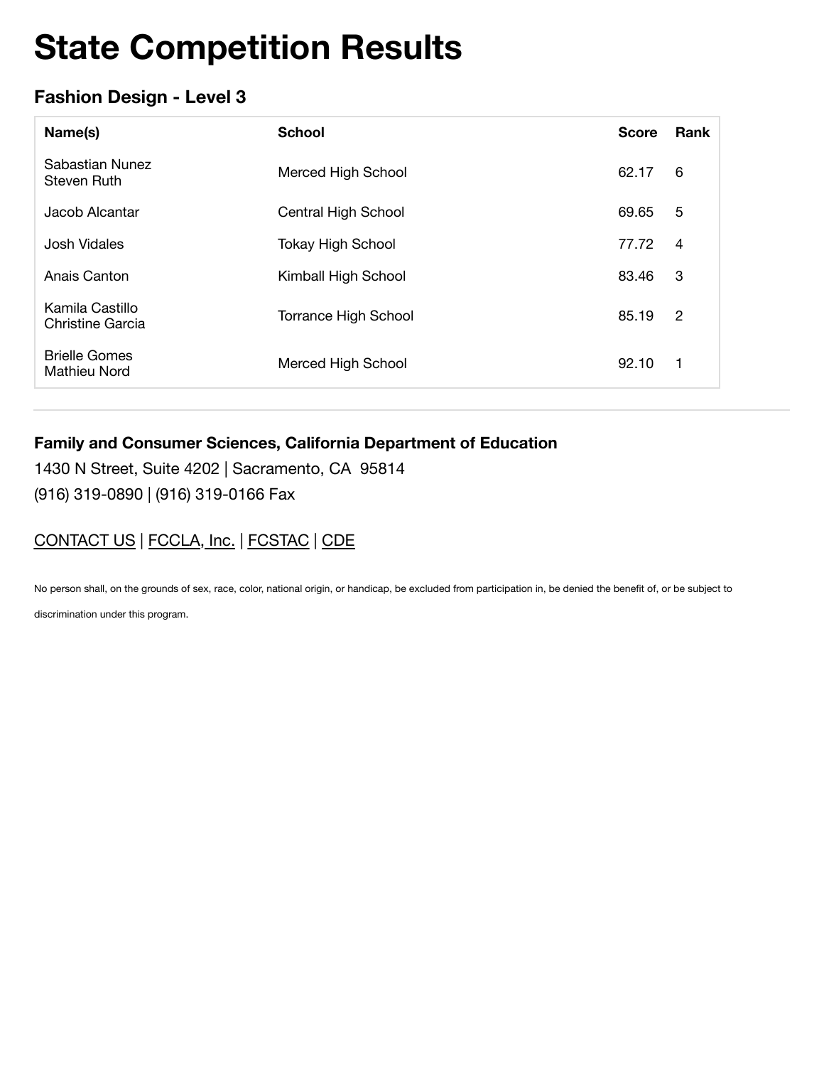# State Competition Results

### Fashion Design - Level 3

| Name(s) | School | Score | Rank |
|---|---|---|---|
| Sabastian Nunez<br>Steven Ruth | Merced High School | 62.17 | 6 |
| Jacob Alcantar | Central High School | 69.65 | 5 |
| Josh Vidales | Tokay High School | 77.72 | 4 |
| Anais Canton | Kimball High School | 83.46 | 3 |
| Kamila Castillo<br>Christine Garcia | Torrance High School | 85.19 | 2 |
| Brielle Gomes<br>Mathieu Nord | Merced High School | 92.10 | 1 |

---

**Family and Consumer Sciences, California Department of Education**

1430 N Street, Suite 4202 | Sacramento, CA 95814

(916) 319-0890 | (916) 319-0166 Fax

CONTACT US | FCCLA, Inc. | FCSTAC | CDE

No person shall, on the grounds of sex, race, color, national origin, or handicap, be excluded from participation in, be denied the benefit of, or be subject to discrimination under this program.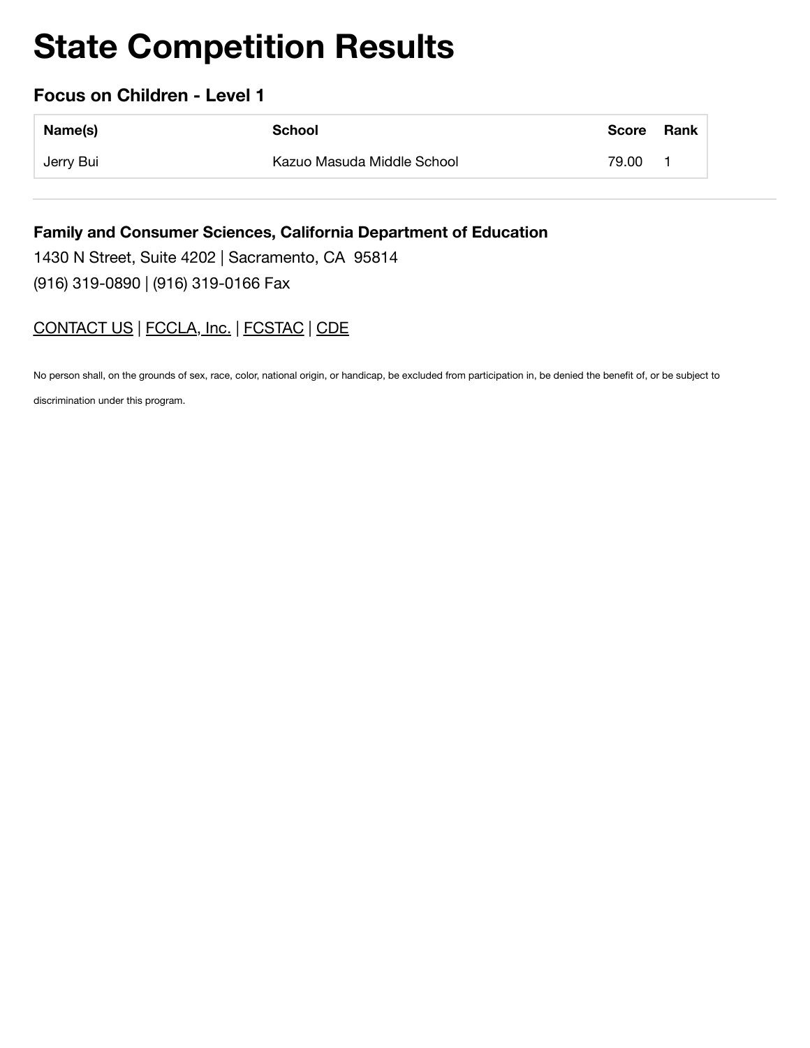# State Competition Results

### Focus on Children - Level 1

| Name(s) | School | Score | Rank |
|---|---|---|---|
| Jerry Bui | Kazuo Masuda Middle School | 79.00 | 1 |

---

**Family and Consumer Sciences, California Department of Education**

1430 N Street, Suite 4202 | Sacramento, CA 95814

(916) 319-0890 | (916) 319-0166 Fax

CONTACT US | FCCLA, Inc. | FCSTAC | CDE

No person shall, on the grounds of sex, race, color, national origin, or handicap, be excluded from participation in, be denied the benefit of, or be subject to discrimination under this program.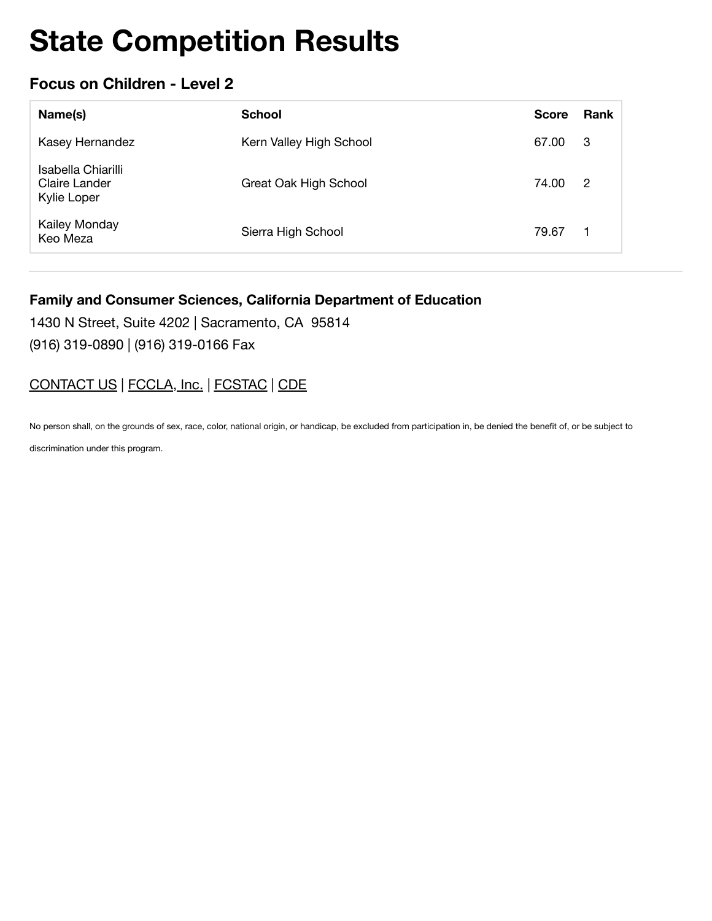# State Competition Results

## Focus on Children - Level 2

| Name(s) | School | Score | Rank |
|---|---|---|---|
| Kasey Hernandez | Kern Valley High School | 67.00 | 3 |
| Isabella Chiarilli<br>Claire Lander<br>Kylie Loper | Great Oak High School | 74.00 | 2 |
| Kailey Monday<br>Keo Meza | Sierra High School | 79.67 | 1 |

---

**Family and Consumer Sciences, California Department of Education**

1430 N Street, Suite 4202 | Sacramento, CA 95814

(916) 319-0890 | (916) 319-0166 Fax

CONTACT US | FCCLA, Inc. | FCSTAC | CDE

No person shall, on the grounds of sex, race, color, national origin, or handicap, be excluded from participation in, be denied the benefit of, or be subject to discrimination under this program.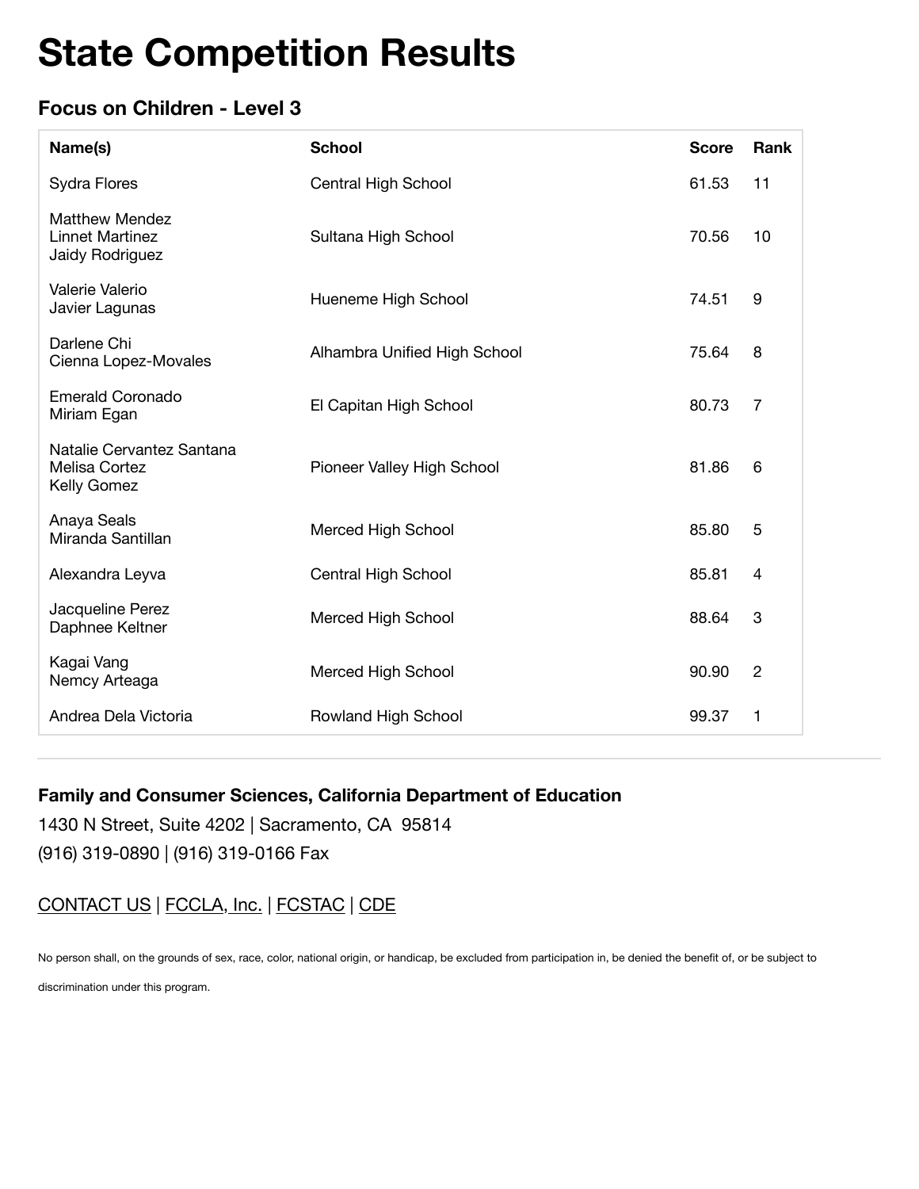# State Competition Results

### Focus on Children - Level 3

| Name(s) | School | Score | Rank |
|---|---|---|---|
| Sydra Flores | Central High School | 61.53 | 11 |
| Matthew Mendez<br>Linnet Martinez<br>Jaidy Rodriguez | Sultana High School | 70.56 | 10 |
| Valerie Valerio<br>Javier Lagunas | Hueneme High School | 74.51 | 9 |
| Darlene Chi<br>Cienna Lopez-Movales | Alhambra Unified High School | 75.64 | 8 |
| Emerald Coronado<br>Miriam Egan | El Capitan High School | 80.73 | 7 |
| Natalie Cervantez Santana<br>Melisa Cortez<br>Kelly Gomez | Pioneer Valley High School | 81.86 | 6 |
| Anaya Seals<br>Miranda Santillan | Merced High School | 85.80 | 5 |
| Alexandra Leyva | Central High School | 85.81 | 4 |
| Jacqueline Perez<br>Daphnee Keltner | Merced High School | 88.64 | 3 |
| Kagai Vang<br>Nemcy Arteaga | Merced High School | 90.90 | 2 |
| Andrea Dela Victoria | Rowland High School | 99.37 | 1 |

**Family and Consumer Sciences, California Department of Education**

1430 N Street, Suite 4202 | Sacramento, CA 95814

(916) 319-0890 | (916) 319-0166 Fax

CONTACT US | FCCLA, Inc. | FCSTAC | CDE

No person shall, on the grounds of sex, race, color, national origin, or handicap, be excluded from participation in, be denied the benefit of, or be subject to discrimination under this program.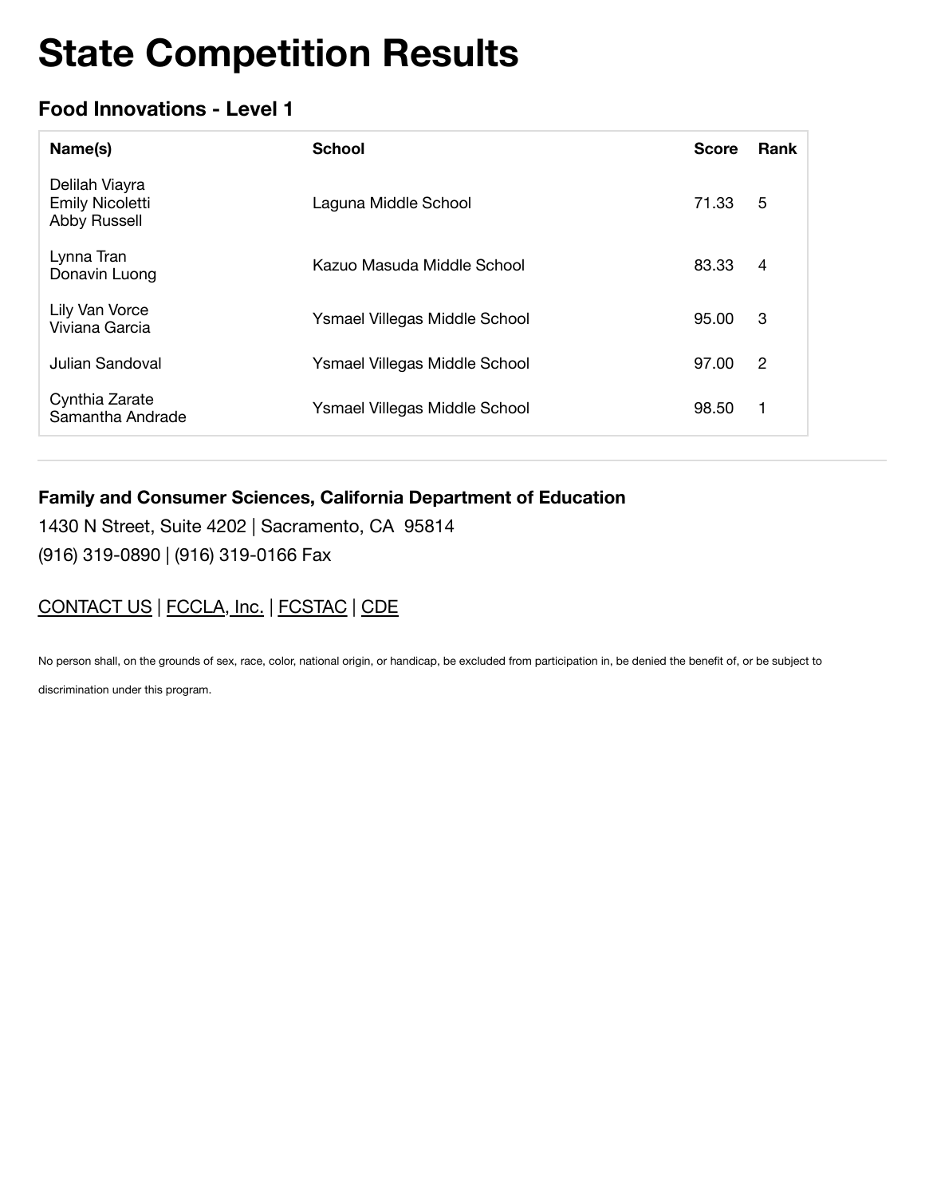# State Competition Results

### Food Innovations - Level 1

| Name(s) | School | Score | Rank |
|---|---|---|---|
| Delilah Viayra<br>Emily Nicoletti<br>Abby Russell | Laguna Middle School | 71.33 | 5 |
| Lynna Tran<br>Donavin Luong | Kazuo Masuda Middle School | 83.33 | 4 |
| Lily Van Vorce<br>Viviana Garcia | Ysmael Villegas Middle School | 95.00 | 3 |
| Julian Sandoval | Ysmael Villegas Middle School | 97.00 | 2 |
| Cynthia Zarate<br>Samantha Andrade | Ysmael Villegas Middle School | 98.50 | 1 |

---

**Family and Consumer Sciences, California Department of Education**

1430 N Street, Suite 4202 | Sacramento, CA 95814

(916) 319-0890 | (916) 319-0166 Fax

CONTACT US | FCCLA, Inc. | FCSTAC | CDE

No person shall, on the grounds of sex, race, color, national origin, or handicap, be excluded from participation in, be denied the benefit of, or be subject to discrimination under this program.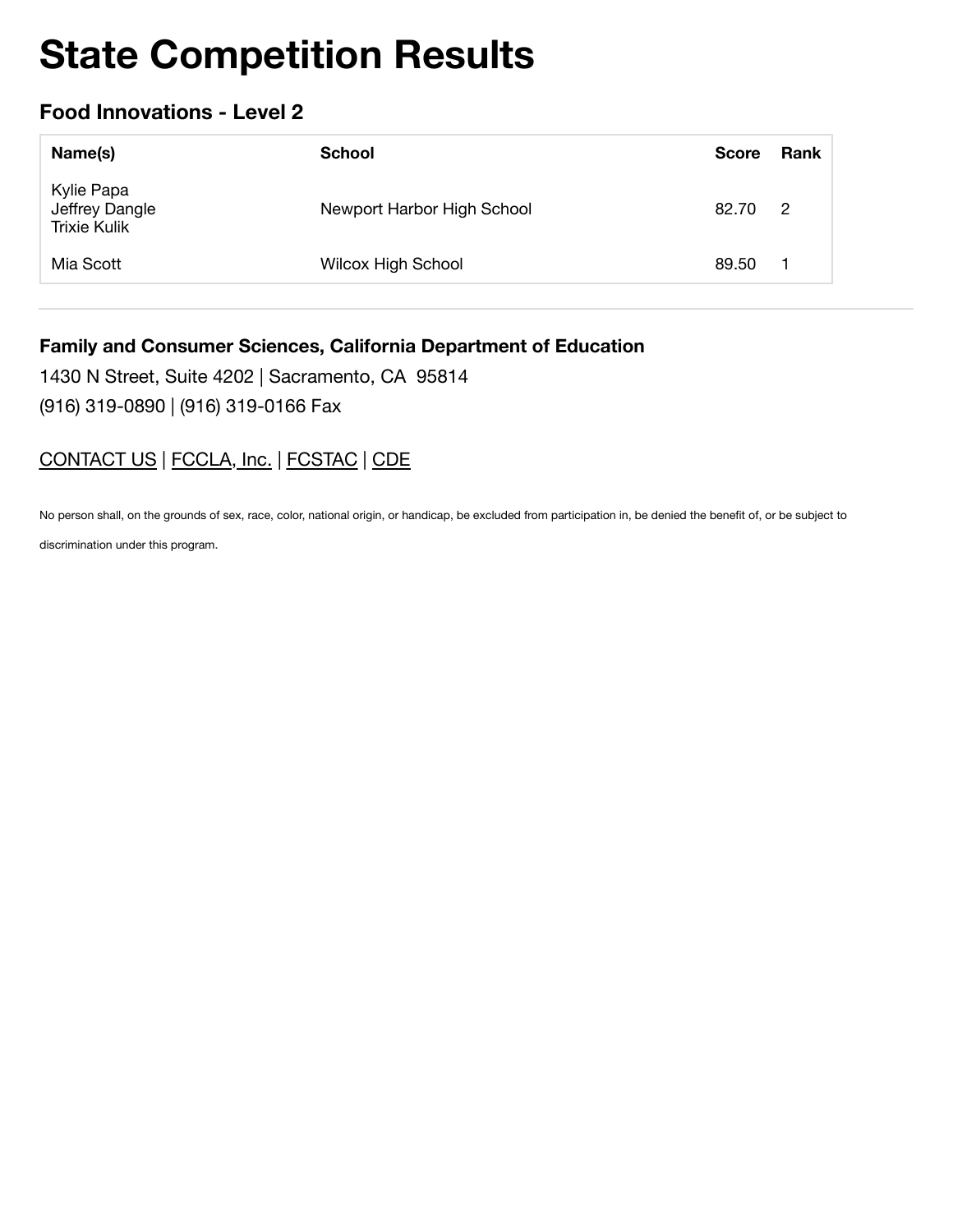# State Competition Results

### Food Innovations - Level 2

| Name(s) | School | Score | Rank |
| --- | --- | --- | --- |
| Kylie Papa<br>Jeffrey Dangle<br>Trixie Kulik | Newport Harbor High School | 82.70 | 2 |
| Mia Scott | Wilcox High School | 89.50 | 1 |

---

**Family and Consumer Sciences, California Department of Education**

1430 N Street, Suite 4202 | Sacramento, CA 95814

(916) 319-0890 | (916) 319-0166 Fax

CONTACT US | FCCLA, Inc. | FCSTAC | CDE

No person shall, on the grounds of sex, race, color, national origin, or handicap, be excluded from participation in, be denied the benefit of, or be subject to discrimination under this program.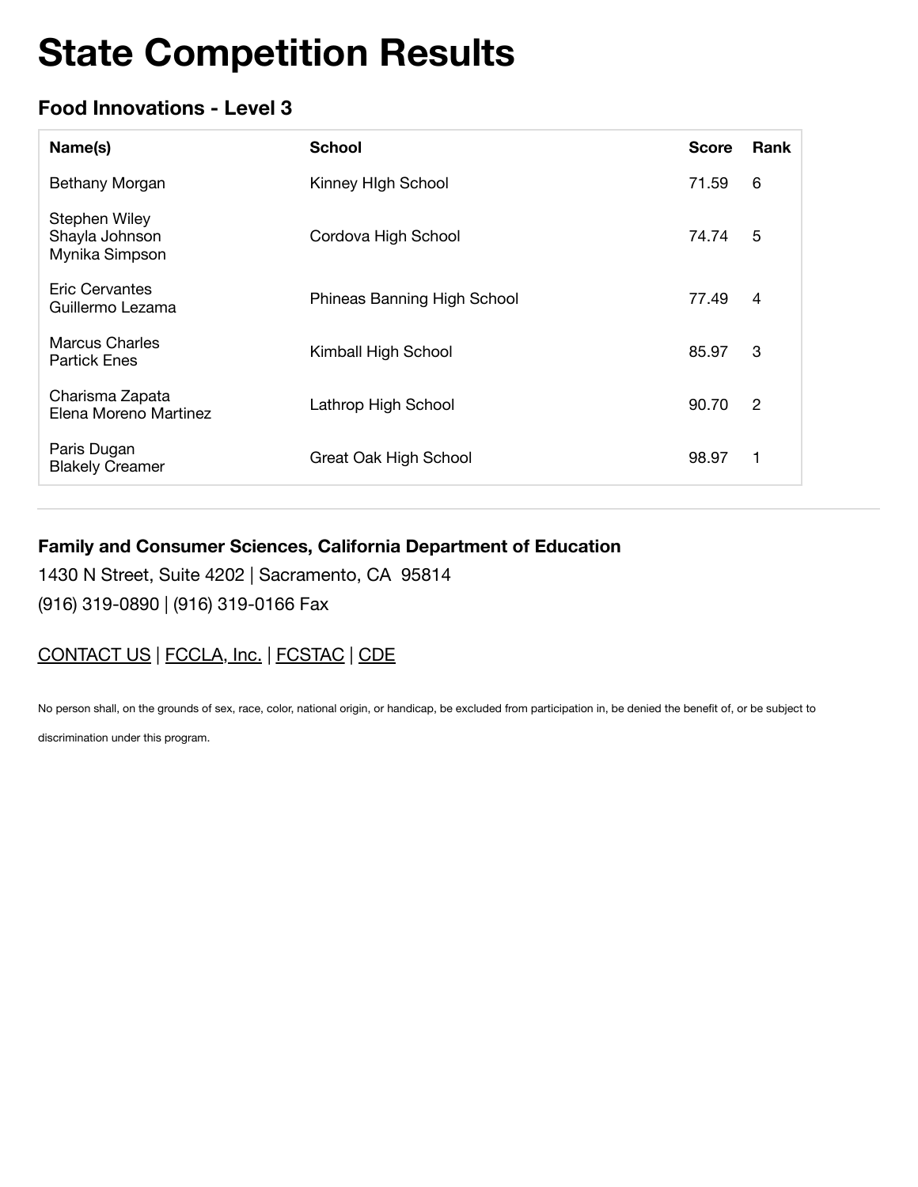# State Competition Results

### Food Innovations - Level 3

| Name(s) | School | Score | Rank |
| --- | --- | --- | --- |
| Bethany Morgan | Kinney HIgh School | 71.59 | 6 |
| Stephen Wiley<br>Shayla Johnson<br>Mynika Simpson | Cordova High School | 74.74 | 5 |
| Eric Cervantes<br>Guillermo Lezama | Phineas Banning High School | 77.49 | 4 |
| Marcus Charles<br>Partick Enes | Kimball High School | 85.97 | 3 |
| Charisma Zapata<br>Elena Moreno Martinez | Lathrop High School | 90.70 | 2 |
| Paris Dugan<br>Blakely Creamer | Great Oak High School | 98.97 | 1 |

---

**Family and Consumer Sciences, California Department of Education**

1430 N Street, Suite 4202 | Sacramento, CA 95814

(916) 319-0890 | (916) 319-0166 Fax

CONTACT US | FCCLA, Inc. | FCSTAC | CDE

No person shall, on the grounds of sex, race, color, national origin, or handicap, be excluded from participation in, be denied the benefit of, or be subject to discrimination under this program.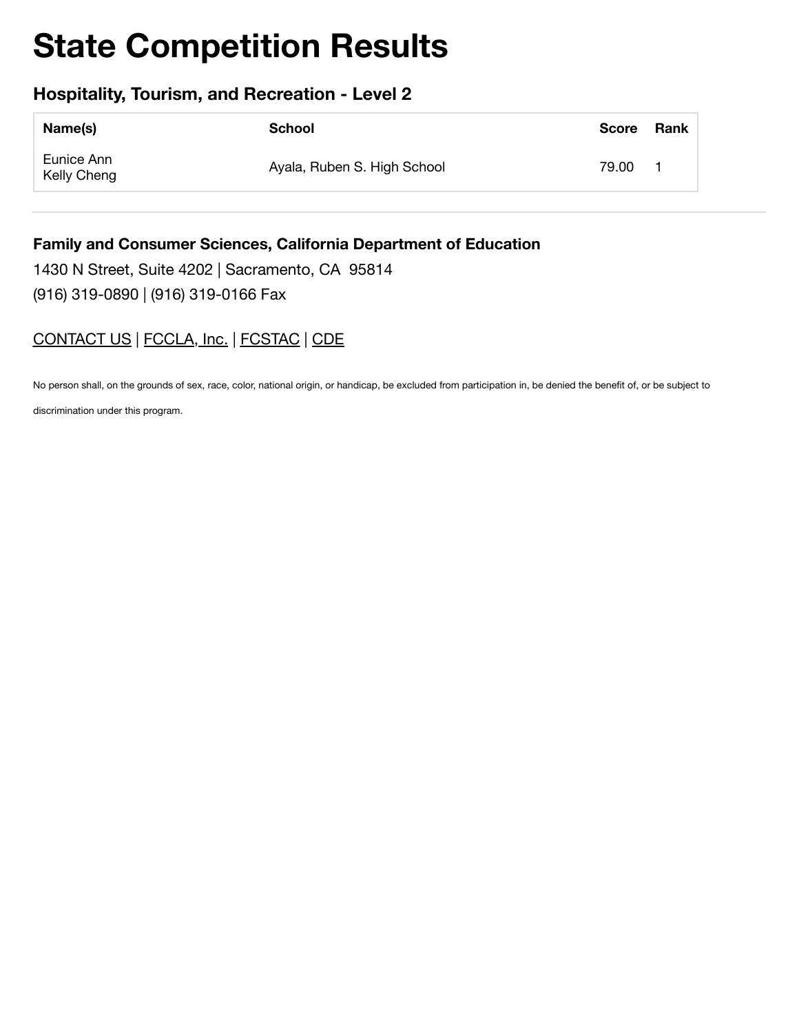# State Competition Results

### Hospitality, Tourism, and Recreation - Level 2

| Name(s) | School | Score | Rank |
| --- | --- | --- | --- |
| Eunice Ann<br>Kelly Cheng | Ayala, Ruben S. High School | 79.00 | 1 |

---

**Family and Consumer Sciences, California Department of Education**

1430 N Street, Suite 4202 | Sacramento, CA 95814

(916) 319-0890 | (916) 319-0166 Fax

CONTACT US | FCCLA, Inc. | FCSTAC | CDE

No person shall, on the grounds of sex, race, color, national origin, or handicap, be excluded from participation in, be denied the benefit of, or be subject to discrimination under this program.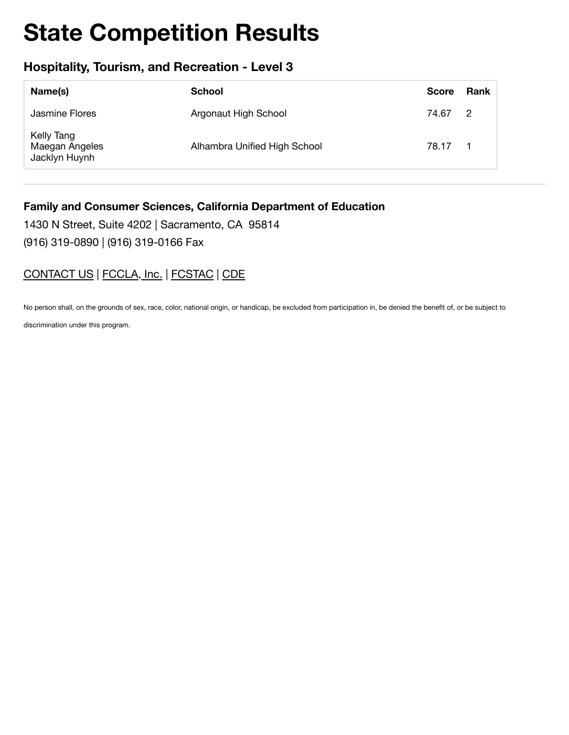# State Competition Results

## Hospitality, Tourism, and Recreation - Level 3

| Name(s) | School | Score | Rank |
|---|---|---|---|
| Jasmine Flores | Argonaut High School | 74.67 | 2 |
| Kelly Tang<br>Maegan Angeles<br>Jacklyn Huynh | Alhambra Unified High School | 78.17 | 1 |

---

**Family and Consumer Sciences, California Department of Education**

1430 N Street, Suite 4202 | Sacramento, CA 95814

(916) 319-0890 | (916) 319-0166 Fax

CONTACT US | FCCLA, Inc. | FCSTAC | CDE

No person shall, on the grounds of sex, race, color, national origin, or handicap, be excluded from participation in, be denied the benefit of, or be subject to discrimination under this program.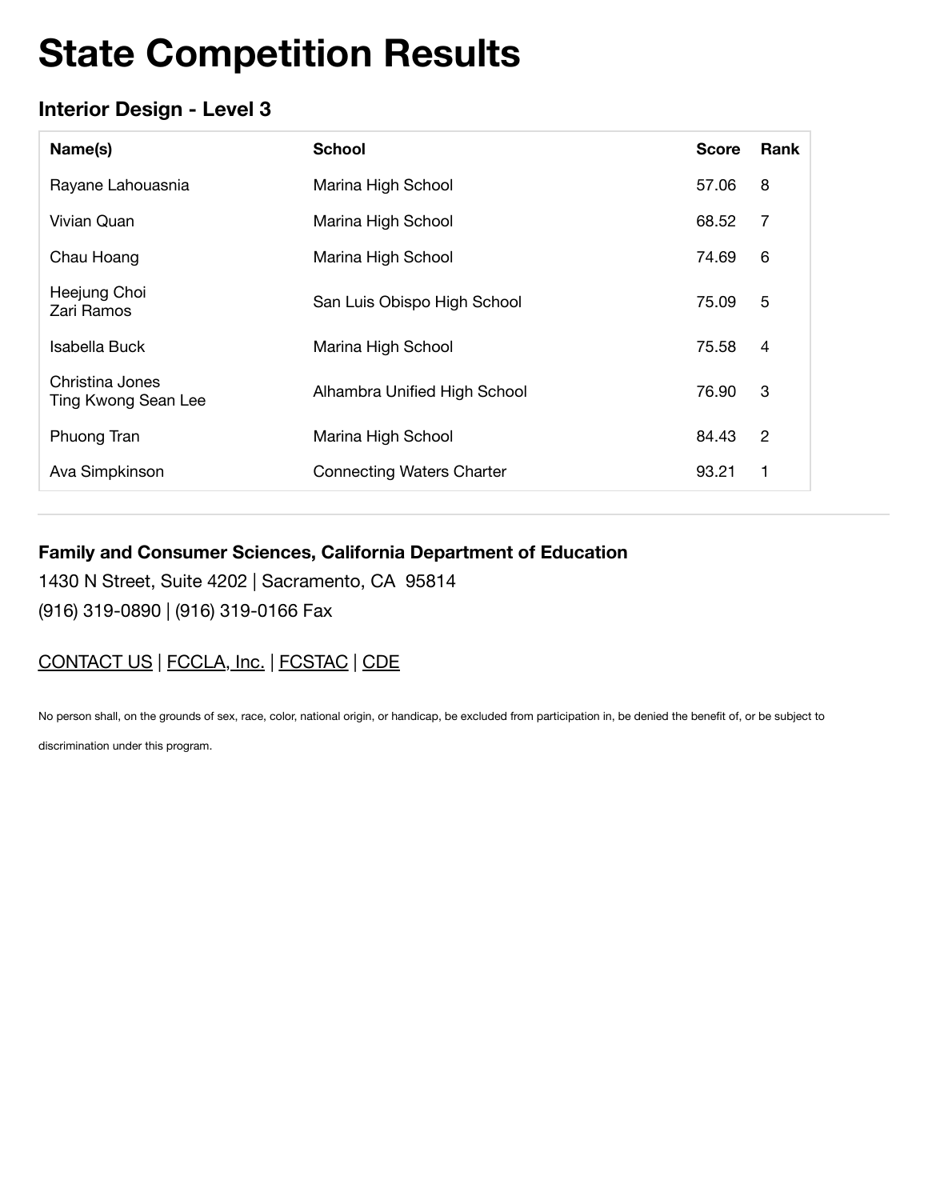# State Competition Results

### Interior Design - Level 3

| Name(s) | School | Score | Rank |
|---|---|---|---|
| Rayane Lahouasnia | Marina High School | 57.06 | 8 |
| Vivian Quan | Marina High School | 68.52 | 7 |
| Chau Hoang | Marina High School | 74.69 | 6 |
| Heejung Choi<br>Zari Ramos | San Luis Obispo High School | 75.09 | 5 |
| Isabella Buck | Marina High School | 75.58 | 4 |
| Christina Jones<br>Ting Kwong Sean Lee | Alhambra Unified High School | 76.90 | 3 |
| Phuong Tran | Marina High School | 84.43 | 2 |
| Ava Simpkinson | Connecting Waters Charter | 93.21 | 1 |

---

**Family and Consumer Sciences, California Department of Education**

1430 N Street, Suite 4202 | Sacramento, CA 95814

(916) 319-0890 | (916) 319-0166 Fax

CONTACT US | FCCLA, Inc. | FCSTAC | CDE

No person shall, on the grounds of sex, race, color, national origin, or handicap, be excluded from participation in, be denied the benefit of, or be subject to discrimination under this program.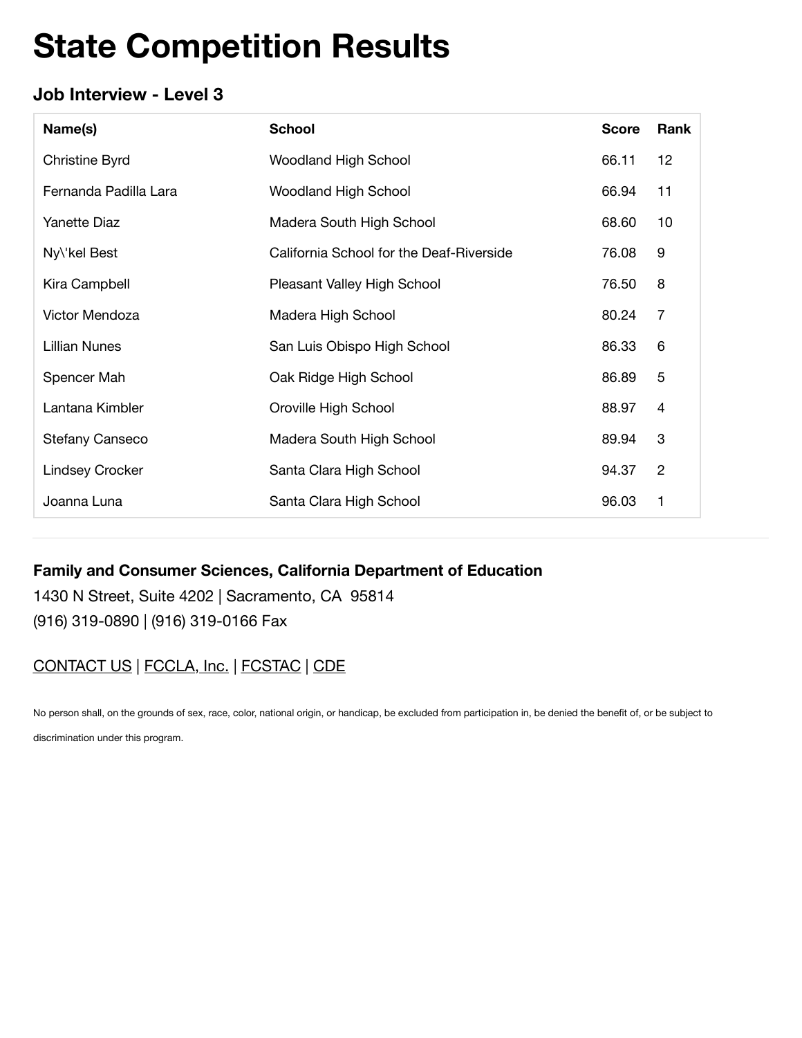# State Competition Results

### Job Interview - Level 3

| Name(s) | School | Score | Rank |
|---|---|---|---|
| Christine Byrd | Woodland High School | 66.11 | 12 |
| Fernanda Padilla Lara | Woodland High School | 66.94 | 11 |
| Yanette Diaz | Madera South High School | 68.60 | 10 |
| Ny\'kel Best | California School for the Deaf-Riverside | 76.08 | 9 |
| Kira Campbell | Pleasant Valley High School | 76.50 | 8 |
| Victor Mendoza | Madera High School | 80.24 | 7 |
| Lillian Nunes | San Luis Obispo High School | 86.33 | 6 |
| Spencer Mah | Oak Ridge High School | 86.89 | 5 |
| Lantana Kimbler | Oroville High School | 88.97 | 4 |
| Stefany Canseco | Madera South High School | 89.94 | 3 |
| Lindsey Crocker | Santa Clara High School | 94.37 | 2 |
| Joanna Luna | Santa Clara High School | 96.03 | 1 |

---

**Family and Consumer Sciences, California Department of Education**

1430 N Street, Suite 4202 | Sacramento, CA 95814

(916) 319-0890 | (916) 319-0166 Fax

CONTACT US | FCCLA, Inc. | FCSTAC | CDE

No person shall, on the grounds of sex, race, color, national origin, or handicap, be excluded from participation in, be denied the benefit of, or be subject to discrimination under this program.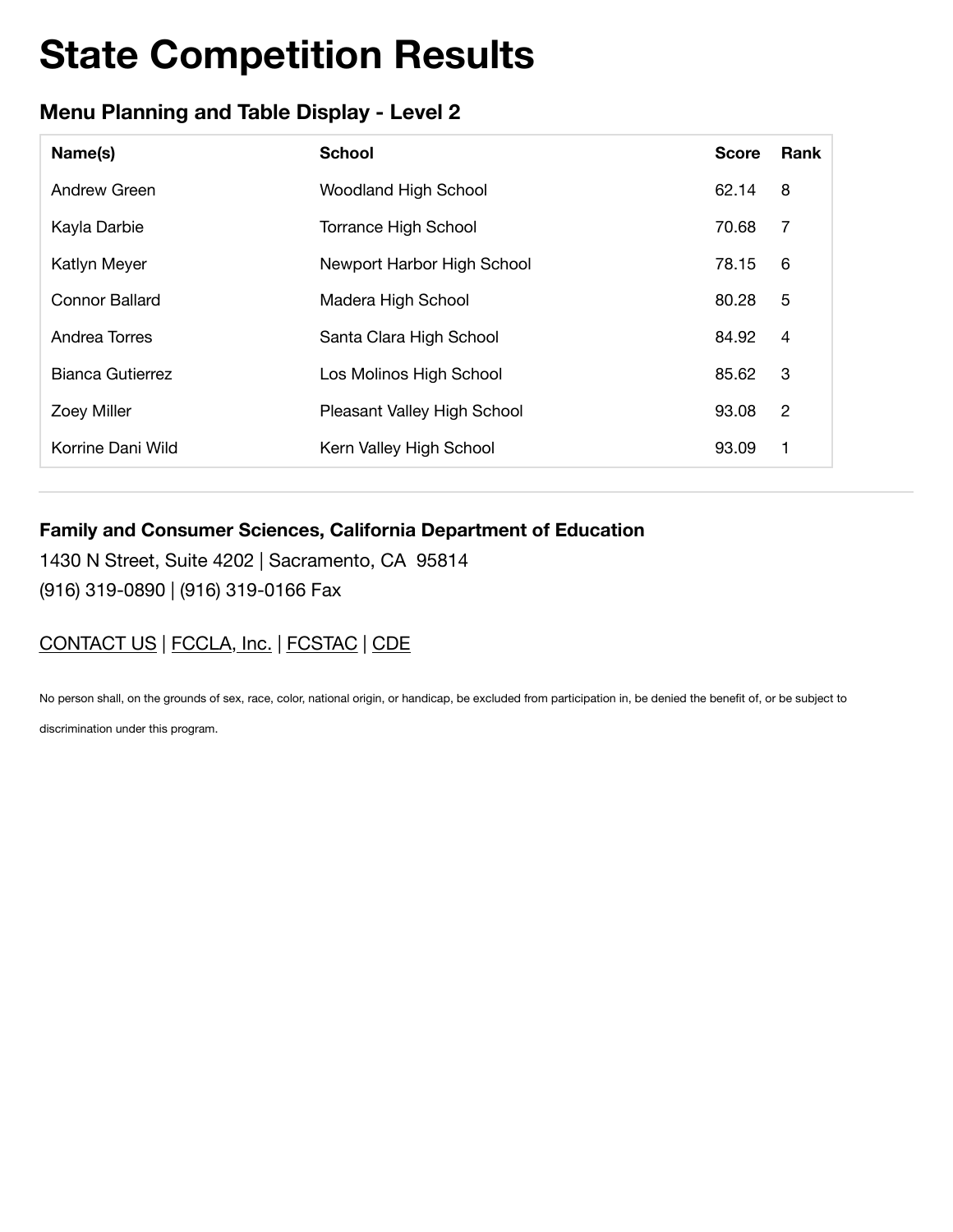# State Competition Results

## Menu Planning and Table Display - Level 2

| Name(s) | School | Score | Rank |
|---|---|---|---|
| Andrew Green | Woodland High School | 62.14 | 8 |
| Kayla Darbie | Torrance High School | 70.68 | 7 |
| Katlyn Meyer | Newport Harbor High School | 78.15 | 6 |
| Connor Ballard | Madera High School | 80.28 | 5 |
| Andrea Torres | Santa Clara High School | 84.92 | 4 |
| Bianca Gutierrez | Los Molinos High School | 85.62 | 3 |
| Zoey Miller | Pleasant Valley High School | 93.08 | 2 |
| Korrine Dani Wild | Kern Valley High School | 93.09 | 1 |

---

**Family and Consumer Sciences, California Department of Education**

1430 N Street, Suite 4202 | Sacramento, CA 95814

(916) 319-0890 | (916) 319-0166 Fax

CONTACT US | FCCLA, Inc. | FCSTAC | CDE

No person shall, on the grounds of sex, race, color, national origin, or handicap, be excluded from participation in, be denied the benefit of, or be subject to discrimination under this program.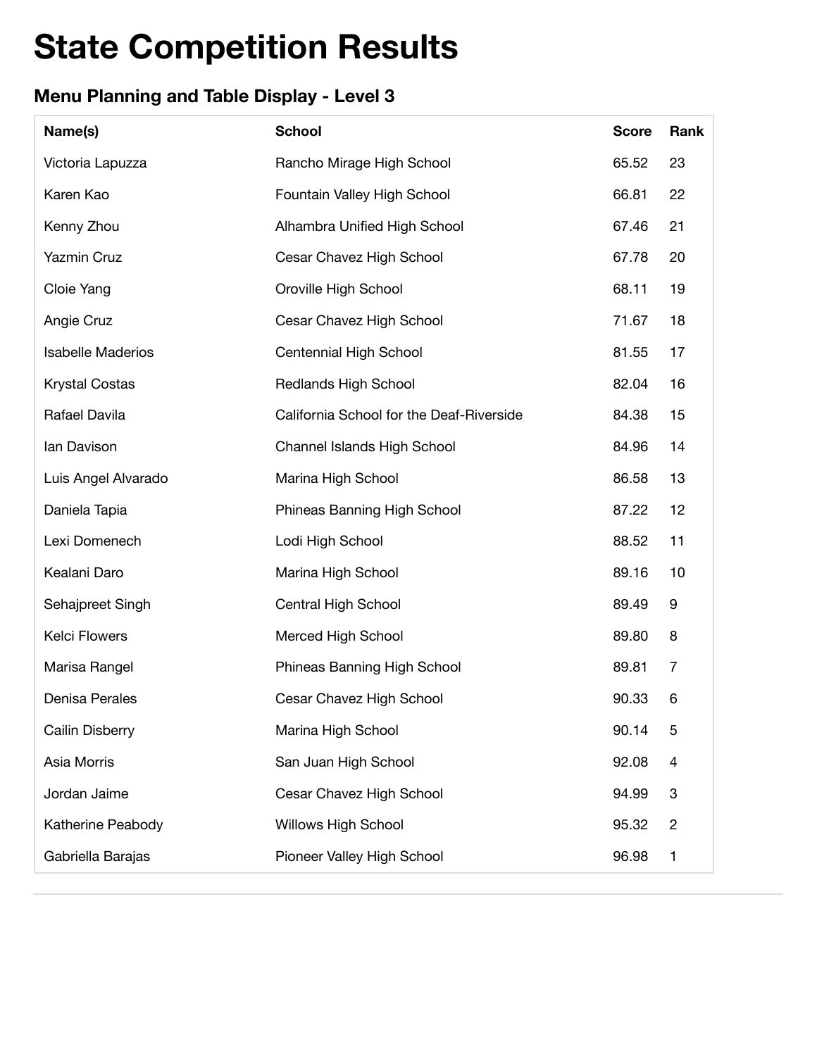# State Competition Results

### Menu Planning and Table Display - Level 3

| Name(s) | School | Score | Rank |
| --- | --- | --- | --- |
| Victoria Lapuzza | Rancho Mirage High School | 65.52 | 23 |
| Karen Kao | Fountain Valley High School | 66.81 | 22 |
| Kenny Zhou | Alhambra Unified High School | 67.46 | 21 |
| Yazmin Cruz | Cesar Chavez High School | 67.78 | 20 |
| Cloie Yang | Oroville High School | 68.11 | 19 |
| Angie Cruz | Cesar Chavez High School | 71.67 | 18 |
| Isabelle Maderios | Centennial High School | 81.55 | 17 |
| Krystal Costas | Redlands High School | 82.04 | 16 |
| Rafael Davila | California School for the Deaf-Riverside | 84.38 | 15 |
| Ian Davison | Channel Islands High School | 84.96 | 14 |
| Luis Angel Alvarado | Marina High School | 86.58 | 13 |
| Daniela Tapia | Phineas Banning High School | 87.22 | 12 |
| Lexi Domenech | Lodi High School | 88.52 | 11 |
| Kealani Daro | Marina High School | 89.16 | 10 |
| Sehajpreet Singh | Central High School | 89.49 | 9 |
| Kelci Flowers | Merced High School | 89.80 | 8 |
| Marisa Rangel | Phineas Banning High School | 89.81 | 7 |
| Denisa Perales | Cesar Chavez High School | 90.33 | 6 |
| Cailin Disberry | Marina High School | 90.14 | 5 |
| Asia Morris | San Juan High School | 92.08 | 4 |
| Jordan Jaime | Cesar Chavez High School | 94.99 | 3 |
| Katherine Peabody | Willows High School | 95.32 | 2 |
| Gabriella Barajas | Pioneer Valley High School | 96.98 | 1 |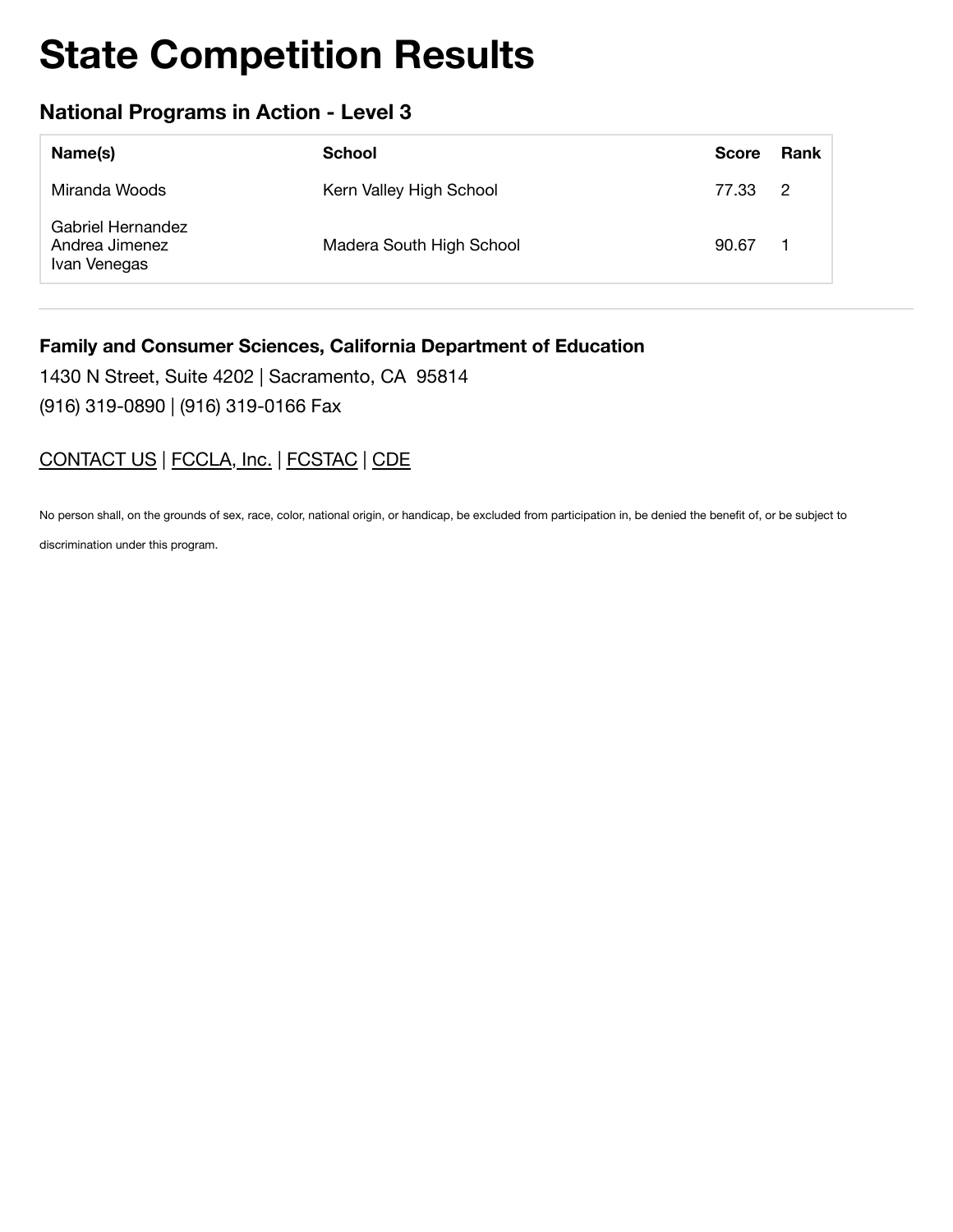# State Competition Results

### National Programs in Action - Level 3

| Name(s) | School | Score | Rank |
|---|---|---|---|
| Miranda Woods | Kern Valley High School | 77.33 | 2 |
| Gabriel Hernandez<br>Andrea Jimenez<br>Ivan Venegas | Madera South High School | 90.67 | 1 |

---

**Family and Consumer Sciences, California Department of Education**

1430 N Street, Suite 4202 | Sacramento, CA 95814

(916) 319-0890 | (916) 319-0166 Fax

CONTACT US | FCCLA, Inc. | FCSTAC | CDE

No person shall, on the grounds of sex, race, color, national origin, or handicap, be excluded from participation in, be denied the benefit of, or be subject to discrimination under this program.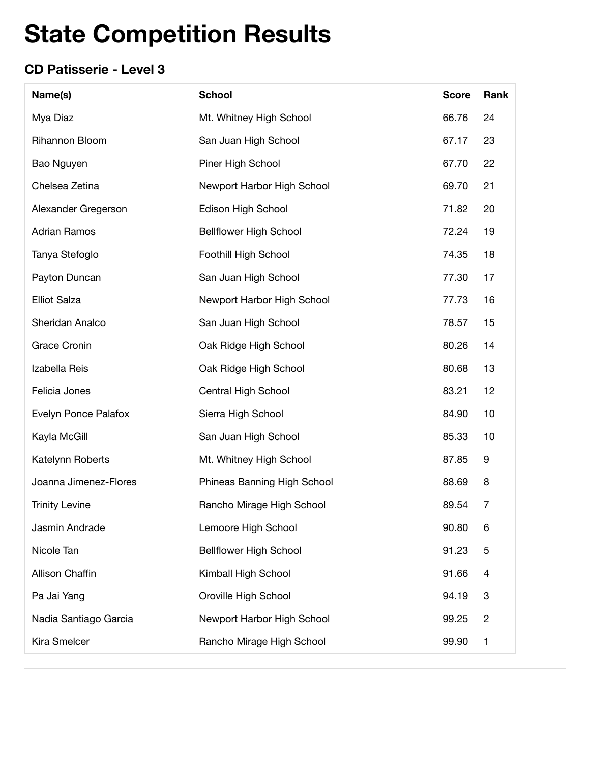# State Competition Results

### CD Patisserie - Level 3

| Name(s) | School | Score | Rank |
|---|---|---|---|
| Mya Diaz | Mt. Whitney High School | 66.76 | 24 |
| Rihannon Bloom | San Juan High School | 67.17 | 23 |
| Bao Nguyen | Piner High School | 67.70 | 22 |
| Chelsea Zetina | Newport Harbor High School | 69.70 | 21 |
| Alexander Gregerson | Edison High School | 71.82 | 20 |
| Adrian Ramos | Bellflower High School | 72.24 | 19 |
| Tanya Stefoglo | Foothill High School | 74.35 | 18 |
| Payton Duncan | San Juan High School | 77.30 | 17 |
| Elliot Salza | Newport Harbor High School | 77.73 | 16 |
| Sheridan Analco | San Juan High School | 78.57 | 15 |
| Grace Cronin | Oak Ridge High School | 80.26 | 14 |
| Izabella Reis | Oak Ridge High School | 80.68 | 13 |
| Felicia Jones | Central High School | 83.21 | 12 |
| Evelyn Ponce Palafox | Sierra High School | 84.90 | 10 |
| Kayla McGill | San Juan High School | 85.33 | 10 |
| Katelynn Roberts | Mt. Whitney High School | 87.85 | 9 |
| Joanna Jimenez-Flores | Phineas Banning High School | 88.69 | 8 |
| Trinity Levine | Rancho Mirage High School | 89.54 | 7 |
| Jasmin Andrade | Lemoore High School | 90.80 | 6 |
| Nicole Tan | Bellflower High School | 91.23 | 5 |
| Allison Chaffin | Kimball High School | 91.66 | 4 |
| Pa Jai Yang | Oroville High School | 94.19 | 3 |
| Nadia Santiago Garcia | Newport Harbor High School | 99.25 | 2 |
| Kira Smelcer | Rancho Mirage High School | 99.90 | 1 |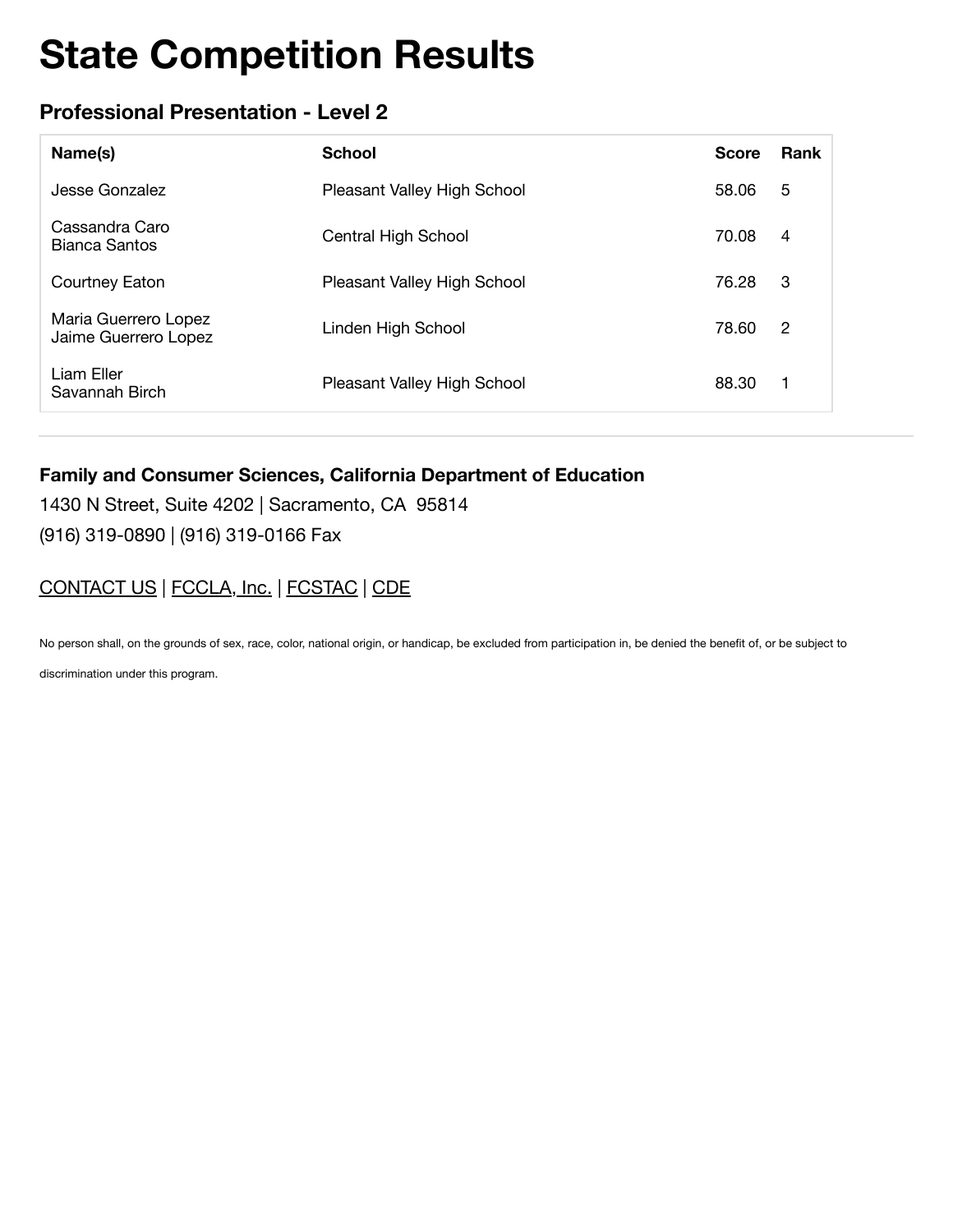# State Competition Results

## Professional Presentation - Level 2

| Name(s) | School | Score | Rank |
|---|---|---|---|
| Jesse Gonzalez | Pleasant Valley High School | 58.06 | 5 |
| Cassandra Caro<br>Bianca Santos | Central High School | 70.08 | 4 |
| Courtney Eaton | Pleasant Valley High School | 76.28 | 3 |
| Maria Guerrero Lopez<br>Jaime Guerrero Lopez | Linden High School | 78.60 | 2 |
| Liam Eller<br>Savannah Birch | Pleasant Valley High School | 88.30 | 1 |

---

**Family and Consumer Sciences, California Department of Education**

1430 N Street, Suite 4202 | Sacramento, CA 95814

(916) 319-0890 | (916) 319-0166 Fax

CONTACT US | FCCLA, Inc. | FCSTAC | CDE

No person shall, on the grounds of sex, race, color, national origin, or handicap, be excluded from participation in, be denied the benefit of, or be subject to discrimination under this program.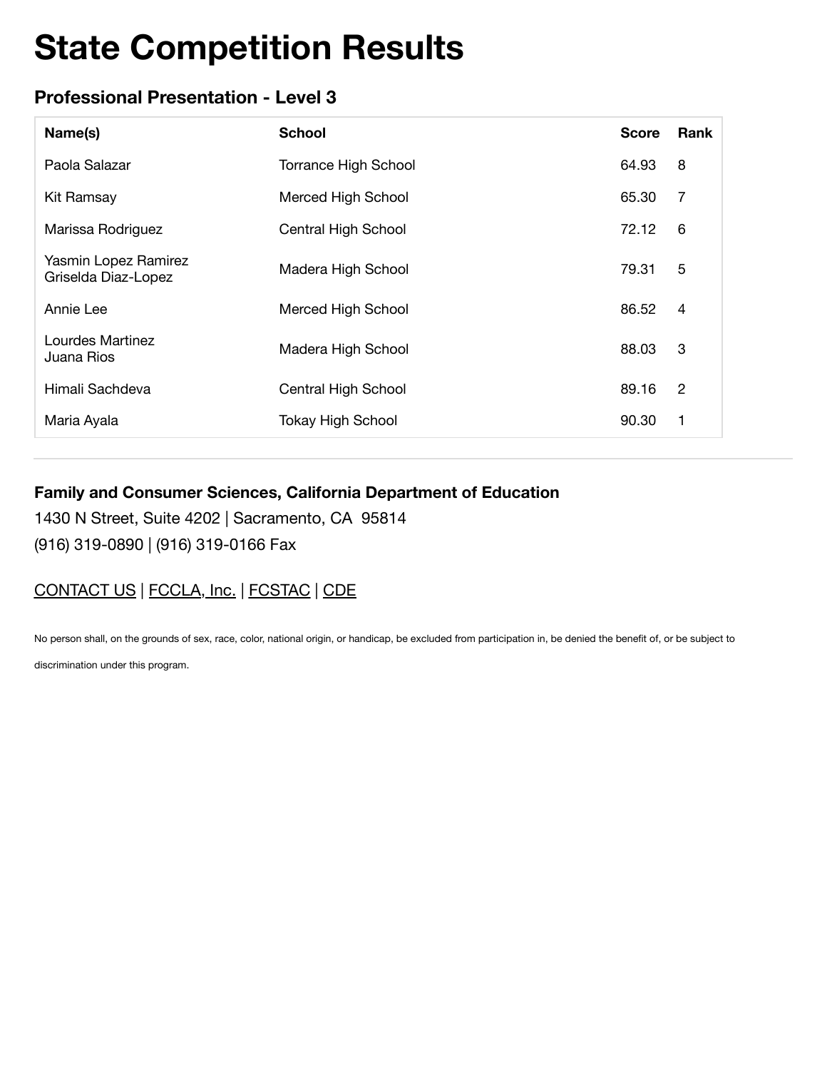# State Competition Results

## Professional Presentation - Level 3

| Name(s) | School | Score | Rank |
|---|---|---|---|
| Paola Salazar | Torrance High School | 64.93 | 8 |
| Kit Ramsay | Merced High School | 65.30 | 7 |
| Marissa Rodriguez | Central High School | 72.12 | 6 |
| Yasmin Lopez Ramirez<br>Griselda Diaz-Lopez | Madera High School | 79.31 | 5 |
| Annie Lee | Merced High School | 86.52 | 4 |
| Lourdes Martinez<br>Juana Rios | Madera High School | 88.03 | 3 |
| Himali Sachdeva | Central High School | 89.16 | 2 |
| Maria Ayala | Tokay High School | 90.30 | 1 |

---

**Family and Consumer Sciences, California Department of Education**

1430 N Street, Suite 4202 | Sacramento, CA 95814

(916) 319-0890 | (916) 319-0166 Fax

CONTACT US | FCCLA, Inc. | FCSTAC | CDE

No person shall, on the grounds of sex, race, color, national origin, or handicap, be excluded from participation in, be denied the benefit of, or be subject to discrimination under this program.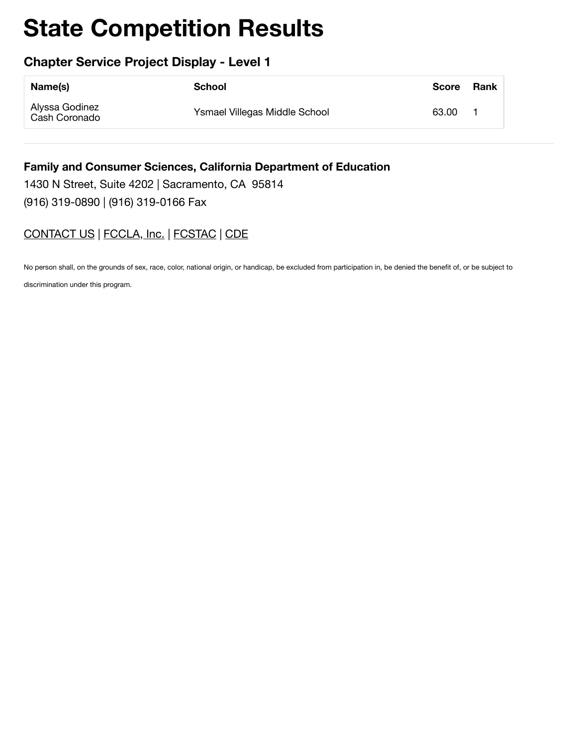# State Competition Results

## Chapter Service Project Display - Level 1

| Name(s) | School | Score | Rank |
|---|---|---|---|
| Alyssa Godinez<br>Cash Coronado | Ysmael Villegas Middle School | 63.00 | 1 |

---

**Family and Consumer Sciences, California Department of Education**

1430 N Street, Suite 4202 | Sacramento, CA 95814

(916) 319-0890 | (916) 319-0166 Fax

CONTACT US | FCCLA, Inc. | FCSTAC | CDE

No person shall, on the grounds of sex, race, color, national origin, or handicap, be excluded from participation in, be denied the benefit of, or be subject to discrimination under this program.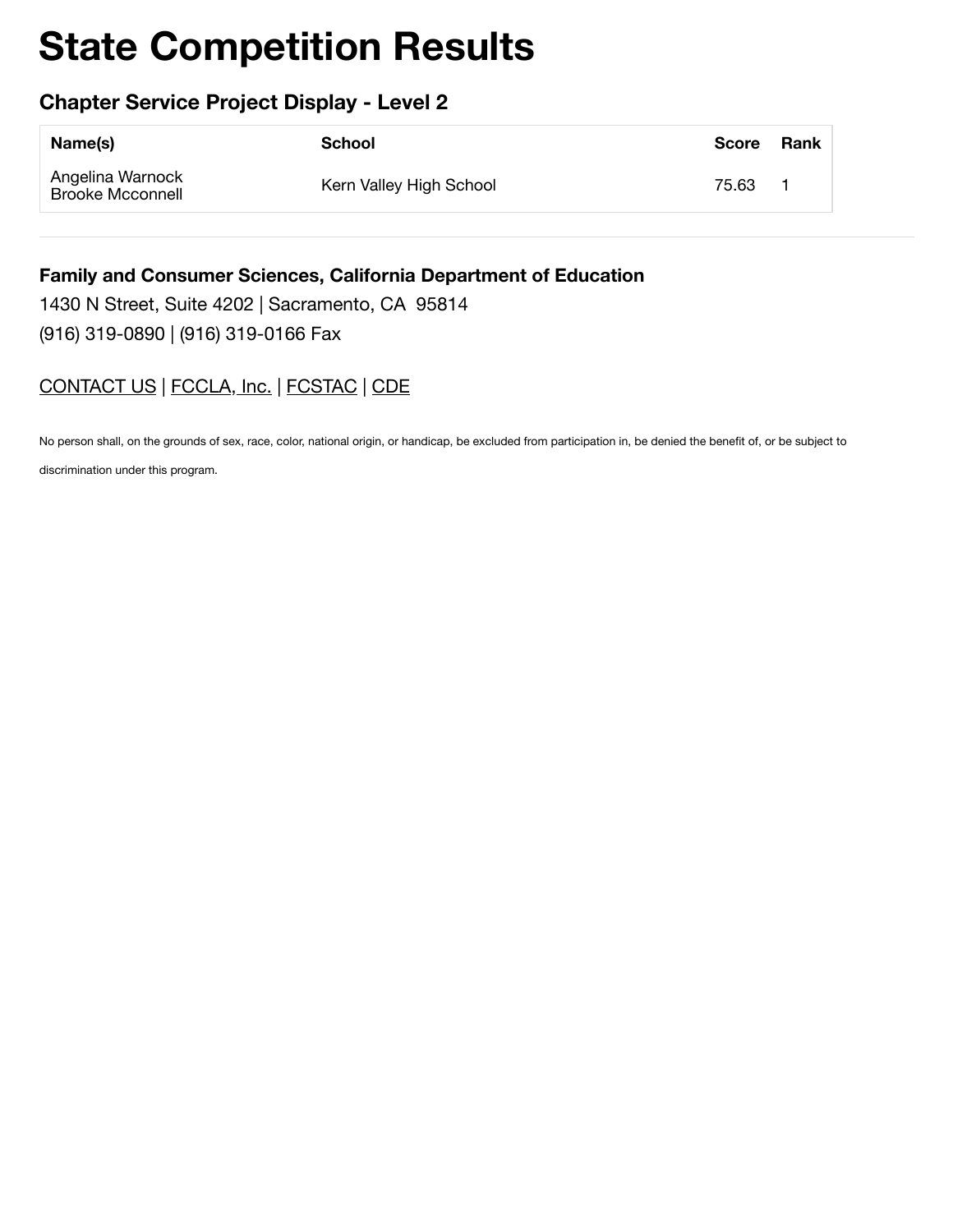# State Competition Results

## Chapter Service Project Display - Level 2

| Name(s) | School | Score | Rank |
|---|---|---|---|
| Angelina Warnock<br>Brooke Mcconnell | Kern Valley High School | 75.63 | 1 |

---

**Family and Consumer Sciences, California Department of Education**

1430 N Street, Suite 4202 | Sacramento, CA 95814

(916) 319-0890 | (916) 319-0166 Fax

CONTACT US | FCCLA, Inc. | FCSTAC | CDE

No person shall, on the grounds of sex, race, color, national origin, or handicap, be excluded from participation in, be denied the benefit of, or be subject to discrimination under this program.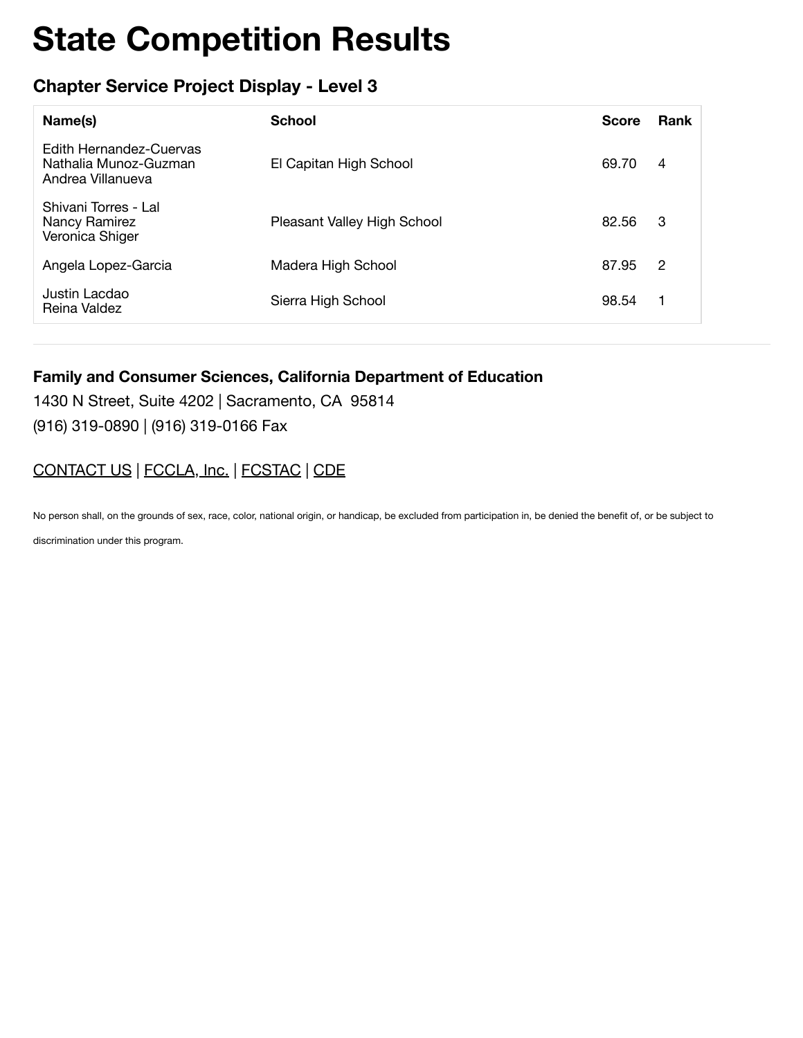# State Competition Results

## Chapter Service Project Display - Level 3

| Name(s) | School | Score | Rank |
|---|---|---|---|
| Edith Hernandez-Cuervas<br>Nathalia Munoz-Guzman<br>Andrea Villanueva | El Capitan High School | 69.70 | 4 |
| Shivani Torres - Lal<br>Nancy Ramirez<br>Veronica Shiger | Pleasant Valley High School | 82.56 | 3 |
| Angela Lopez-Garcia | Madera High School | 87.95 | 2 |
| Justin Lacdao<br>Reina Valdez | Sierra High School | 98.54 | 1 |

---

**Family and Consumer Sciences, California Department of Education**

1430 N Street, Suite 4202 | Sacramento, CA 95814

(916) 319-0890 | (916) 319-0166 Fax

CONTACT US | FCCLA, Inc. | FCSTAC | CDE

No person shall, on the grounds of sex, race, color, national origin, or handicap, be excluded from participation in, be denied the benefit of, or be subject to discrimination under this program.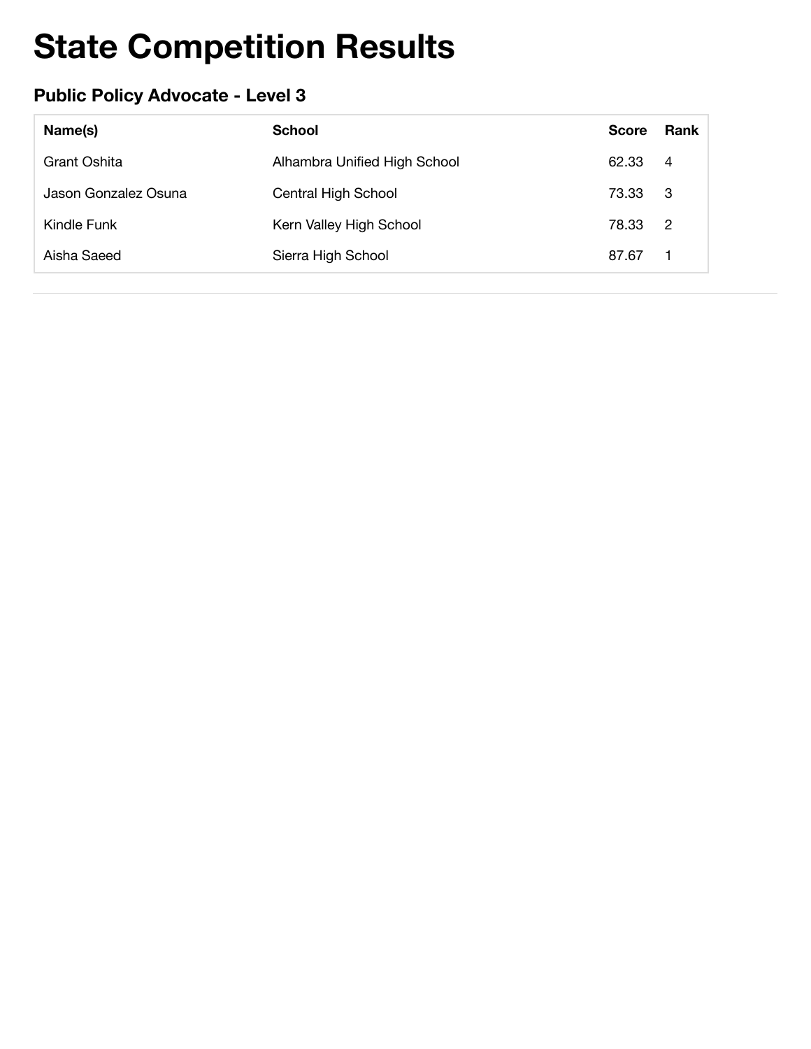# State Competition Results

## Public Policy Advocate - Level 3

| Name(s) | School | Score | Rank |
|---|---|---|---|
| Grant Oshita | Alhambra Unified High School | 62.33 | 4 |
| Jason Gonzalez Osuna | Central High School | 73.33 | 3 |
| Kindle Funk | Kern Valley High School | 78.33 | 2 |
| Aisha Saeed | Sierra High School | 87.67 | 1 |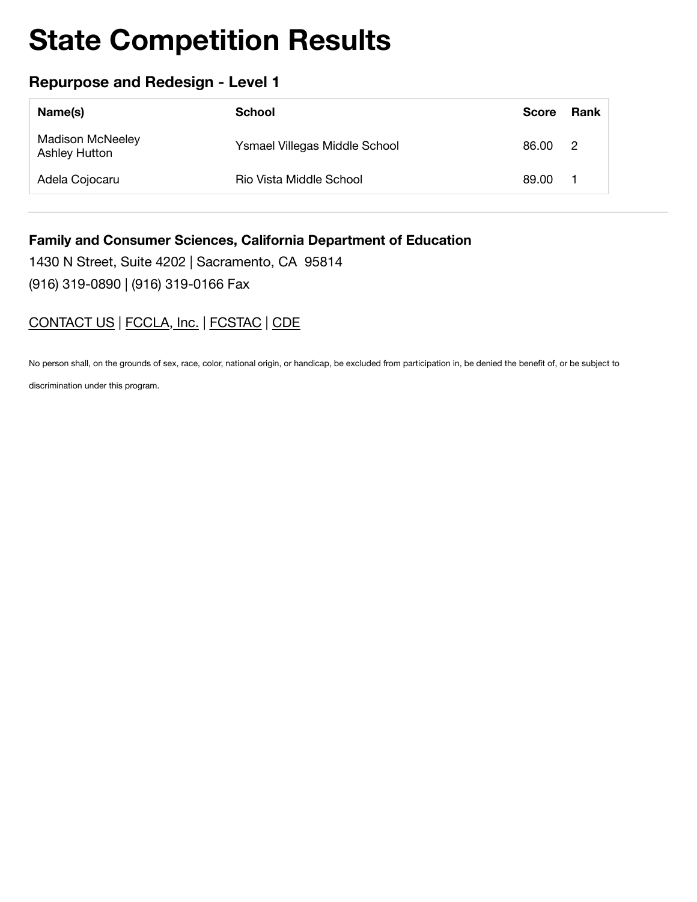# State Competition Results

## Repurpose and Redesign - Level 1

| Name(s) | School | Score | Rank |
|---|---|---|---|
| Madison McNeeley<br>Ashley Hutton | Ysmael Villegas Middle School | 86.00 | 2 |
| Adela Cojocaru | Rio Vista Middle School | 89.00 | 1 |

---

**Family and Consumer Sciences, California Department of Education**

1430 N Street, Suite 4202 | Sacramento, CA 95814

(916) 319-0890 | (916) 319-0166 Fax

CONTACT US | FCCLA, Inc. | FCSTAC | CDE

No person shall, on the grounds of sex, race, color, national origin, or handicap, be excluded from participation in, be denied the benefit of, or be subject to discrimination under this program.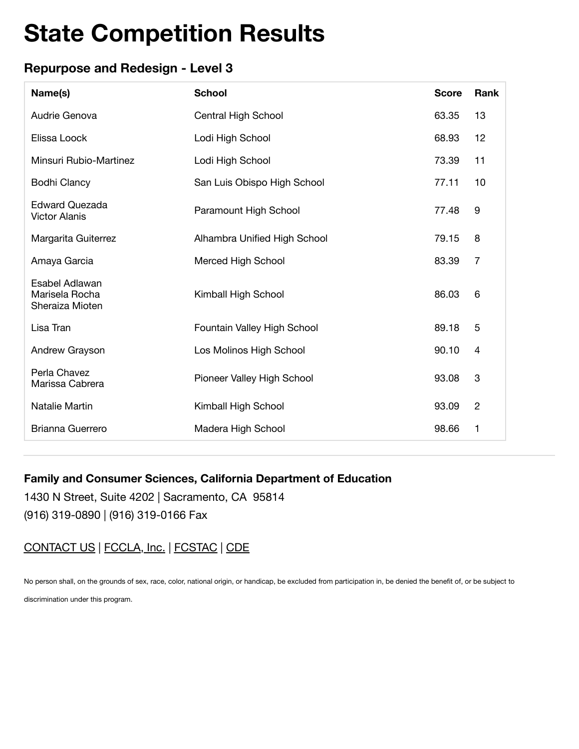# State Competition Results

### Repurpose and Redesign - Level 3

| Name(s) | School | Score | Rank |
|---|---|---|---|
| Audrie Genova | Central High School | 63.35 | 13 |
| Elissa Loock | Lodi High School | 68.93 | 12 |
| Minsuri Rubio-Martinez | Lodi High School | 73.39 | 11 |
| Bodhi Clancy | San Luis Obispo High School | 77.11 | 10 |
| Edward Quezada<br>Victor Alanis | Paramount High School | 77.48 | 9 |
| Margarita Guiterrez | Alhambra Unified High School | 79.15 | 8 |
| Amaya Garcia | Merced High School | 83.39 | 7 |
| Esabel Adlawan<br>Marisela Rocha<br>Sheraiza Mioten | Kimball High School | 86.03 | 6 |
| Lisa Tran | Fountain Valley High School | 89.18 | 5 |
| Andrew Grayson | Los Molinos High School | 90.10 | 4 |
| Perla Chavez<br>Marissa Cabrera | Pioneer Valley High School | 93.08 | 3 |
| Natalie Martin | Kimball High School | 93.09 | 2 |
| Brianna Guerrero | Madera High School | 98.66 | 1 |

---

**Family and Consumer Sciences, California Department of Education**

1430 N Street, Suite 4202 | Sacramento, CA 95814

(916) 319-0890 | (916) 319-0166 Fax

CONTACT US | FCCLA, Inc. | FCSTAC | CDE

No person shall, on the grounds of sex, race, color, national origin, or handicap, be excluded from participation in, be denied the benefit of, or be subject to discrimination under this program.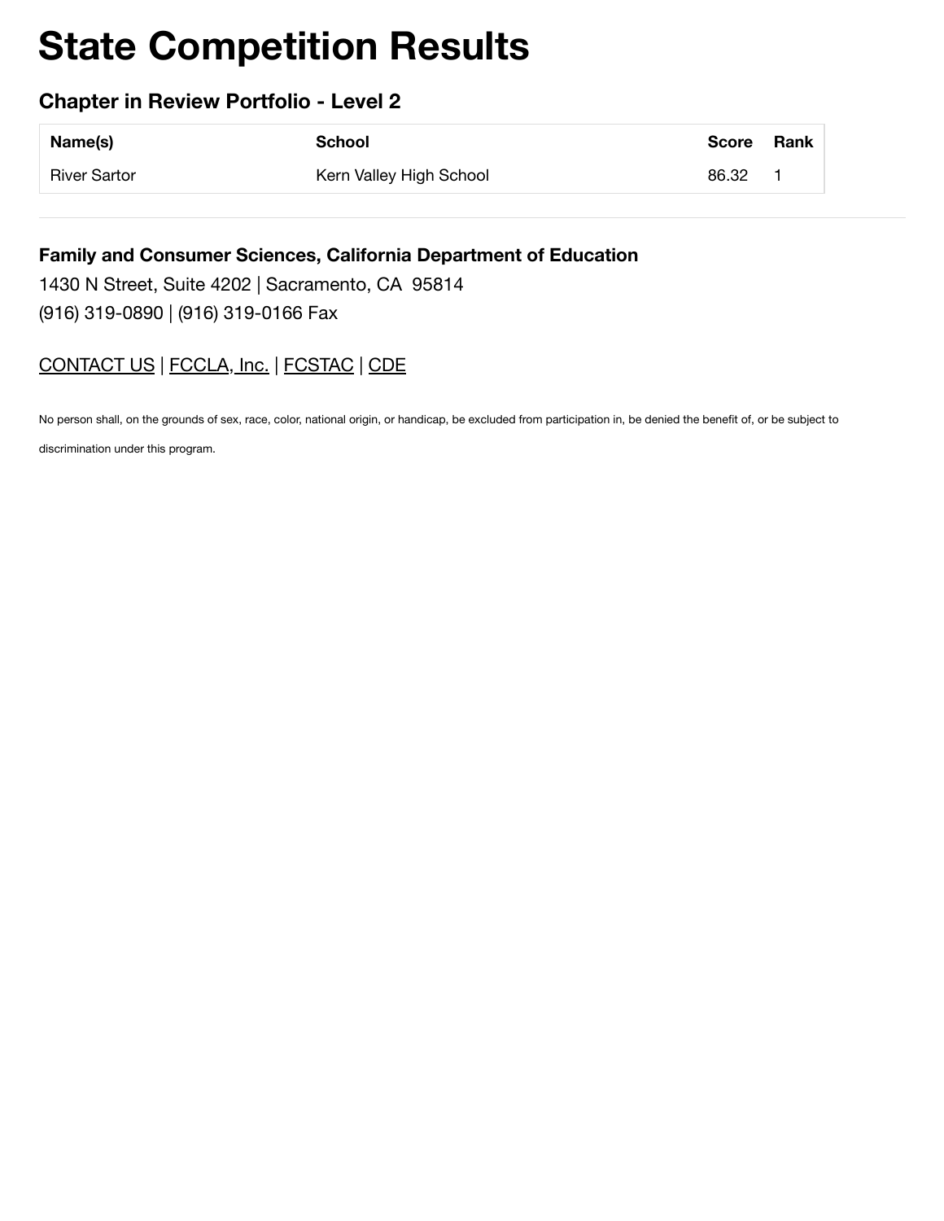# State Competition Results

## Chapter in Review Portfolio - Level 2

| Name(s) | School | Score | Rank |
|---|---|---|---|
| River Sartor | Kern Valley High School | 86.32 | 1 |

---

**Family and Consumer Sciences, California Department of Education**

1430 N Street, Suite 4202 | Sacramento, CA 95814

(916) 319-0890 | (916) 319-0166 Fax

CONTACT US | FCCLA, Inc. | FCSTAC | CDE

No person shall, on the grounds of sex, race, color, national origin, or handicap, be excluded from participation in, be denied the benefit of, or be subject to discrimination under this program.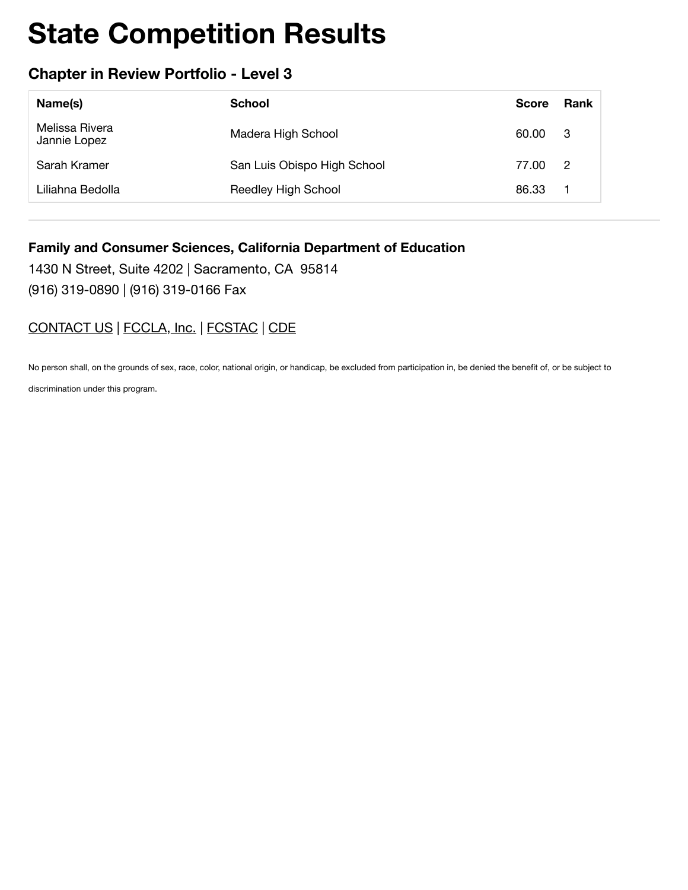# State Competition Results

## Chapter in Review Portfolio - Level 3

| Name(s) | School | Score | Rank |
| --- | --- | --- | --- |
| Melissa Rivera<br>Jannie Lopez | Madera High School | 60.00 | 3 |
| Sarah Kramer | San Luis Obispo High School | 77.00 | 2 |
| Liliahna Bedolla | Reedley High School | 86.33 | 1 |

---

**Family and Consumer Sciences, California Department of Education**

1430 N Street, Suite 4202 | Sacramento, CA 95814

(916) 319-0890 | (916) 319-0166 Fax

CONTACT US | FCCLA, Inc. | FCSTAC | CDE

No person shall, on the grounds of sex, race, color, national origin, or handicap, be excluded from participation in, be denied the benefit of, or be subject to discrimination under this program.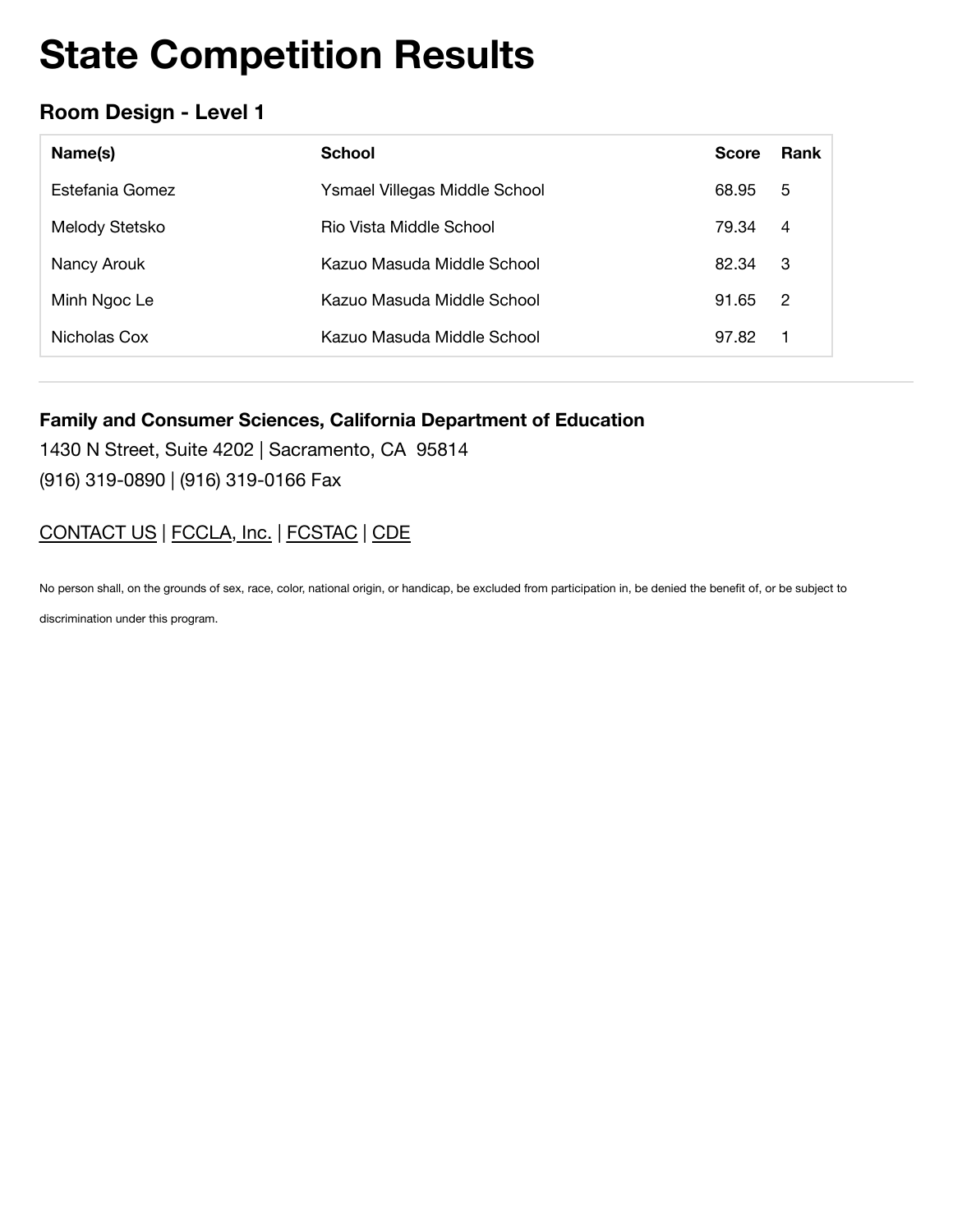# State Competition Results

## Room Design - Level 1

| Name(s) | School | Score | Rank |
|---|---|---|---|
| Estefania Gomez | Ysmael Villegas Middle School | 68.95 | 5 |
| Melody Stetsko | Rio Vista Middle School | 79.34 | 4 |
| Nancy Arouk | Kazuo Masuda Middle School | 82.34 | 3 |
| Minh Ngoc Le | Kazuo Masuda Middle School | 91.65 | 2 |
| Nicholas Cox | Kazuo Masuda Middle School | 97.82 | 1 |

---

**Family and Consumer Sciences, California Department of Education**

1430 N Street, Suite 4202 | Sacramento, CA 95814

(916) 319-0890 | (916) 319-0166 Fax

CONTACT US | FCCLA, Inc. | FCSTAC | CDE

No person shall, on the grounds of sex, race, color, national origin, or handicap, be excluded from participation in, be denied the benefit of, or be subject to discrimination under this program.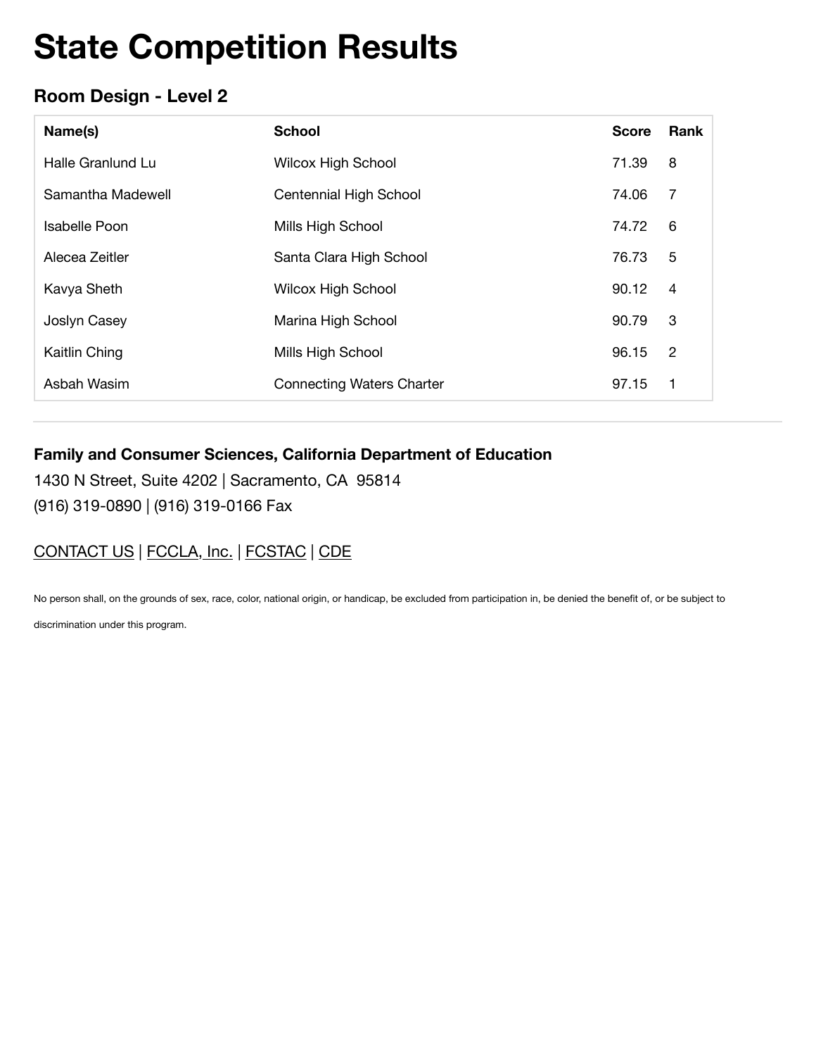# State Competition Results

## Room Design - Level 2

| Name(s) | School | Score | Rank |
|---|---|---|---|
| Halle Granlund Lu | Wilcox High School | 71.39 | 8 |
| Samantha Madewell | Centennial High School | 74.06 | 7 |
| Isabelle Poon | Mills High School | 74.72 | 6 |
| Alecea Zeitler | Santa Clara High School | 76.73 | 5 |
| Kavya Sheth | Wilcox High School | 90.12 | 4 |
| Joslyn Casey | Marina High School | 90.79 | 3 |
| Kaitlin Ching | Mills High School | 96.15 | 2 |
| Asbah Wasim | Connecting Waters Charter | 97.15 | 1 |

---

### Family and Consumer Sciences, California Department of Education

1430 N Street, Suite 4202 | Sacramento, CA 95814
(916) 319-0890 | (916) 319-0166 Fax

CONTACT US | FCCLA, Inc. | FCSTAC | CDE

No person shall, on the grounds of sex, race, color, national origin, or handicap, be excluded from participation in, be denied the benefit of, or be subject to discrimination under this program.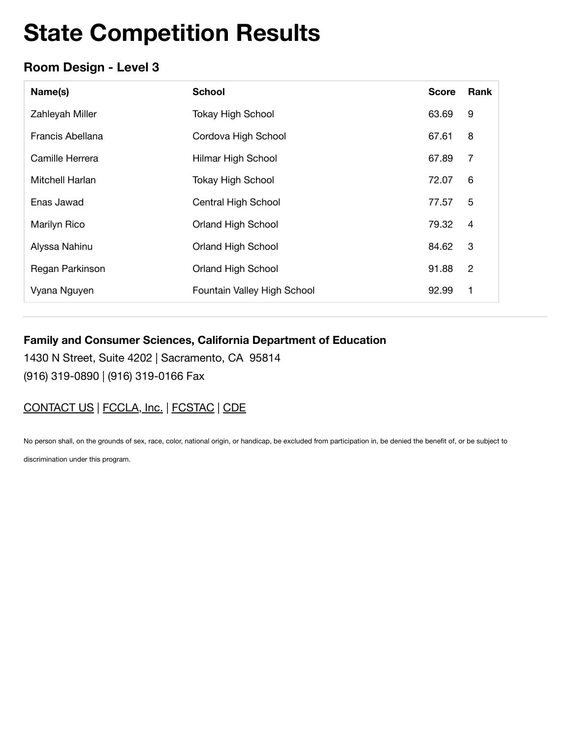# State Competition Results

### Room Design - Level 3

| Name(s) | School | Score | Rank |
|---|---|---|---|
| Zahleyah Miller | Tokay High School | 63.69 | 9 |
| Francis Abellana | Cordova High School | 67.61 | 8 |
| Camille Herrera | Hilmar High School | 67.89 | 7 |
| Mitchell Harlan | Tokay High School | 72.07 | 6 |
| Enas Jawad | Central High School | 77.57 | 5 |
| Marilyn Rico | Orland High School | 79.32 | 4 |
| Alyssa Nahinu | Orland High School | 84.62 | 3 |
| Regan Parkinson | Orland High School | 91.88 | 2 |
| Vyana Nguyen | Fountain Valley High School | 92.99 | 1 |

---

**Family and Consumer Sciences, California Department of Education**

1430 N Street, Suite 4202 | Sacramento, CA 95814

(916) 319-0890 | (916) 319-0166 Fax

CONTACT US | FCCLA, Inc. | FCSTAC | CDE

No person shall, on the grounds of sex, race, color, national origin, or handicap, be excluded from participation in, be denied the benefit of, or be subject to discrimination under this program.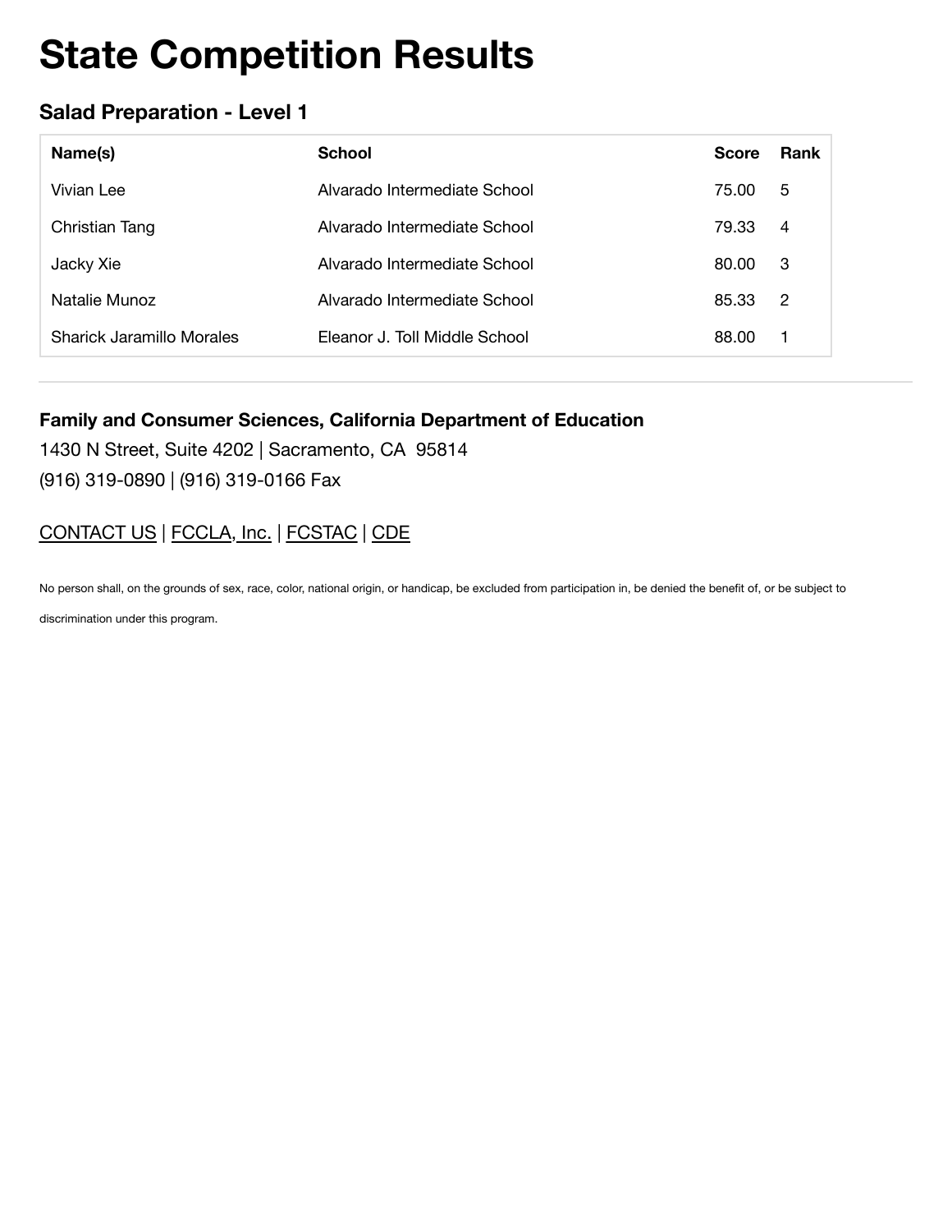# State Competition Results

### Salad Preparation - Level 1

| Name(s) | School | Score | Rank |
| --- | --- | --- | --- |
| Vivian Lee | Alvarado Intermediate School | 75.00 | 5 |
| Christian Tang | Alvarado Intermediate School | 79.33 | 4 |
| Jacky Xie | Alvarado Intermediate School | 80.00 | 3 |
| Natalie Munoz | Alvarado Intermediate School | 85.33 | 2 |
| Sharick Jaramillo Morales | Eleanor J. Toll Middle School | 88.00 | 1 |

---

**Family and Consumer Sciences, California Department of Education**

1430 N Street, Suite 4202 | Sacramento, CA 95814

(916) 319-0890 | (916) 319-0166 Fax

CONTACT US | FCCLA, Inc. | FCSTAC | CDE

No person shall, on the grounds of sex, race, color, national origin, or handicap, be excluded from participation in, be denied the benefit of, or be subject to discrimination under this program.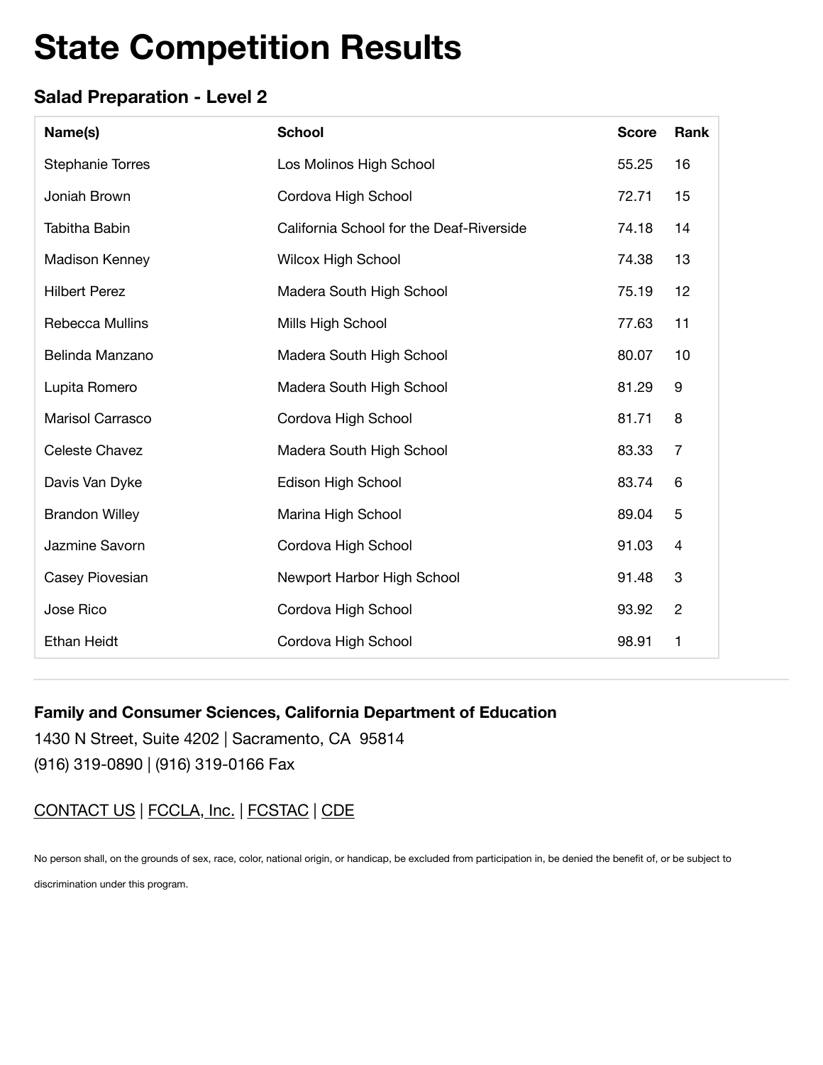# State Competition Results

### Salad Preparation - Level 2

| Name(s) | School | Score | Rank |
|---|---|---|---|
| Stephanie Torres | Los Molinos High School | 55.25 | 16 |
| Joniah Brown | Cordova High School | 72.71 | 15 |
| Tabitha Babin | California School for the Deaf-Riverside | 74.18 | 14 |
| Madison Kenney | Wilcox High School | 74.38 | 13 |
| Hilbert Perez | Madera South High School | 75.19 | 12 |
| Rebecca Mullins | Mills High School | 77.63 | 11 |
| Belinda Manzano | Madera South High School | 80.07 | 10 |
| Lupita Romero | Madera South High School | 81.29 | 9 |
| Marisol Carrasco | Cordova High School | 81.71 | 8 |
| Celeste Chavez | Madera South High School | 83.33 | 7 |
| Davis Van Dyke | Edison High School | 83.74 | 6 |
| Brandon Willey | Marina High School | 89.04 | 5 |
| Jazmine Savorn | Cordova High School | 91.03 | 4 |
| Casey Piovesian | Newport Harbor High School | 91.48 | 3 |
| Jose Rico | Cordova High School | 93.92 | 2 |
| Ethan Heidt | Cordova High School | 98.91 | 1 |

---

**Family and Consumer Sciences, California Department of Education**

1430 N Street, Suite 4202 | Sacramento, CA 95814

(916) 319-0890 | (916) 319-0166 Fax

CONTACT US | FCCLA, Inc. | FCSTAC | CDE

No person shall, on the grounds of sex, race, color, national origin, or handicap, be excluded from participation in, be denied the benefit of, or be subject to discrimination under this program.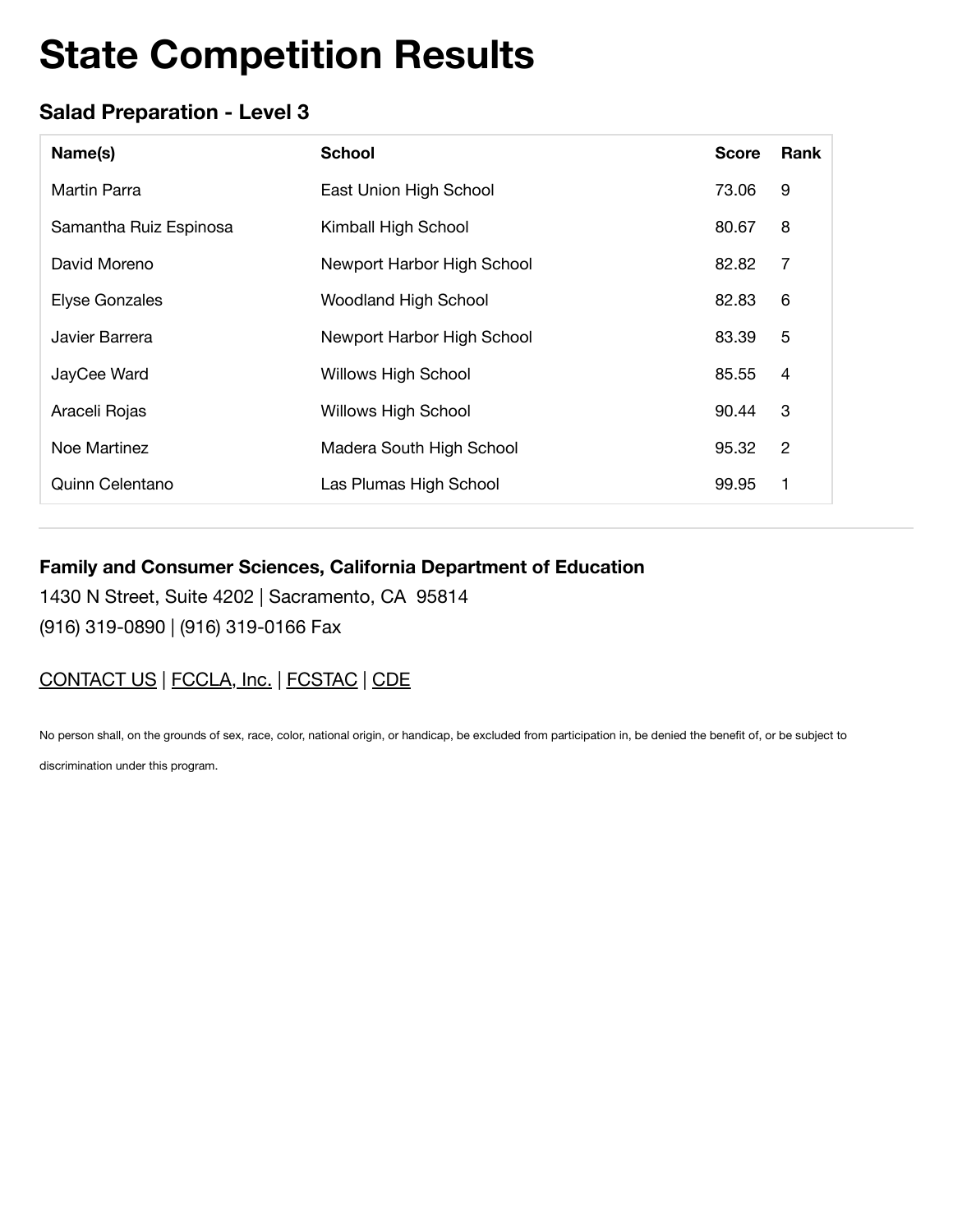# State Competition Results

### Salad Preparation - Level 3

| Name(s) | School | Score | Rank |
|---|---|---|---|
| Martin Parra | East Union High School | 73.06 | 9 |
| Samantha Ruiz Espinosa | Kimball High School | 80.67 | 8 |
| David Moreno | Newport Harbor High School | 82.82 | 7 |
| Elyse Gonzales | Woodland High School | 82.83 | 6 |
| Javier Barrera | Newport Harbor High School | 83.39 | 5 |
| JayCee Ward | Willows High School | 85.55 | 4 |
| Araceli Rojas | Willows High School | 90.44 | 3 |
| Noe Martinez | Madera South High School | 95.32 | 2 |
| Quinn Celentano | Las Plumas High School | 99.95 | 1 |

---

**Family and Consumer Sciences, California Department of Education**

1430 N Street, Suite 4202 | Sacramento, CA 95814

(916) 319-0890 | (916) 319-0166 Fax

CONTACT US | FCCLA, Inc. | FCSTAC | CDE

No person shall, on the grounds of sex, race, color, national origin, or handicap, be excluded from participation in, be denied the benefit of, or be subject to discrimination under this program.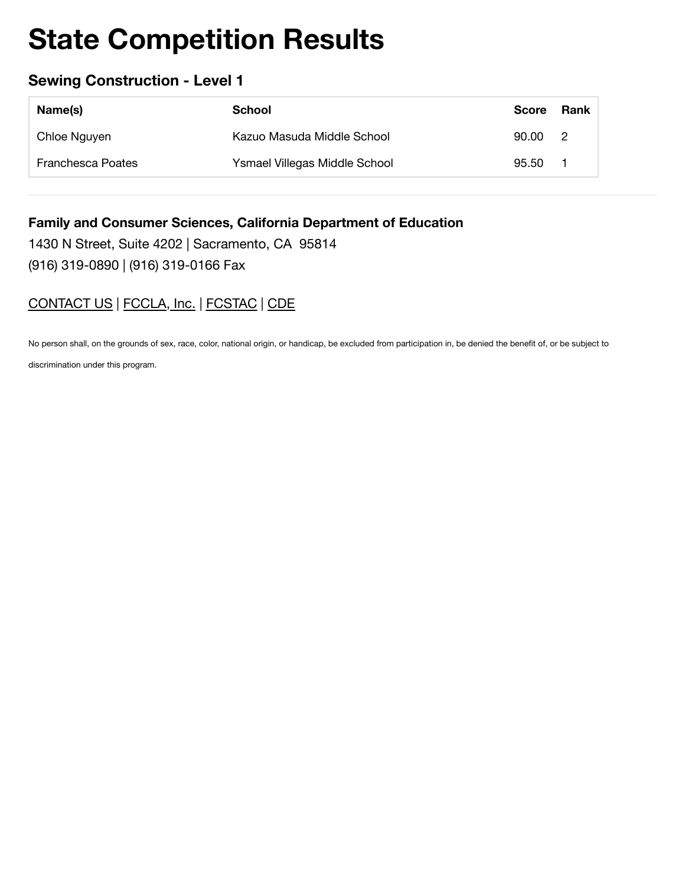# State Competition Results

## Sewing Construction - Level 1

| Name(s) | School | Score | Rank |
|---|---|---|---|
| Chloe Nguyen | Kazuo Masuda Middle School | 90.00 | 2 |
| Franchesca Poates | Ysmael Villegas Middle School | 95.50 | 1 |

---

**Family and Consumer Sciences, California Department of Education**

1430 N Street, Suite 4202 | Sacramento, CA 95814

(916) 319-0890 | (916) 319-0166 Fax

CONTACT US | FCCLA, Inc. | FCSTAC | CDE

No person shall, on the grounds of sex, race, color, national origin, or handicap, be excluded from participation in, be denied the benefit of, or be subject to discrimination under this program.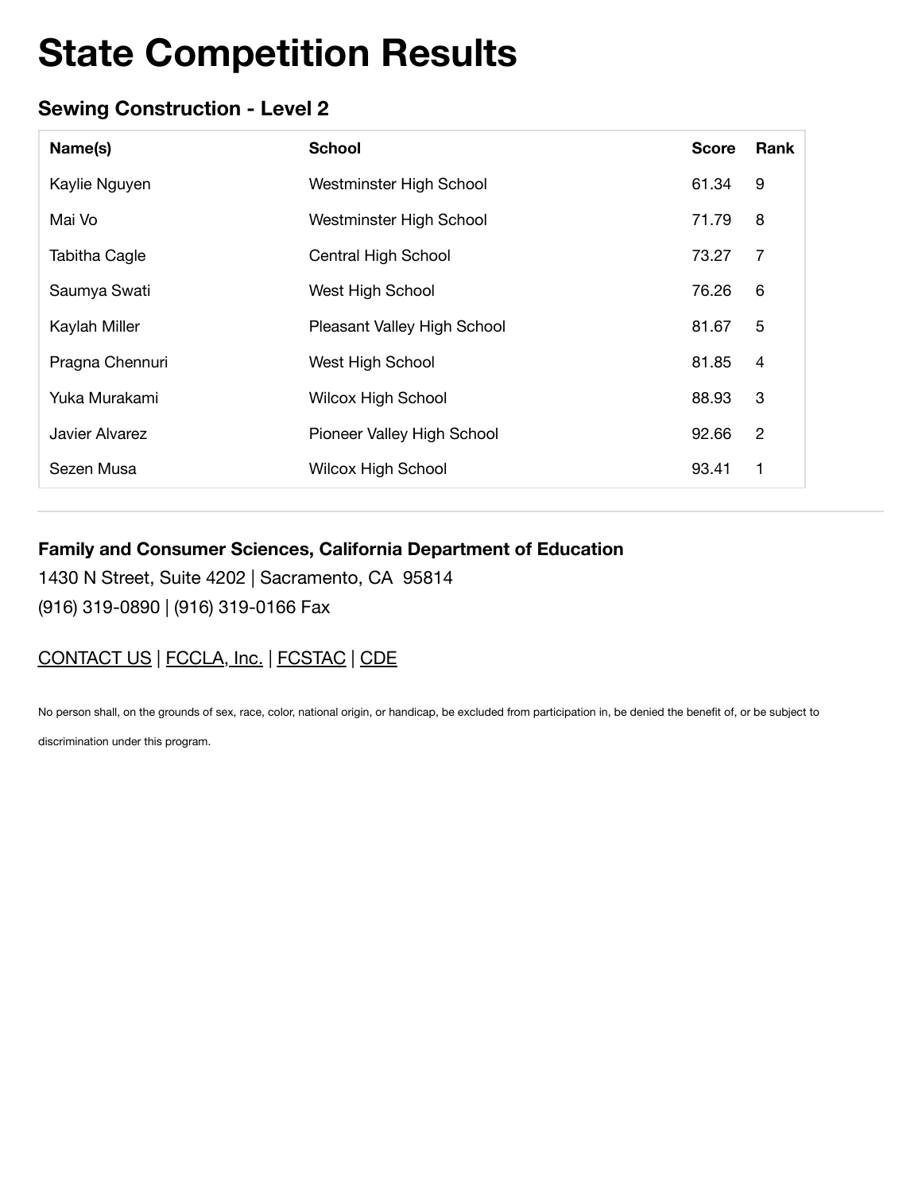# State Competition Results

## Sewing Construction - Level 2

| Name(s) | School | Score | Rank |
|---|---|---|---|
| Kaylie Nguyen | Westminster High School | 61.34 | 9 |
| Mai Vo | Westminster High School | 71.79 | 8 |
| Tabitha Cagle | Central High School | 73.27 | 7 |
| Saumya Swati | West High School | 76.26 | 6 |
| Kaylah Miller | Pleasant Valley High School | 81.67 | 5 |
| Pragna Chennuri | West High School | 81.85 | 4 |
| Yuka Murakami | Wilcox High School | 88.93 | 3 |
| Javier Alvarez | Pioneer Valley High School | 92.66 | 2 |
| Sezen Musa | Wilcox High School | 93.41 | 1 |

---

**Family and Consumer Sciences, California Department of Education**

1430 N Street, Suite 4202 | Sacramento, CA 95814

(916) 319-0890 | (916) 319-0166 Fax

CONTACT US | FCCLA, Inc. | FCSTAC | CDE

No person shall, on the grounds of sex, race, color, national origin, or handicap, be excluded from participation in, be denied the benefit of, or be subject to discrimination under this program.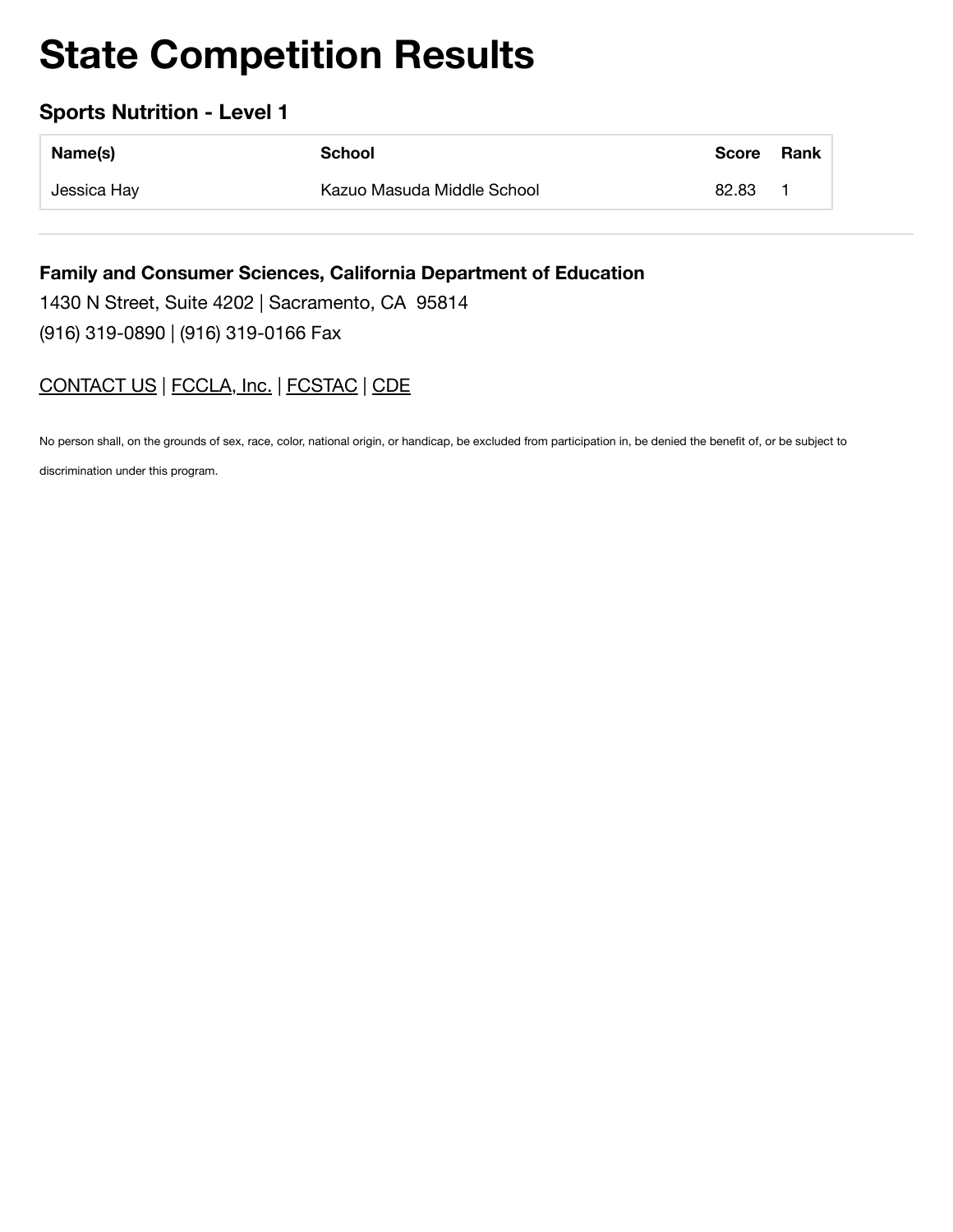# State Competition Results

## Sports Nutrition - Level 1

| Name(s) | School | Score | Rank |
|---|---|---|---|
| Jessica Hay | Kazuo Masuda Middle School | 82.83 | 1 |

---

**Family and Consumer Sciences, California Department of Education**

1430 N Street, Suite 4202 | Sacramento, CA 95814

(916) 319-0890 | (916) 319-0166 Fax

CONTACT US | FCCLA, Inc. | FCSTAC | CDE

No person shall, on the grounds of sex, race, color, national origin, or handicap, be excluded from participation in, be denied the benefit of, or be subject to discrimination under this program.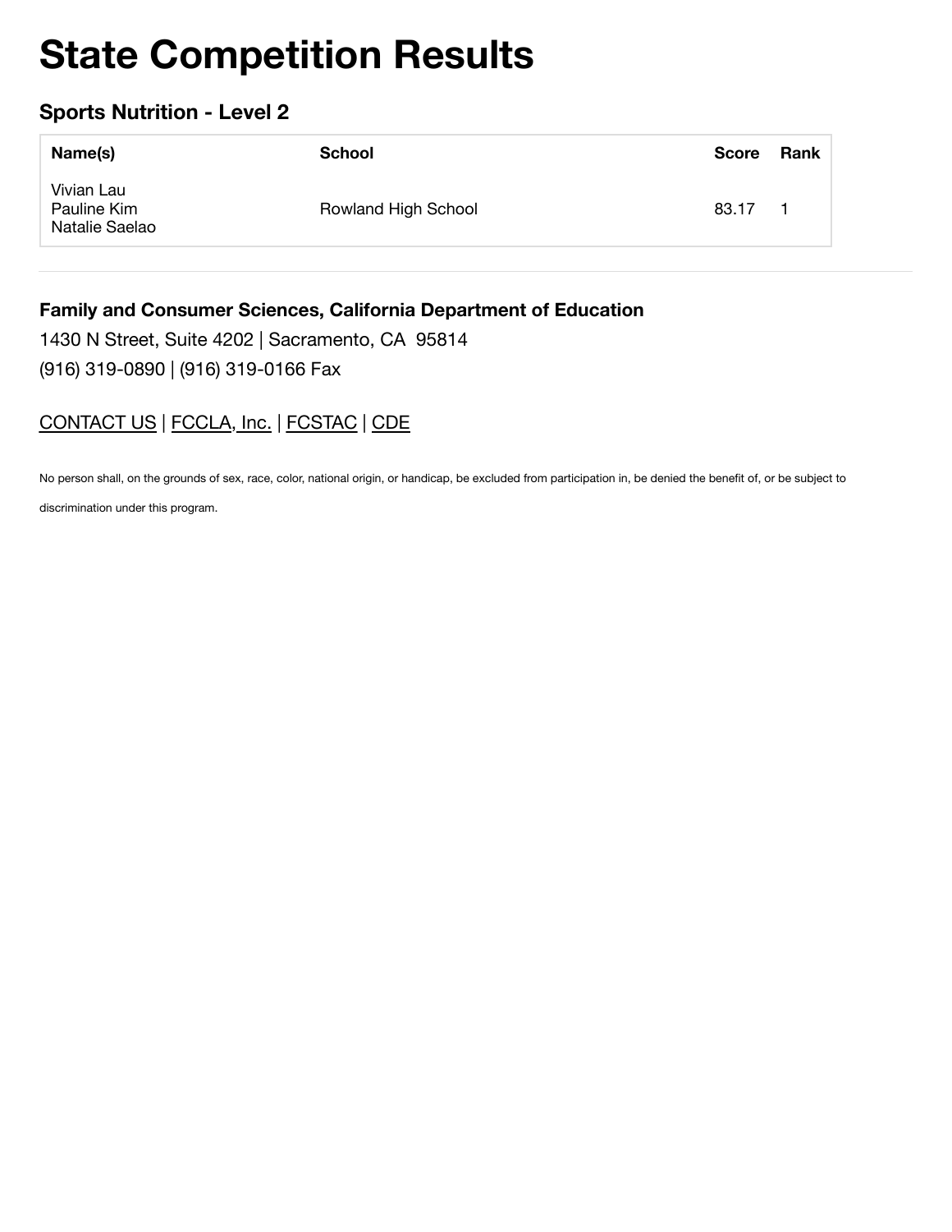# State Competition Results

## Sports Nutrition - Level 2

| Name(s) | School | Score | Rank |
|---|---|---|---|
| Vivian Lau<br>Pauline Kim<br>Natalie Saelao | Rowland High School | 83.17 | 1 |

---

**Family and Consumer Sciences, California Department of Education**

1430 N Street, Suite 4202 | Sacramento, CA 95814

(916) 319-0890 | (916) 319-0166 Fax

CONTACT US | FCCLA, Inc. | FCSTAC | CDE

No person shall, on the grounds of sex, race, color, national origin, or handicap, be excluded from participation in, be denied the benefit of, or be subject to discrimination under this program.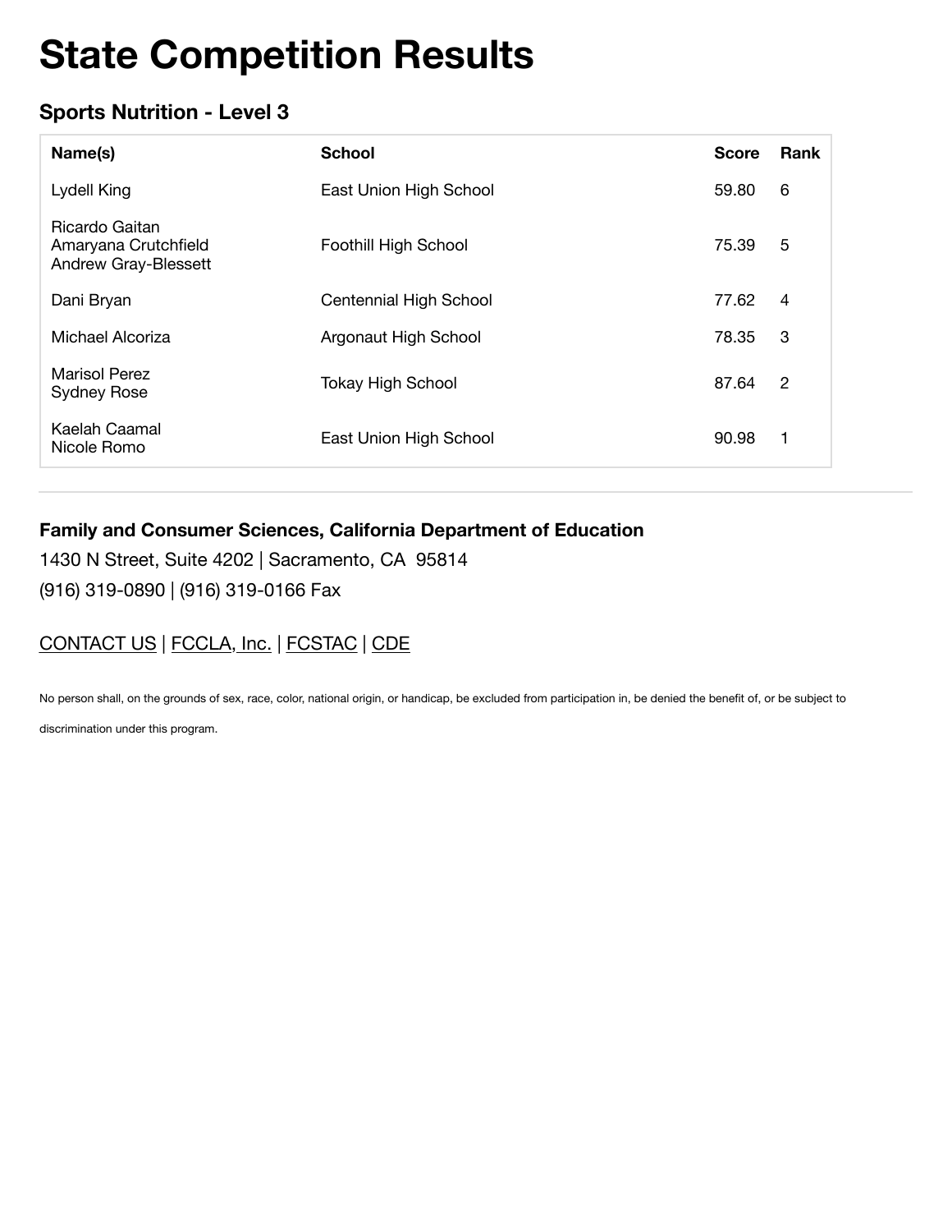# State Competition Results

## Sports Nutrition - Level 3

| Name(s) | School | Score | Rank |
|---|---|---|---|
| Lydell King | East Union High School | 59.80 | 6 |
| Ricardo Gaitan<br>Amaryana Crutchfield<br>Andrew Gray-Blessett | Foothill High School | 75.39 | 5 |
| Dani Bryan | Centennial High School | 77.62 | 4 |
| Michael Alcoriza | Argonaut High School | 78.35 | 3 |
| Marisol Perez<br>Sydney Rose | Tokay High School | 87.64 | 2 |
| Kaelah Caamal<br>Nicole Romo | East Union High School | 90.98 | 1 |

---

**Family and Consumer Sciences, California Department of Education**

1430 N Street, Suite 4202 | Sacramento, CA 95814

(916) 319-0890 | (916) 319-0166 Fax

CONTACT US | FCCLA, Inc. | FCSTAC | CDE

No person shall, on the grounds of sex, race, color, national origin, or handicap, be excluded from participation in, be denied the benefit of, or be subject to discrimination under this program.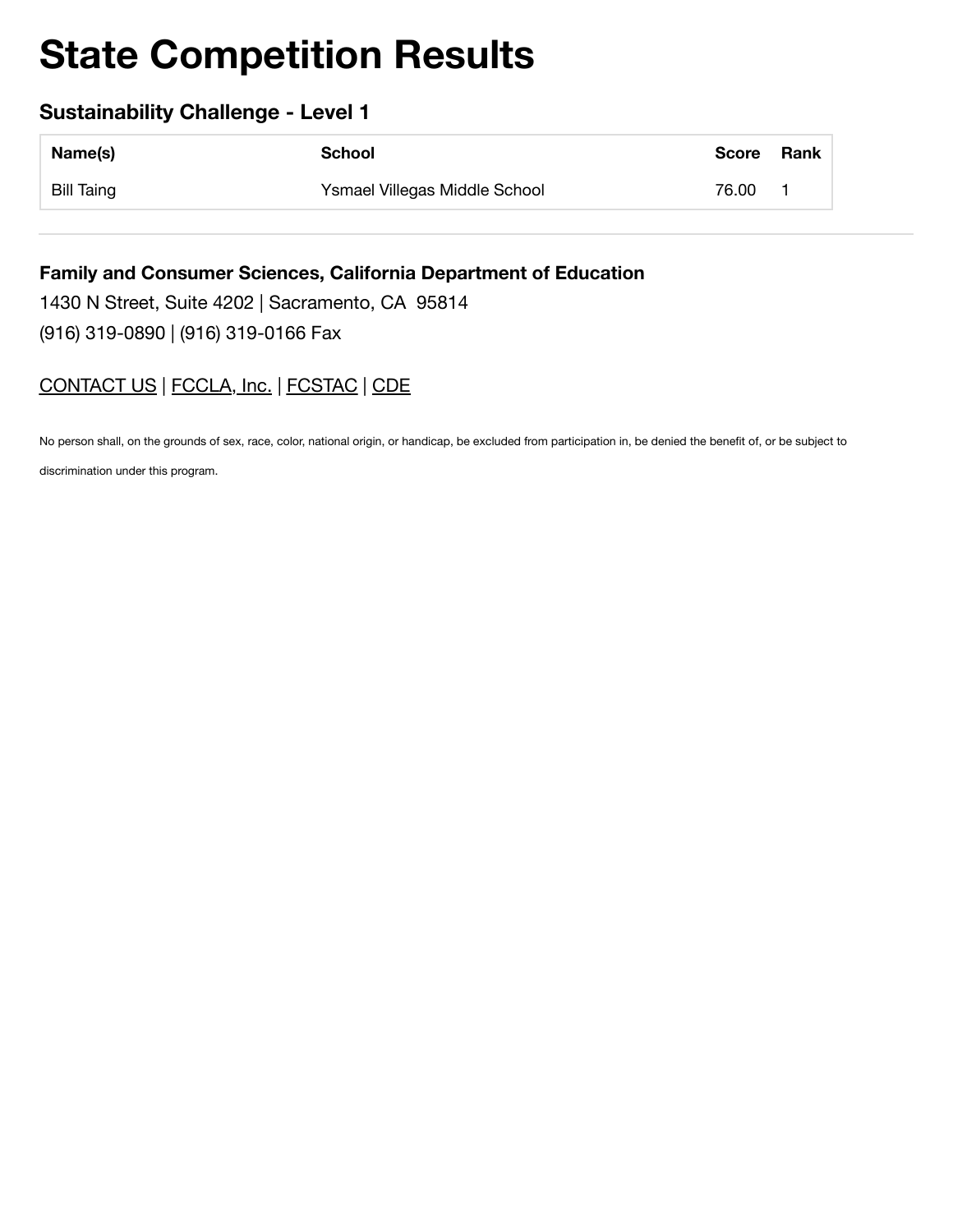# State Competition Results

### Sustainability Challenge - Level 1

| Name(s) | School | Score | Rank |
|---|---|---|---|
| Bill Taing | Ysmael Villegas Middle School | 76.00 | 1 |

---

**Family and Consumer Sciences, California Department of Education**

1430 N Street, Suite 4202 | Sacramento, CA 95814

(916) 319-0890 | (916) 319-0166 Fax

CONTACT US | FCCLA, Inc. | FCSTAC | CDE

No person shall, on the grounds of sex, race, color, national origin, or handicap, be excluded from participation in, be denied the benefit of, or be subject to discrimination under this program.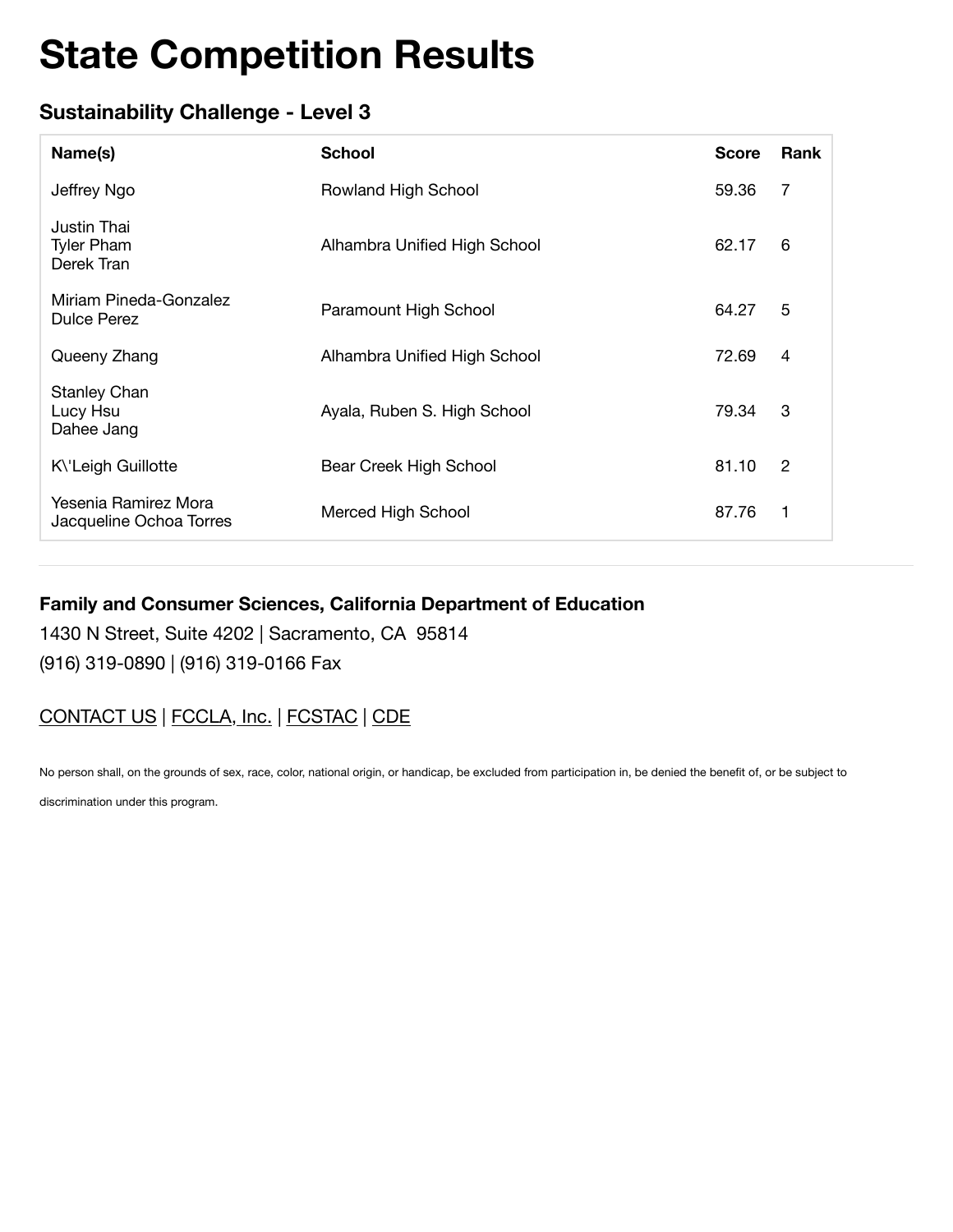# State Competition Results

### Sustainability Challenge - Level 3

| Name(s) | School | Score | Rank |
|---|---|---|---|
| Jeffrey Ngo | Rowland High School | 59.36 | 7 |
| Justin Thai<br>Tyler Pham<br>Derek Tran | Alhambra Unified High School | 62.17 | 6 |
| Miriam Pineda-Gonzalez<br>Dulce Perez | Paramount High School | 64.27 | 5 |
| Queeny Zhang | Alhambra Unified High School | 72.69 | 4 |
| Stanley Chan<br>Lucy Hsu<br>Dahee Jang | Ayala, Ruben S. High School | 79.34 | 3 |
| K\'Leigh Guillotte | Bear Creek High School | 81.10 | 2 |
| Yesenia Ramirez Mora<br>Jacqueline Ochoa Torres | Merced High School | 87.76 | 1 |

---

**Family and Consumer Sciences, California Department of Education**

1430 N Street, Suite 4202 | Sacramento, CA 95814

(916) 319-0890 | (916) 319-0166 Fax

CONTACT US | FCCLA, Inc. | FCSTAC | CDE

No person shall, on the grounds of sex, race, color, national origin, or handicap, be excluded from participation in, be denied the benefit of, or be subject to discrimination under this program.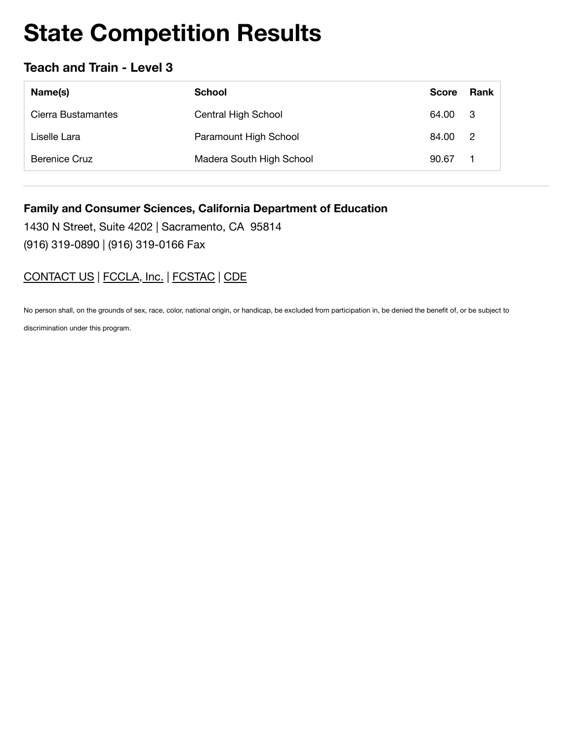# State Competition Results

### Teach and Train - Level 3

| Name(s) | School | Score | Rank |
| --- | --- | --- | --- |
| Cierra Bustamantes | Central High School | 64.00 | 3 |
| Liselle Lara | Paramount High School | 84.00 | 2 |
| Berenice Cruz | Madera South High School | 90.67 | 1 |

---

**Family and Consumer Sciences, California Department of Education**

1430 N Street, Suite 4202 | Sacramento, CA 95814

(916) 319-0890 | (916) 319-0166 Fax

CONTACT US | FCCLA, Inc. | FCSTAC | CDE

No person shall, on the grounds of sex, race, color, national origin, or handicap, be excluded from participation in, be denied the benefit of, or be subject to discrimination under this program.